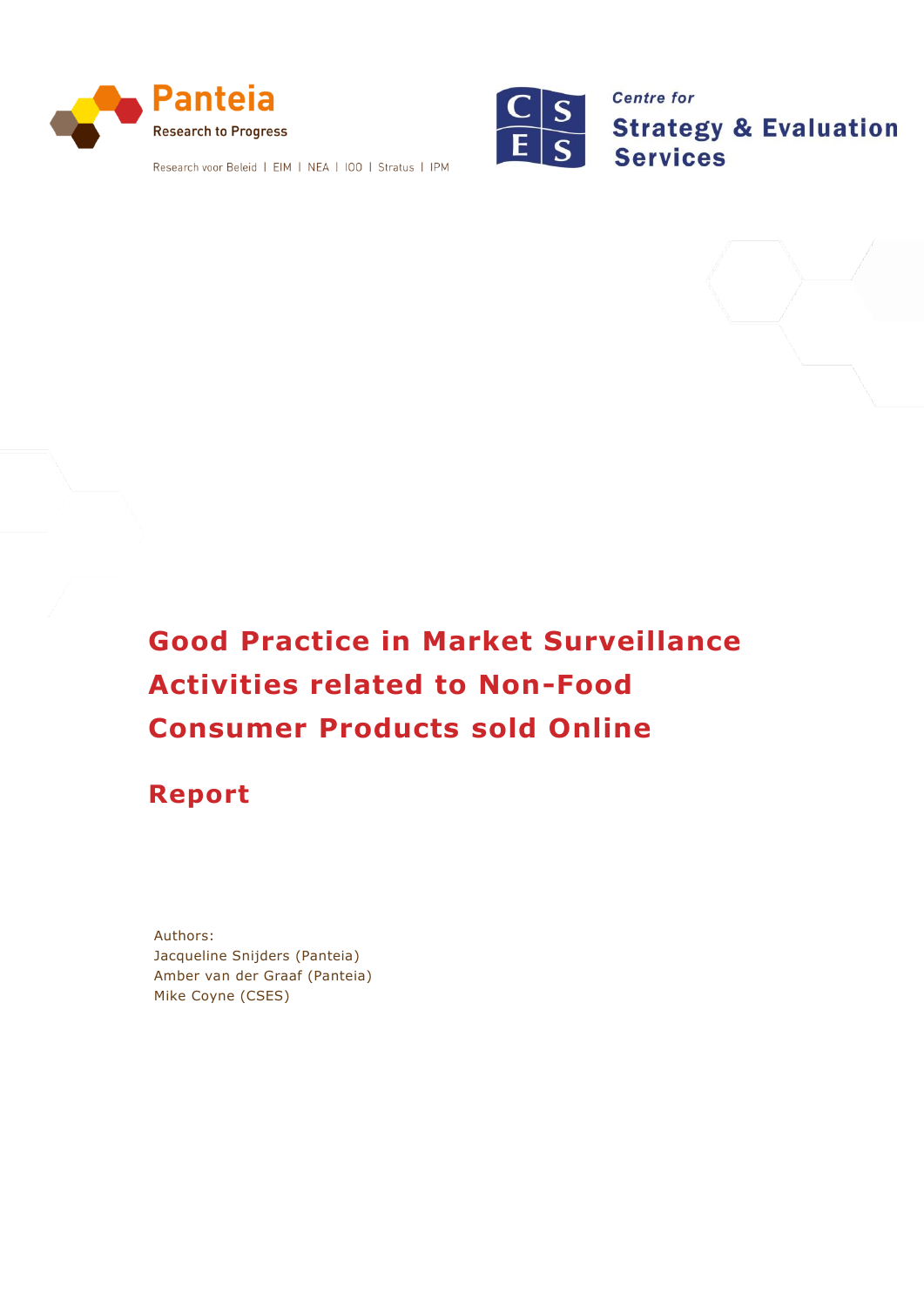Panteia
Research to Progress

Research voor Beleid | EIM | NEA | IOO | Stratus | IPM

Centre for
Strategy & Evaluation Services

# Good Practice in Market Surveillance Activities related to Non-Food Consumer Products sold Online

## Report

Authors:
Jacqueline Snijders (Panteia)
Amber van der Graaf (Panteia)
Mike Coyne (CSES)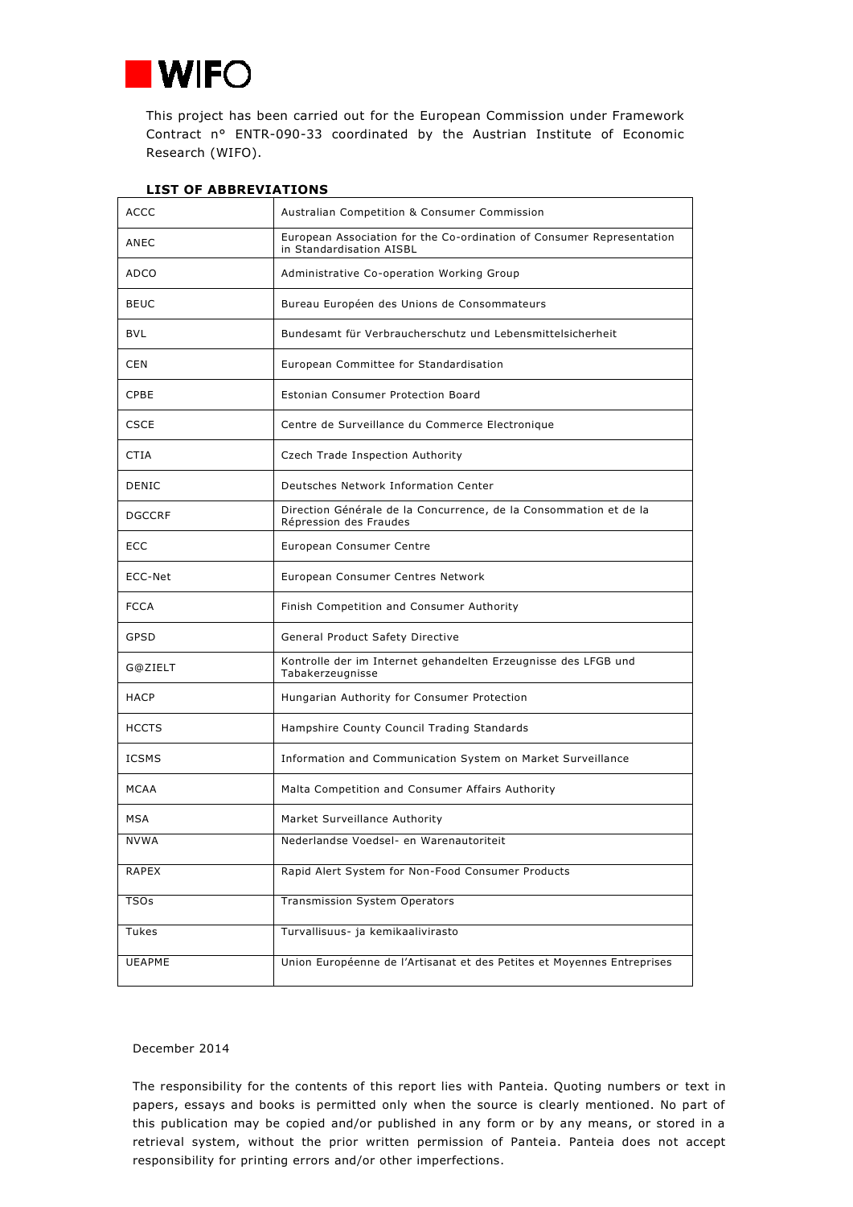This project has been carried out for the European Commission under Framework Contract n° ENTR-090-33 coordinated by the Austrian Institute of Economic Research (WIFO).

**LIST OF ABBREVIATIONS**

| | |
|---|---|
| ACCC | Australian Competition & Consumer Commission |
| ANEC | European Association for the Co-ordination of Consumer Representation in Standardisation AISBL |
| ADCO | Administrative Co-operation Working Group |
| BEUC | Bureau Européen des Unions de Consommateurs |
| BVL | Bundesamt für Verbraucherschutz und Lebensmittelsicherheit |
| CEN | European Committee for Standardisation |
| CPBE | Estonian Consumer Protection Board |
| CSCE | Centre de Surveillance du Commerce Electronique |
| CTIA | Czech Trade Inspection Authority |
| DENIC | Deutsches Network Information Center |
| DGCCRF | Direction Générale de la Concurrence, de la Consommation et de la Répression des Fraudes |
| ECC | European Consumer Centre |
| ECC-Net | European Consumer Centres Network |
| FCCA | Finish Competition and Consumer Authority |
| GPSD | General Product Safety Directive |
| G@ZIELT | Kontrolle der im Internet gehandelten Erzeugnisse des LFGB und Tabakerzeugnisse |
| HACP | Hungarian Authority for Consumer Protection |
| HCCTS | Hampshire County Council Trading Standards |
| ICSMS | Information and Communication System on Market Surveillance |
| MCAA | Malta Competition and Consumer Affairs Authority |
| MSA | Market Surveillance Authority |
| NVWA | Nederlandse Voedsel- en Warenautoriteit |
| RAPEX | Rapid Alert System for Non-Food Consumer Products |
| TSOs | Transmission System Operators |
| Tukes | Turvallisuus- ja kemikaalivirasto |
| UEAPME | Union Européenne de l'Artisanat et des Petites et Moyennes Entreprises |

December 2014

The responsibility for the contents of this report lies with Panteia. Quoting numbers or text in papers, essays and books is permitted only when the source is clearly mentioned. No part of this publication may be copied and/or published in any form or by any means, or stored in a retrieval system, without the prior written permission of Panteia. Panteia does not accept responsibility for printing errors and/or other imperfections.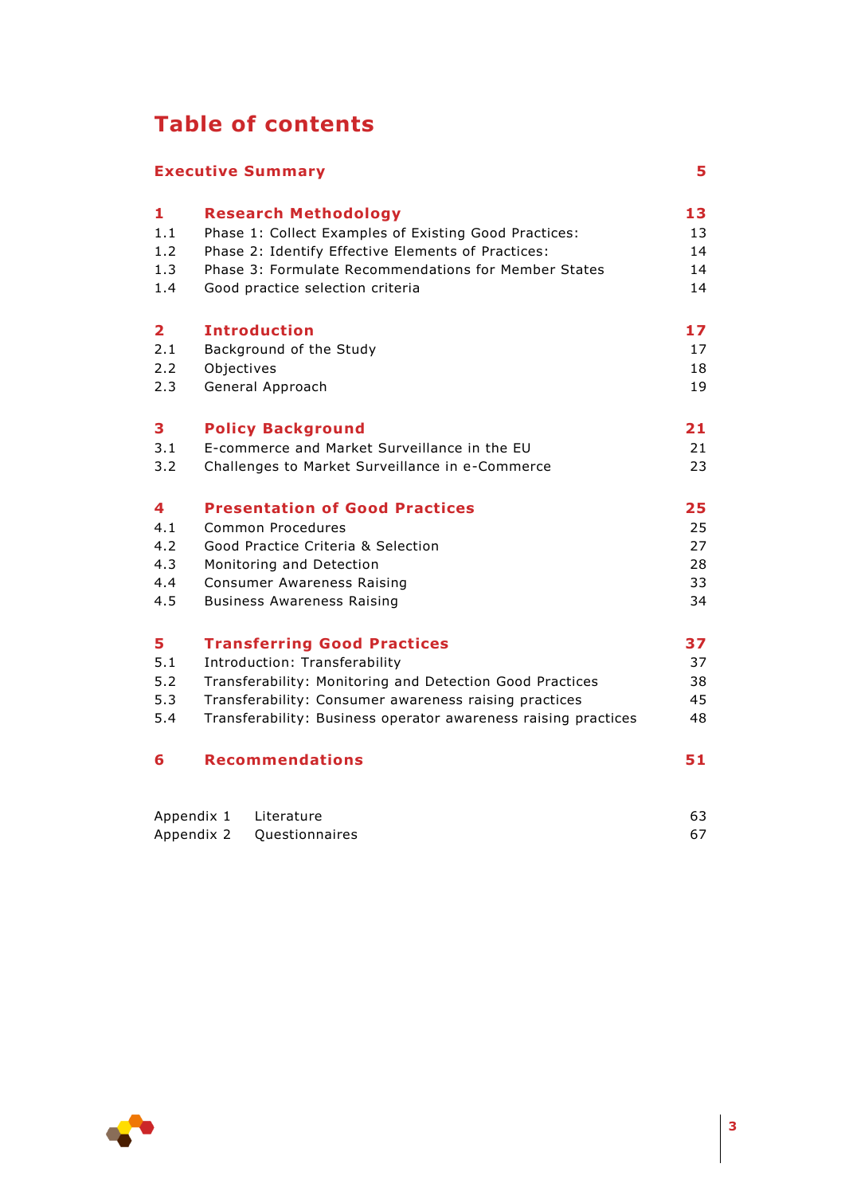# Table of contents

| | | |
|---|---|---|
| **Executive Summary** | | **5** |
| **1** | **Research Methodology** | **13** |
| 1.1 | Phase 1: Collect Examples of Existing Good Practices: | 13 |
| 1.2 | Phase 2: Identify Effective Elements of Practices: | 14 |
| 1.3 | Phase 3: Formulate Recommendations for Member States | 14 |
| 1.4 | Good practice selection criteria | 14 |
| **2** | **Introduction** | **17** |
| 2.1 | Background of the Study | 17 |
| 2.2 | Objectives | 18 |
| 2.3 | General Approach | 19 |
| **3** | **Policy Background** | **21** |
| 3.1 | E-commerce and Market Surveillance in the EU | 21 |
| 3.2 | Challenges to Market Surveillance in e-Commerce | 23 |
| **4** | **Presentation of Good Practices** | **25** |
| 4.1 | Common Procedures | 25 |
| 4.2 | Good Practice Criteria & Selection | 27 |
| 4.3 | Monitoring and Detection | 28 |
| 4.4 | Consumer Awareness Raising | 33 |
| 4.5 | Business Awareness Raising | 34 |
| **5** | **Transferring Good Practices** | **37** |
| 5.1 | Introduction: Transferability | 37 |
| 5.2 | Transferability: Monitoring and Detection Good Practices | 38 |
| 5.3 | Transferability: Consumer awareness raising practices | 45 |
| 5.4 | Transferability: Business operator awareness raising practices | 48 |
| **6** | **Recommendations** | **51** |
| Appendix 1 | Literature | 63 |
| Appendix 2 | Questionnaires | 67 |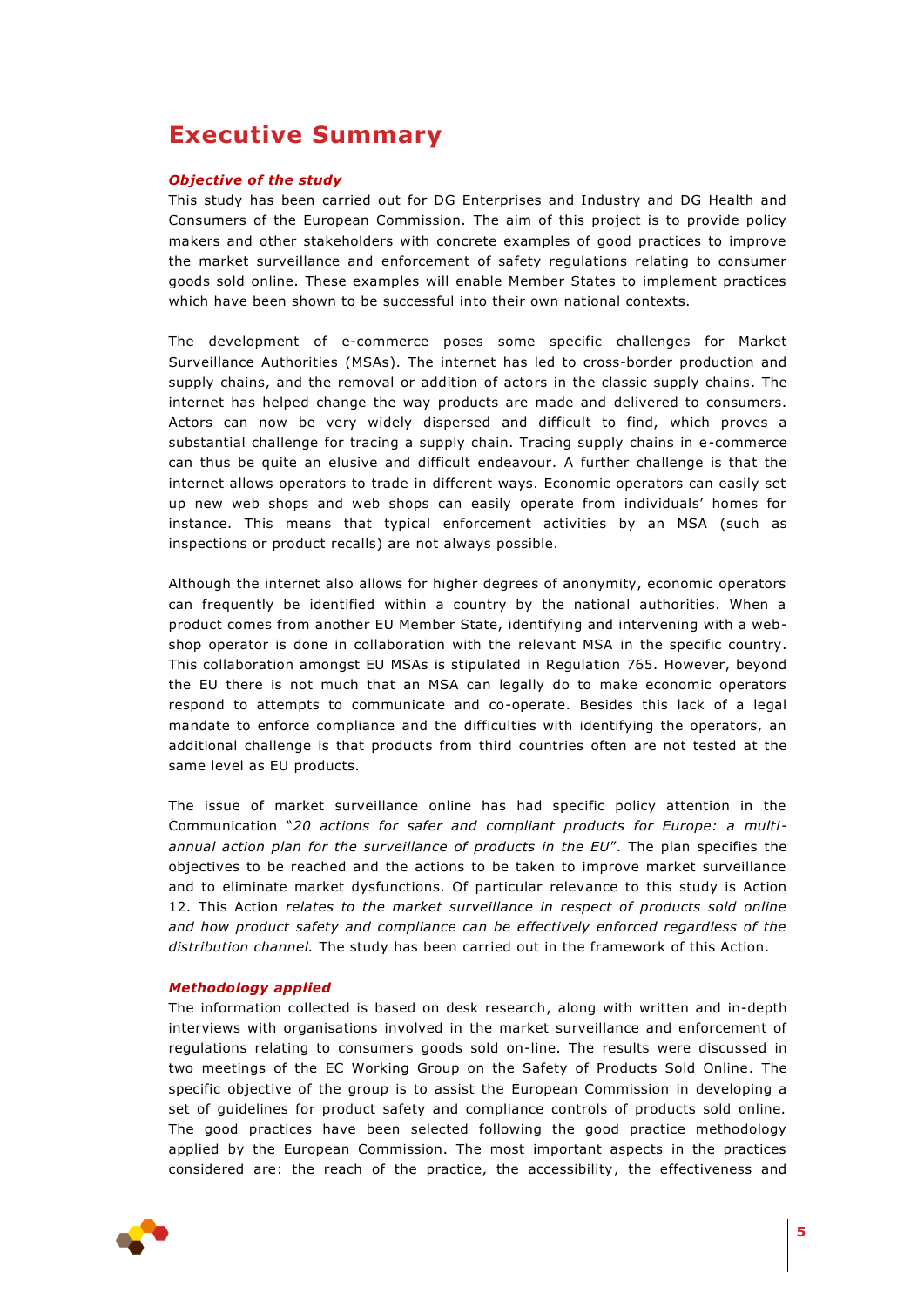# Executive Summary

***Objective of the study***

This study has been carried out for DG Enterprises and Industry and DG Health and Consumers of the European Commission. The aim of this project is to provide policy makers and other stakeholders with concrete examples of good practices to improve the market surveillance and enforcement of safety regulations relating to consumer goods sold online. These examples will enable Member States to implement practices which have been shown to be successful into their own national contexts.

The development of e-commerce poses some specific challenges for Market Surveillance Authorities (MSAs). The internet has led to cross-border production and supply chains, and the removal or addition of actors in the classic supply chains. The internet has helped change the way products are made and delivered to consumers. Actors can now be very widely dispersed and difficult to find, which proves a substantial challenge for tracing a supply chain. Tracing supply chains in e-commerce can thus be quite an elusive and difficult endeavour. A further challenge is that the internet allows operators to trade in different ways. Economic operators can easily set up new web shops and web shops can easily operate from individuals' homes for instance. This means that typical enforcement activities by an MSA (such as inspections or product recalls) are not always possible.

Although the internet also allows for higher degrees of anonymity, economic operators can frequently be identified within a country by the national authorities. When a product comes from another EU Member State, identifying and intervening with a web-shop operator is done in collaboration with the relevant MSA in the specific country. This collaboration amongst EU MSAs is stipulated in Regulation 765. However, beyond the EU there is not much that an MSA can legally do to make economic operators respond to attempts to communicate and co-operate. Besides this lack of a legal mandate to enforce compliance and the difficulties with identifying the operators, an additional challenge is that products from third countries often are not tested at the same level as EU products.

The issue of market surveillance online has had specific policy attention in the Communication "*20 actions for safer and compliant products for Europe: a multi-annual action plan for the surveillance of products in the EU*". The plan specifies the objectives to be reached and the actions to be taken to improve market surveillance and to eliminate market dysfunctions. Of particular relevance to this study is Action 12. This Action *relates to the market surveillance in respect of products sold online and how product safety and compliance can be effectively enforced regardless of the distribution channel.* The study has been carried out in the framework of this Action.

***Methodology applied***

The information collected is based on desk research, along with written and in-depth interviews with organisations involved in the market surveillance and enforcement of regulations relating to consumers goods sold on-line. The results were discussed in two meetings of the EC Working Group on the Safety of Products Sold Online. The specific objective of the group is to assist the European Commission in developing a set of guidelines for product safety and compliance controls of products sold online. The good practices have been selected following the good practice methodology applied by the European Commission. The most important aspects in the practices considered are: the reach of the practice, the accessibility, the effectiveness and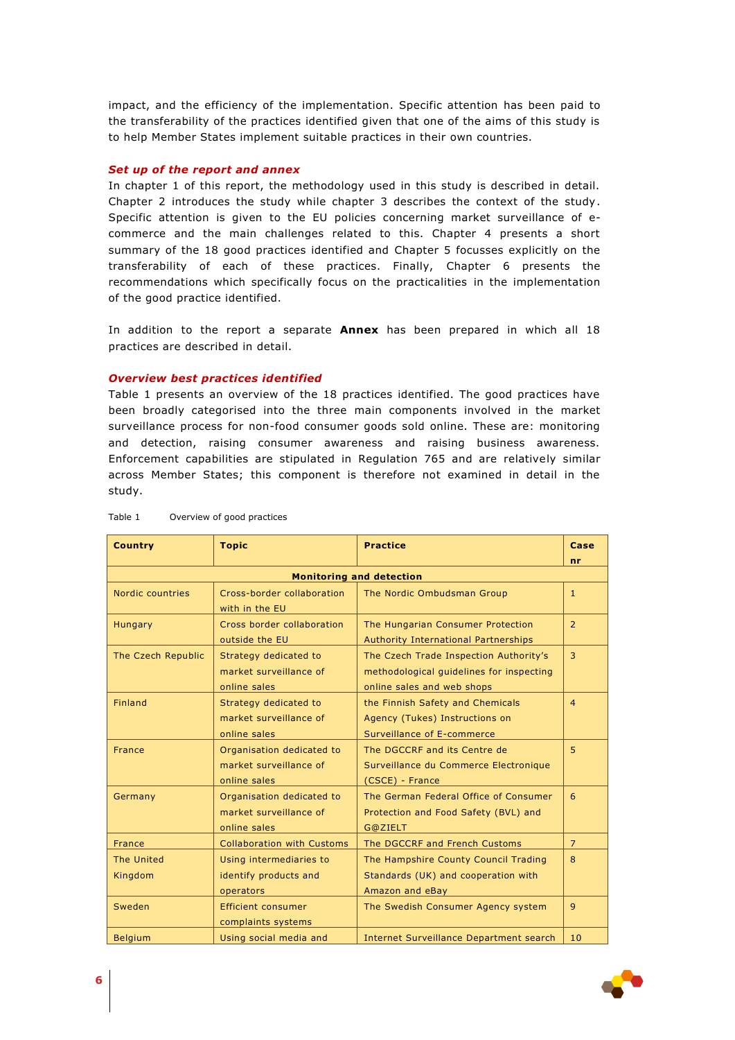impact, and the efficiency of the implementation. Specific attention has been paid to the transferability of the practices identified given that one of the aims of this study is to help Member States implement suitable practices in their own countries.

***Set up of the report and annex***

In chapter 1 of this report, the methodology used in this study is described in detail. Chapter 2 introduces the study while chapter 3 describes the context of the study. Specific attention is given to the EU policies concerning market surveillance of e-commerce and the main challenges related to this. Chapter 4 presents a short summary of the 18 good practices identified and Chapter 5 focusses explicitly on the transferability of each of these practices. Finally, Chapter 6 presents the recommendations which specifically focus on the practicalities in the implementation of the good practice identified.

In addition to the report a separate **Annex** has been prepared in which all 18 practices are described in detail.

***Overview best practices identified***

Table 1 presents an overview of the 18 practices identified. The good practices have been broadly categorised into the three main components involved in the market surveillance process for non-food consumer goods sold online. These are: monitoring and detection, raising consumer awareness and raising business awareness. Enforcement capabilities are stipulated in Regulation 765 and are relatively similar across Member States; this component is therefore not examined in detail in the study.

Table 1 Overview of good practices

| Country | Topic | Practice | Case nr |
|---|---|---|---|
| **Monitoring and detection** | | | |
| Nordic countries | Cross-border collaboration with in the EU | The Nordic Ombudsman Group | 1 |
| Hungary | Cross border collaboration outside the EU | The Hungarian Consumer Protection Authority International Partnerships | 2 |
| The Czech Republic | Strategy dedicated to market surveillance of online sales | The Czech Trade Inspection Authority's methodological guidelines for inspecting online sales and web shops | 3 |
| Finland | Strategy dedicated to market surveillance of online sales | the Finnish Safety and Chemicals Agency (Tukes) Instructions on Surveillance of E-commerce | 4 |
| France | Organisation dedicated to market surveillance of online sales | The DGCCRF and its Centre de Surveillance du Commerce Electronique (CSCE) - France | 5 |
| Germany | Organisation dedicated to market surveillance of online sales | The German Federal Office of Consumer Protection and Food Safety (BVL) and G@ZIELT | 6 |
| France | Collaboration with Customs | The DGCCRF and French Customs | 7 |
| The United Kingdom | Using intermediaries to identify products and operators | The Hampshire County Council Trading Standards (UK) and cooperation with Amazon and eBay | 8 |
| Sweden | Efficient consumer complaints systems | The Swedish Consumer Agency system | 9 |
| Belgium | Using social media and | Internet Surveillance Department search | 10 |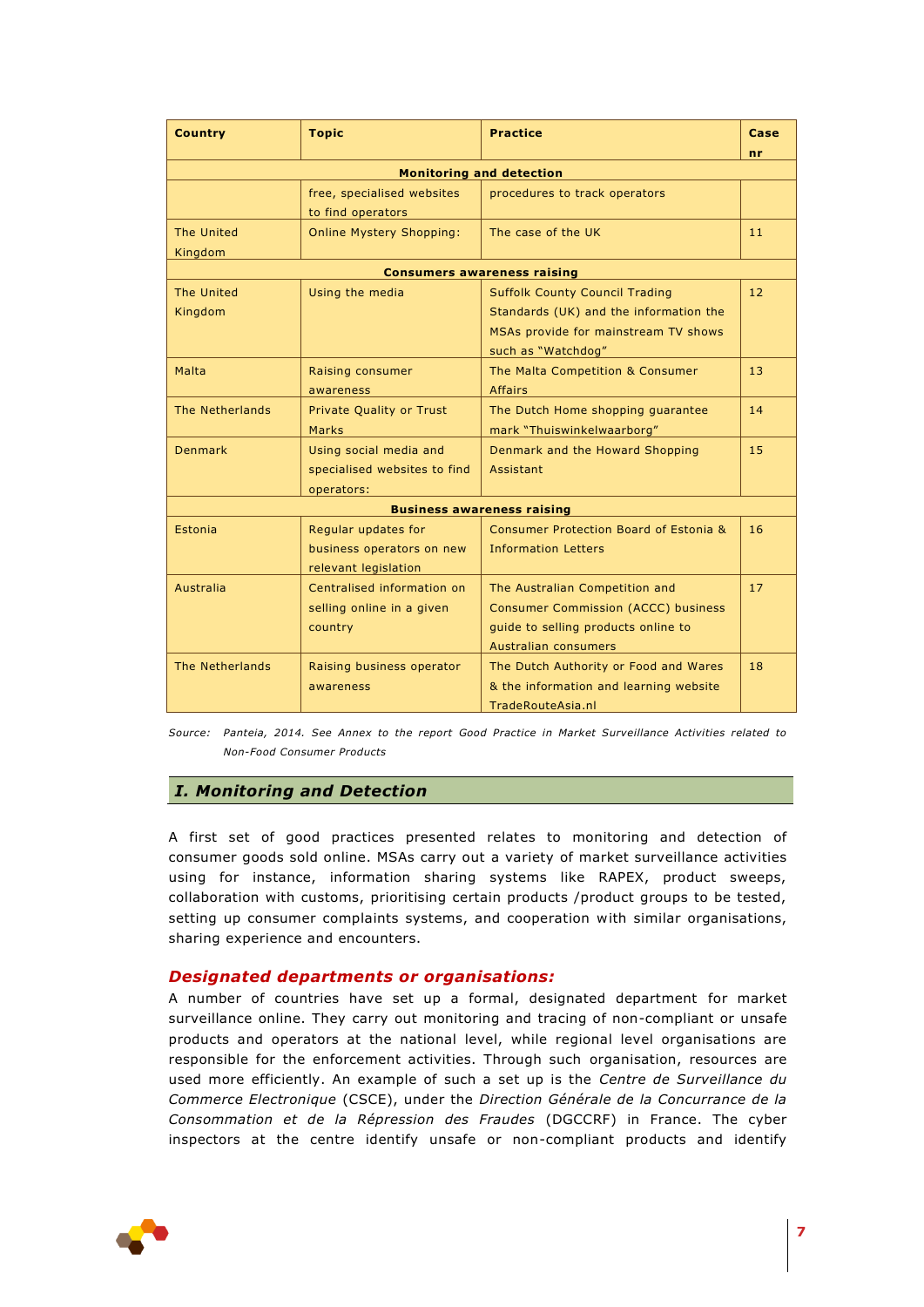| Country | Topic | Practice | Case nr |
|---|---|---|---|
| | | **Monitoring and detection** | |
| | free, specialised websites to find operators | procedures to track operators | |
| The United Kingdom | Online Mystery Shopping: | The case of the UK | 11 |
| | | **Consumers awareness raising** | |
| The United Kingdom | Using the media | Suffolk County Council Trading Standards (UK) and the information the MSAs provide for mainstream TV shows such as "Watchdog" | 12 |
| Malta | Raising consumer awareness | The Malta Competition & Consumer Affairs | 13 |
| The Netherlands | Private Quality or Trust Marks | The Dutch Home shopping guarantee mark "Thuiswinkelwaarborg" | 14 |
| Denmark | Using social media and specialised websites to find operators: | Denmark and the Howard Shopping Assistant | 15 |
| | | **Business awareness raising** | |
| Estonia | Regular updates for business operators on new relevant legislation | Consumer Protection Board of Estonia & Information Letters | 16 |
| Australia | Centralised information on selling online in a given country | The Australian Competition and Consumer Commission (ACCC) business guide to selling products online to Australian consumers | 17 |
| The Netherlands | Raising business operator awareness | The Dutch Authority or Food and Wares & the information and learning website TradeRouteAsia.nl | 18 |

*Source: Panteia, 2014. See Annex to the report Good Practice in Market Surveillance Activities related to Non-Food Consumer Products*

## I. Monitoring and Detection

A first set of good practices presented relates to monitoring and detection of consumer goods sold online. MSAs carry out a variety of market surveillance activities using for instance, information sharing systems like RAPEX, product sweeps, collaboration with customs, prioritising certain products /product groups to be tested, setting up consumer complaints systems, and cooperation with similar organisations, sharing experience and encounters.

### Designated departments or organisations:

A number of countries have set up a formal, designated department for market surveillance online. They carry out monitoring and tracing of non-compliant or unsafe products and operators at the national level, while regional level organisations are responsible for the enforcement activities. Through such organisation, resources are used more efficiently. An example of such a set up is the *Centre de Surveillance du Commerce Electronique* (CSCE), under the *Direction Générale de la Concurrance de la Consommation et de la Répression des Fraudes* (DGCCRF) in France. The cyber inspectors at the centre identify unsafe or non-compliant products and identify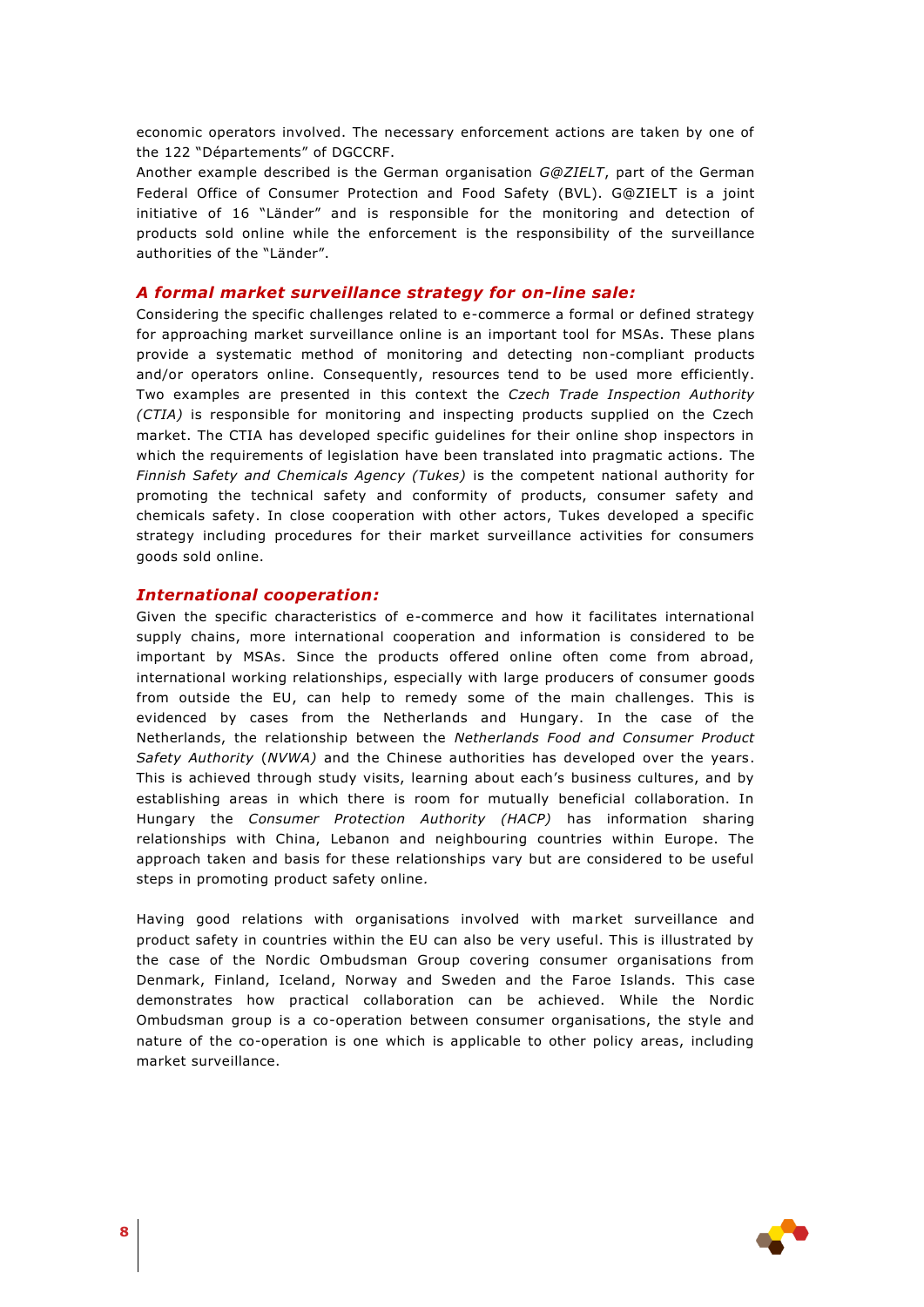economic operators involved. The necessary enforcement actions are taken by one of the 122 "Départements" of DGCCRF.

Another example described is the German organisation *G@ZIELT*, part of the German Federal Office of Consumer Protection and Food Safety (BVL). G@ZIELT is a joint initiative of 16 "Länder" and is responsible for the monitoring and detection of products sold online while the enforcement is the responsibility of the surveillance authorities of the "Länder".

### *A formal market surveillance strategy for on-line sale:*

Considering the specific challenges related to e-commerce a formal or defined strategy for approaching market surveillance online is an important tool for MSAs. These plans provide a systematic method of monitoring and detecting non-compliant products and/or operators online. Consequently, resources tend to be used more efficiently. Two examples are presented in this context the *Czech Trade Inspection Authority (CTIA)* is responsible for monitoring and inspecting products supplied on the Czech market. The CTIA has developed specific guidelines for their online shop inspectors in which the requirements of legislation have been translated into pragmatic actions. The *Finnish Safety and Chemicals Agency (Tukes)* is the competent national authority for promoting the technical safety and conformity of products, consumer safety and chemicals safety. In close cooperation with other actors, Tukes developed a specific strategy including procedures for their market surveillance activities for consumers goods sold online.

### *International cooperation:*

Given the specific characteristics of e-commerce and how it facilitates international supply chains, more international cooperation and information is considered to be important by MSAs. Since the products offered online often come from abroad, international working relationships, especially with large producers of consumer goods from outside the EU, can help to remedy some of the main challenges. This is evidenced by cases from the Netherlands and Hungary. In the case of the Netherlands, the relationship between the *Netherlands Food and Consumer Product Safety Authority* (*NVWA)* and the Chinese authorities has developed over the years. This is achieved through study visits, learning about each's business cultures, and by establishing areas in which there is room for mutually beneficial collaboration. In Hungary the *Consumer Protection Authority (HACP)* has information sharing relationships with China, Lebanon and neighbouring countries within Europe. The approach taken and basis for these relationships vary but are considered to be useful steps in promoting product safety online.

Having good relations with organisations involved with market surveillance and product safety in countries within the EU can also be very useful. This is illustrated by the case of the Nordic Ombudsman Group covering consumer organisations from Denmark, Finland, Iceland, Norway and Sweden and the Faroe Islands. This case demonstrates how practical collaboration can be achieved. While the Nordic Ombudsman group is a co-operation between consumer organisations, the style and nature of the co-operation is one which is applicable to other policy areas, including market surveillance.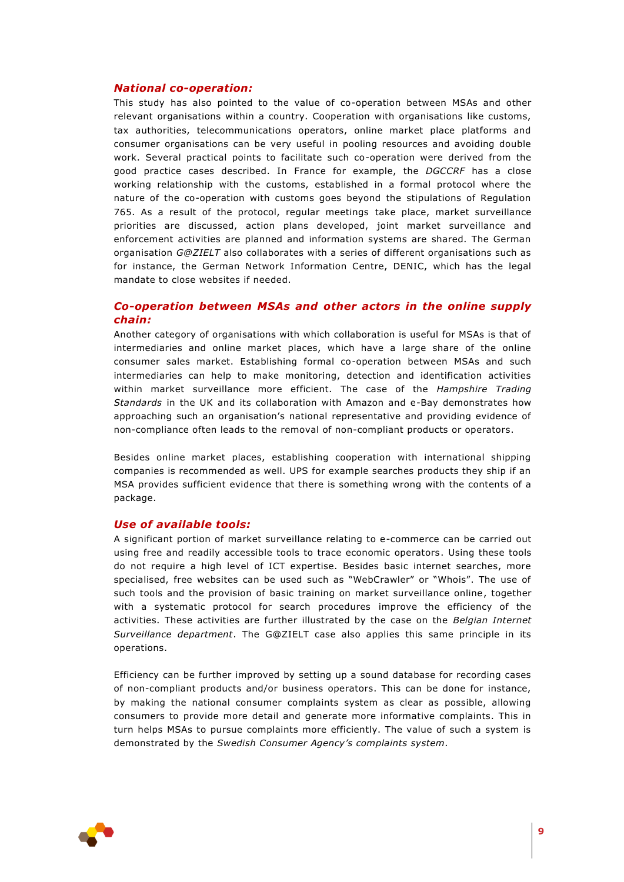### *National co-operation:*

This study has also pointed to the value of co-operation between MSAs and other relevant organisations within a country. Cooperation with organisations like customs, tax authorities, telecommunications operators, online market place platforms and consumer organisations can be very useful in pooling resources and avoiding double work. Several practical points to facilitate such co-operation were derived from the good practice cases described. In France for example, the *DGCCRF* has a close working relationship with the customs, established in a formal protocol where the nature of the co-operation with customs goes beyond the stipulations of Regulation 765. As a result of the protocol, regular meetings take place, market surveillance priorities are discussed, action plans developed, joint market surveillance and enforcement activities are planned and information systems are shared. The German organisation *G@ZIELT* also collaborates with a series of different organisations such as for instance, the German Network Information Centre, DENIC, which has the legal mandate to close websites if needed.

### *Co-operation between MSAs and other actors in the online supply chain:*

Another category of organisations with which collaboration is useful for MSAs is that of intermediaries and online market places, which have a large share of the online consumer sales market. Establishing formal co-operation between MSAs and such intermediaries can help to make monitoring, detection and identification activities within market surveillance more efficient. The case of the *Hampshire Trading Standards* in the UK and its collaboration with Amazon and e-Bay demonstrates how approaching such an organisation's national representative and providing evidence of non-compliance often leads to the removal of non-compliant products or operators.

Besides online market places, establishing cooperation with international shipping companies is recommended as well. UPS for example searches products they ship if an MSA provides sufficient evidence that there is something wrong with the contents of a package.

### *Use of available tools:*

A significant portion of market surveillance relating to e-commerce can be carried out using free and readily accessible tools to trace economic operators. Using these tools do not require a high level of ICT expertise. Besides basic internet searches, more specialised, free websites can be used such as "WebCrawler" or "Whois". The use of such tools and the provision of basic training on market surveillance online, together with a systematic protocol for search procedures improve the efficiency of the activities. These activities are further illustrated by the case on the *Belgian Internet Surveillance department*. The G@ZIELT case also applies this same principle in its operations.

Efficiency can be further improved by setting up a sound database for recording cases of non-compliant products and/or business operators. This can be done for instance, by making the national consumer complaints system as clear as possible, allowing consumers to provide more detail and generate more informative complaints. This in turn helps MSAs to pursue complaints more efficiently. The value of such a system is demonstrated by the *Swedish Consumer Agency's complaints system*.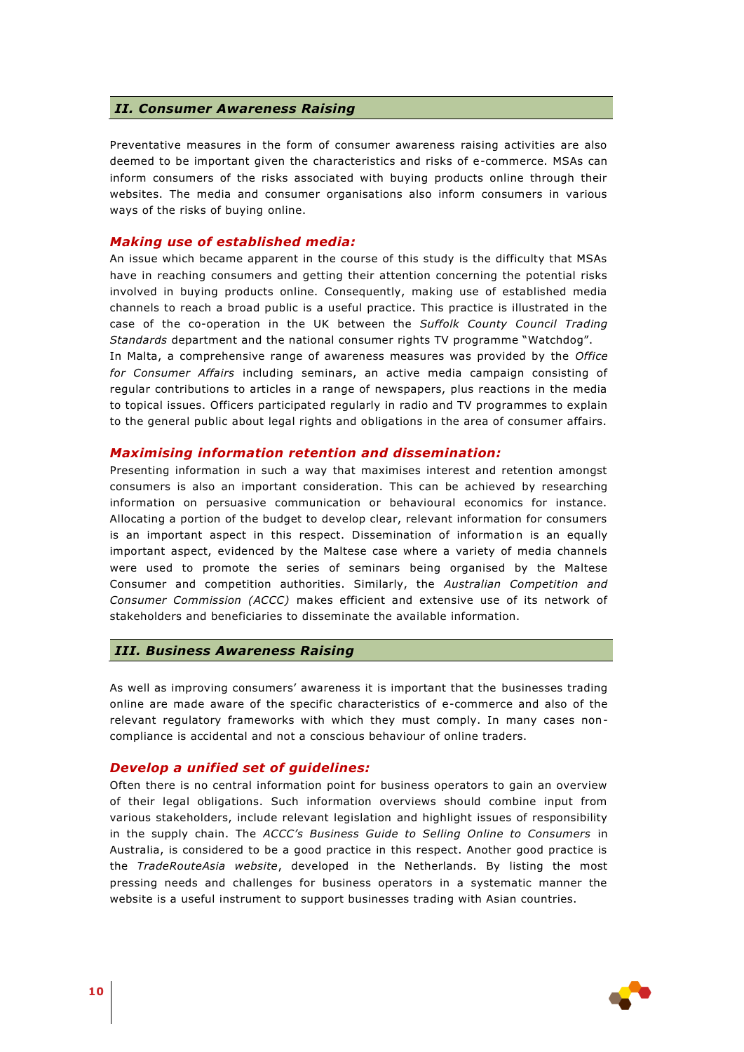## *II. Consumer Awareness Raising*

Preventative measures in the form of consumer awareness raising activities are also deemed to be important given the characteristics and risks of e-commerce. MSAs can inform consumers of the risks associated with buying products online through their websites. The media and consumer organisations also inform consumers in various ways of the risks of buying online.

### *Making use of established media:*

An issue which became apparent in the course of this study is the difficulty that MSAs have in reaching consumers and getting their attention concerning the potential risks involved in buying products online. Consequently, making use of established media channels to reach a broad public is a useful practice. This practice is illustrated in the case of the co-operation in the UK between the *Suffolk County Council Trading Standards* department and the national consumer rights TV programme "Watchdog".
In Malta, a comprehensive range of awareness measures was provided by the *Office for Consumer Affairs* including seminars, an active media campaign consisting of regular contributions to articles in a range of newspapers, plus reactions in the media to topical issues. Officers participated regularly in radio and TV programmes to explain to the general public about legal rights and obligations in the area of consumer affairs.

### *Maximising information retention and dissemination:*

Presenting information in such a way that maximises interest and retention amongst consumers is also an important consideration. This can be achieved by researching information on persuasive communication or behavioural economics for instance. Allocating a portion of the budget to develop clear, relevant information for consumers is an important aspect in this respect. Dissemination of information is an equally important aspect, evidenced by the Maltese case where a variety of media channels were used to promote the series of seminars being organised by the Maltese Consumer and competition authorities. Similarly, the *Australian Competition and Consumer Commission (ACCC)* makes efficient and extensive use of its network of stakeholders and beneficiaries to disseminate the available information.

## *III. Business Awareness Raising*

As well as improving consumers' awareness it is important that the businesses trading online are made aware of the specific characteristics of e-commerce and also of the relevant regulatory frameworks with which they must comply. In many cases non-compliance is accidental and not a conscious behaviour of online traders.

### *Develop a unified set of guidelines:*

Often there is no central information point for business operators to gain an overview of their legal obligations. Such information overviews should combine input from various stakeholders, include relevant legislation and highlight issues of responsibility in the supply chain. The *ACCC's Business Guide to Selling Online to Consumers* in Australia, is considered to be a good practice in this respect. Another good practice is the *TradeRouteAsia website*, developed in the Netherlands. By listing the most pressing needs and challenges for business operators in a systematic manner the website is a useful instrument to support businesses trading with Asian countries.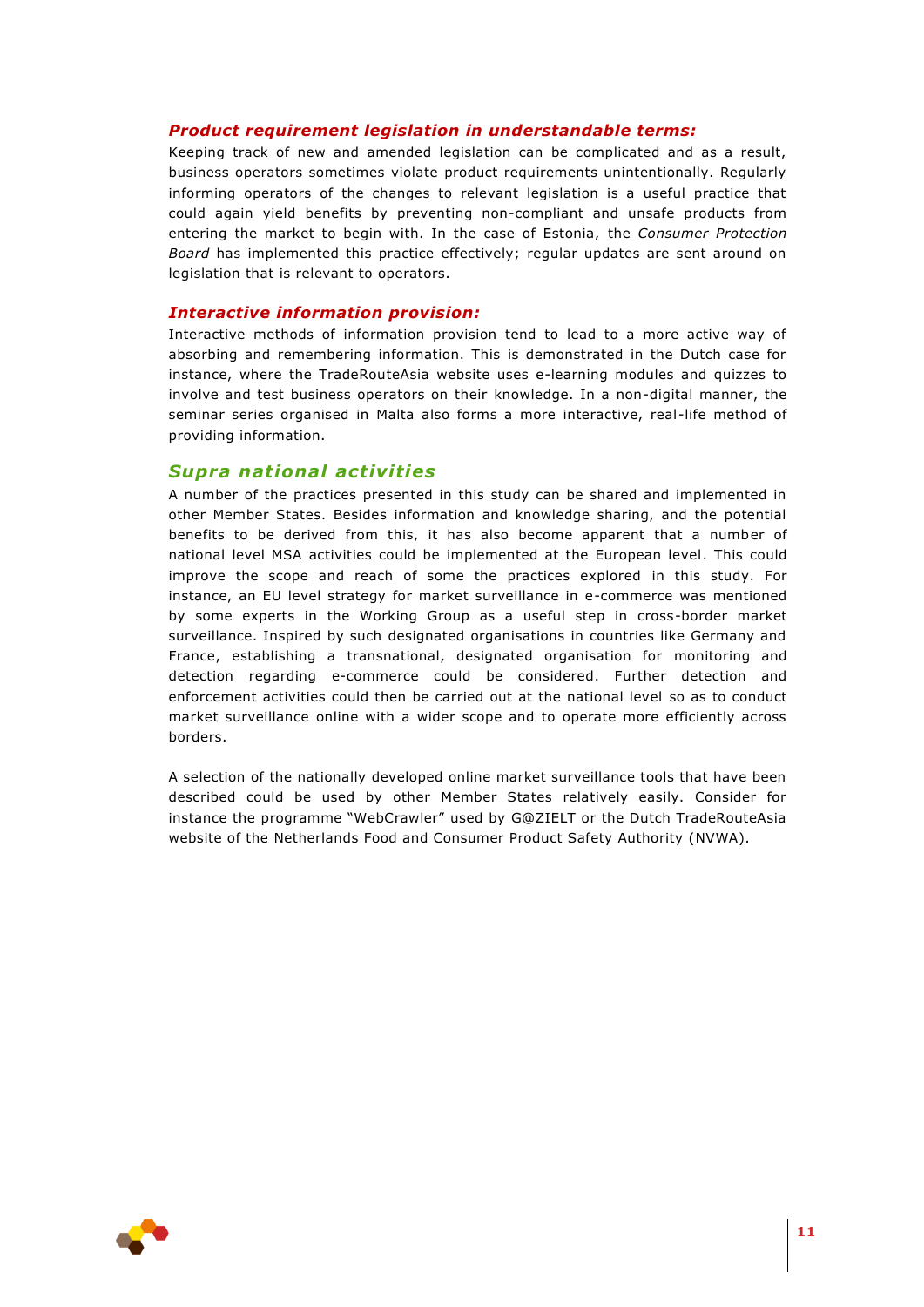***Product requirement legislation in understandable terms:***

Keeping track of new and amended legislation can be complicated and as a result, business operators sometimes violate product requirements unintentionally. Regularly informing operators of the changes to relevant legislation is a useful practice that could again yield benefits by preventing non-compliant and unsafe products from entering the market to begin with. In the case of Estonia, the *Consumer Protection Board* has implemented this practice effectively; regular updates are sent around on legislation that is relevant to operators.

***Interactive information provision:***

Interactive methods of information provision tend to lead to a more active way of absorbing and remembering information. This is demonstrated in the Dutch case for instance, where the TradeRouteAsia website uses e-learning modules and quizzes to involve and test business operators on their knowledge. In a non-digital manner, the seminar series organised in Malta also forms a more interactive, real-life method of providing information.

## *Supra national activities*

A number of the practices presented in this study can be shared and implemented in other Member States. Besides information and knowledge sharing, and the potential benefits to be derived from this, it has also become apparent that a number of national level MSA activities could be implemented at the European level. This could improve the scope and reach of some the practices explored in this study. For instance, an EU level strategy for market surveillance in e-commerce was mentioned by some experts in the Working Group as a useful step in cross-border market surveillance. Inspired by such designated organisations in countries like Germany and France, establishing a transnational, designated organisation for monitoring and detection regarding e-commerce could be considered. Further detection and enforcement activities could then be carried out at the national level so as to conduct market surveillance online with a wider scope and to operate more efficiently across borders.

A selection of the nationally developed online market surveillance tools that have been described could be used by other Member States relatively easily. Consider for instance the programme "WebCrawler" used by G@ZIELT or the Dutch TradeRouteAsia website of the Netherlands Food and Consumer Product Safety Authority (NVWA).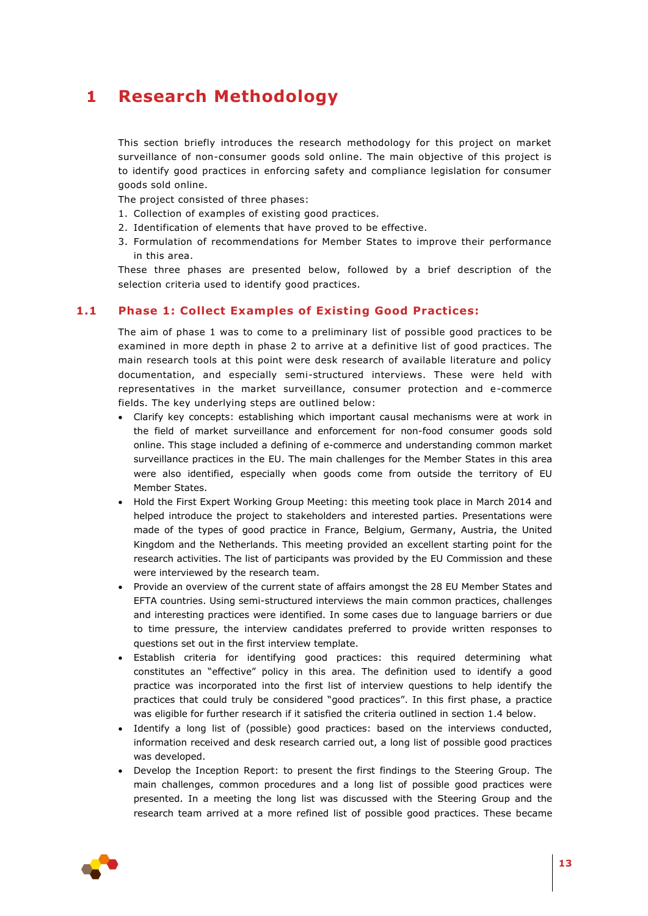# 1 Research Methodology

This section briefly introduces the research methodology for this project on market surveillance of non-consumer goods sold online. The main objective of this project is to identify good practices in enforcing safety and compliance legislation for consumer goods sold online.

The project consisted of three phases:

1. Collection of examples of existing good practices.
2. Identification of elements that have proved to be effective.
3. Formulation of recommendations for Member States to improve their performance in this area.

These three phases are presented below, followed by a brief description of the selection criteria used to identify good practices.

## 1.1 Phase 1: Collect Examples of Existing Good Practices:

The aim of phase 1 was to come to a preliminary list of possible good practices to be examined in more depth in phase 2 to arrive at a definitive list of good practices. The main research tools at this point were desk research of available literature and policy documentation, and especially semi-structured interviews. These were held with representatives in the market surveillance, consumer protection and e-commerce fields. The key underlying steps are outlined below:

- Clarify key concepts: establishing which important causal mechanisms were at work in the field of market surveillance and enforcement for non-food consumer goods sold online. This stage included a defining of e-commerce and understanding common market surveillance practices in the EU. The main challenges for the Member States in this area were also identified, especially when goods come from outside the territory of EU Member States.
- Hold the First Expert Working Group Meeting: this meeting took place in March 2014 and helped introduce the project to stakeholders and interested parties. Presentations were made of the types of good practice in France, Belgium, Germany, Austria, the United Kingdom and the Netherlands. This meeting provided an excellent starting point for the research activities. The list of participants was provided by the EU Commission and these were interviewed by the research team.
- Provide an overview of the current state of affairs amongst the 28 EU Member States and EFTA countries. Using semi-structured interviews the main common practices, challenges and interesting practices were identified. In some cases due to language barriers or due to time pressure, the interview candidates preferred to provide written responses to questions set out in the first interview template.
- Establish criteria for identifying good practices: this required determining what constitutes an "effective" policy in this area. The definition used to identify a good practice was incorporated into the first list of interview questions to help identify the practices that could truly be considered "good practices". In this first phase, a practice was eligible for further research if it satisfied the criteria outlined in section 1.4 below.
- Identify a long list of (possible) good practices: based on the interviews conducted, information received and desk research carried out, a long list of possible good practices was developed.
- Develop the Inception Report: to present the first findings to the Steering Group. The main challenges, common procedures and a long list of possible good practices were presented. In a meeting the long list was discussed with the Steering Group and the research team arrived at a more refined list of possible good practices. These became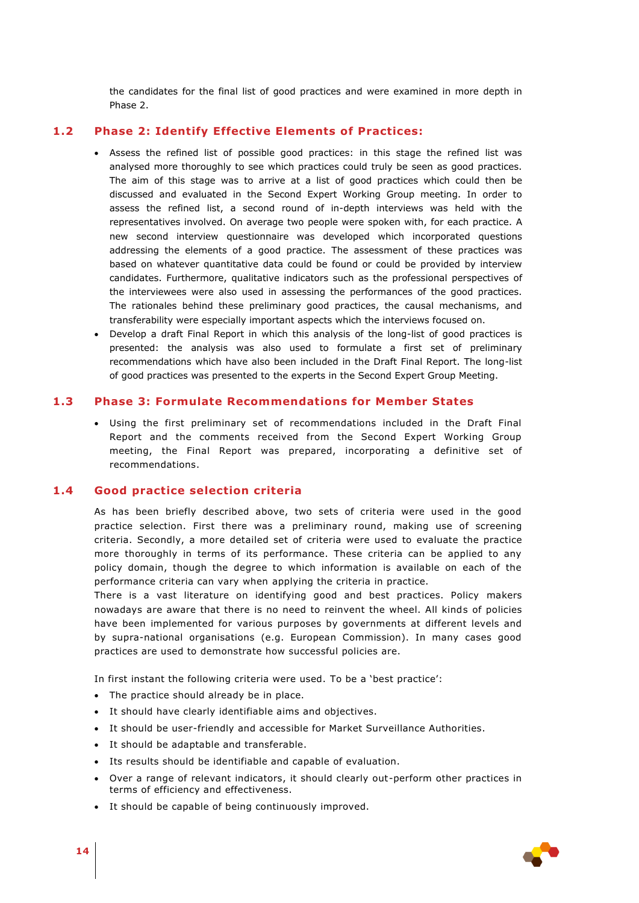the candidates for the final list of good practices and were examined in more depth in Phase 2.

## 1.2 Phase 2: Identify Effective Elements of Practices:

- Assess the refined list of possible good practices: in this stage the refined list was analysed more thoroughly to see which practices could truly be seen as good practices. The aim of this stage was to arrive at a list of good practices which could then be discussed and evaluated in the Second Expert Working Group meeting. In order to assess the refined list, a second round of in-depth interviews was held with the representatives involved. On average two people were spoken with, for each practice. A new second interview questionnaire was developed which incorporated questions addressing the elements of a good practice. The assessment of these practices was based on whatever quantitative data could be found or could be provided by interview candidates. Furthermore, qualitative indicators such as the professional perspectives of the interviewees were also used in assessing the performances of the good practices. The rationales behind these preliminary good practices, the causal mechanisms, and transferability were especially important aspects which the interviews focused on.
- Develop a draft Final Report in which this analysis of the long-list of good practices is presented: the analysis was also used to formulate a first set of preliminary recommendations which have also been included in the Draft Final Report. The long-list of good practices was presented to the experts in the Second Expert Group Meeting.

## 1.3 Phase 3: Formulate Recommendations for Member States

- Using the first preliminary set of recommendations included in the Draft Final Report and the comments received from the Second Expert Working Group meeting, the Final Report was prepared, incorporating a definitive set of recommendations.

## 1.4 Good practice selection criteria

As has been briefly described above, two sets of criteria were used in the good practice selection. First there was a preliminary round, making use of screening criteria. Secondly, a more detailed set of criteria were used to evaluate the practice more thoroughly in terms of its performance. These criteria can be applied to any policy domain, though the degree to which information is available on each of the performance criteria can vary when applying the criteria in practice.

There is a vast literature on identifying good and best practices. Policy makers nowadays are aware that there is no need to reinvent the wheel. All kinds of policies have been implemented for various purposes by governments at different levels and by supra-national organisations (e.g. European Commission). In many cases good practices are used to demonstrate how successful policies are.

In first instant the following criteria were used. To be a 'best practice':

- The practice should already be in place.
- It should have clearly identifiable aims and objectives.
- It should be user-friendly and accessible for Market Surveillance Authorities.
- It should be adaptable and transferable.
- Its results should be identifiable and capable of evaluation.
- Over a range of relevant indicators, it should clearly out-perform other practices in terms of efficiency and effectiveness.
- It should be capable of being continuously improved.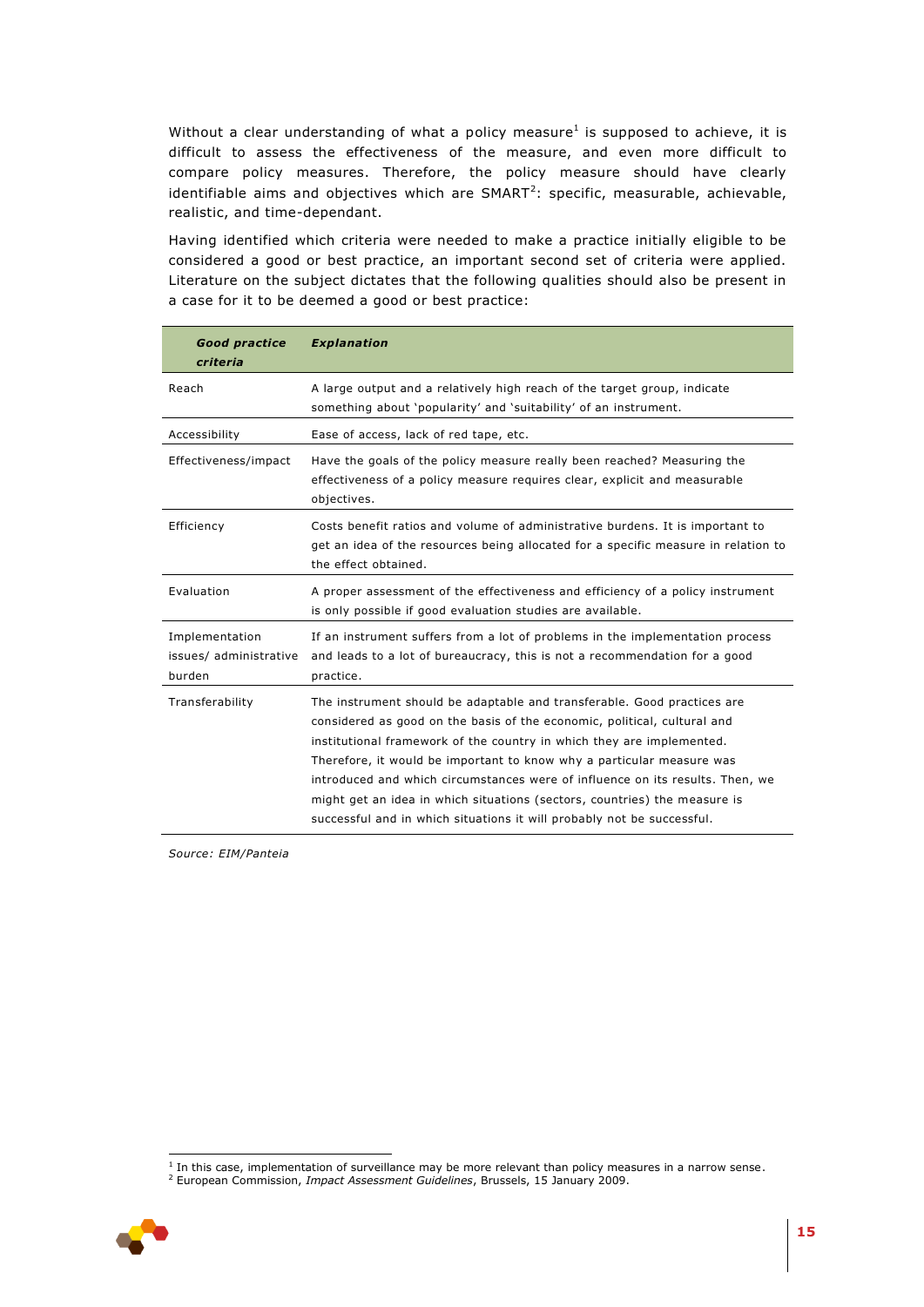Without a clear understanding of what a policy measure[1] is supposed to achieve, it is difficult to assess the effectiveness of the measure, and even more difficult to compare policy measures. Therefore, the policy measure should have clearly identifiable aims and objectives which are SMART[2]: specific, measurable, achievable, realistic, and time-dependant.

Having identified which criteria were needed to make a practice initially eligible to be considered a good or best practice, an important second set of criteria were applied. Literature on the subject dictates that the following qualities should also be present in a case for it to be deemed a good or best practice:

| ***Good practice criteria*** | ***Explanation*** |
|---|---|
| Reach | A large output and a relatively high reach of the target group, indicate something about 'popularity' and 'suitability' of an instrument. |
| Accessibility | Ease of access, lack of red tape, etc. |
| Effectiveness/impact | Have the goals of the policy measure really been reached? Measuring the effectiveness of a policy measure requires clear, explicit and measurable objectives. |
| Efficiency | Costs benefit ratios and volume of administrative burdens. It is important to get an idea of the resources being allocated for a specific measure in relation to the effect obtained. |
| Evaluation | A proper assessment of the effectiveness and efficiency of a policy instrument is only possible if good evaluation studies are available. |
| Implementation issues/ administrative burden | If an instrument suffers from a lot of problems in the implementation process and leads to a lot of bureaucracy, this is not a recommendation for a good practice. |
| Transferability | The instrument should be adaptable and transferable. Good practices are considered as good on the basis of the economic, political, cultural and institutional framework of the country in which they are implemented. Therefore, it would be important to know why a particular measure was introduced and which circumstances were of influence on its results. Then, we might get an idea in which situations (sectors, countries) the measure is successful and in which situations it will probably not be successful. |

*Source: EIM/Panteia*

[1] In this case, implementation of surveillance may be more relevant than policy measures in a narrow sense.

[2] European Commission, *Impact Assessment Guidelines*, Brussels, 15 January 2009.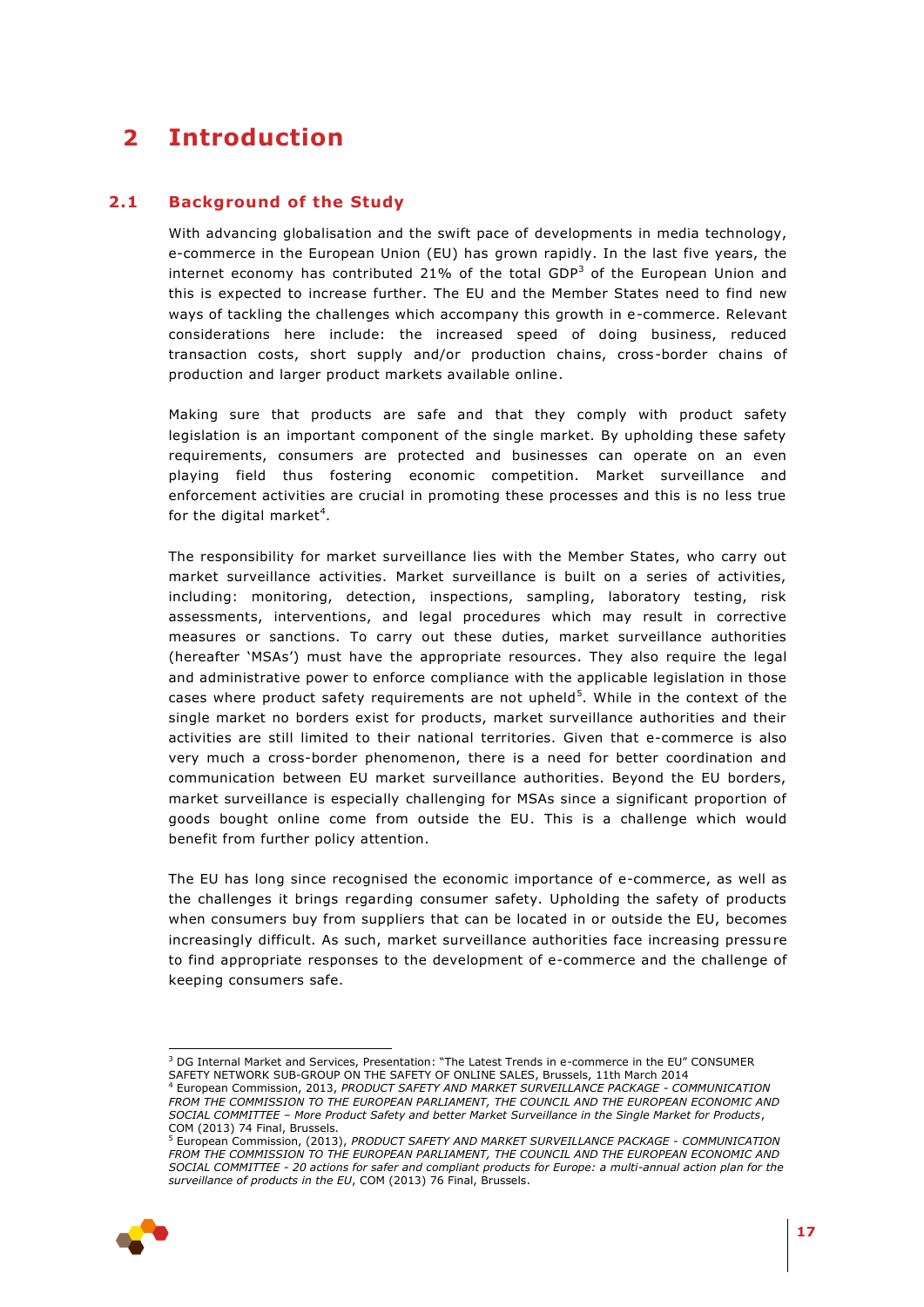# 2 Introduction

## 2.1 Background of the Study

With advancing globalisation and the swift pace of developments in media technology, e-commerce in the European Union (EU) has grown rapidly. In the last five years, the internet economy has contributed 21% of the total GDP[3] of the European Union and this is expected to increase further. The EU and the Member States need to find new ways of tackling the challenges which accompany this growth in e-commerce. Relevant considerations here include: the increased speed of doing business, reduced transaction costs, short supply and/or production chains, cross-border chains of production and larger product markets available online.

Making sure that products are safe and that they comply with product safety legislation is an important component of the single market. By upholding these safety requirements, consumers are protected and businesses can operate on an even playing field thus fostering economic competition. Market surveillance and enforcement activities are crucial in promoting these processes and this is no less true for the digital market[4].

The responsibility for market surveillance lies with the Member States, who carry out market surveillance activities. Market surveillance is built on a series of activities, including: monitoring, detection, inspections, sampling, laboratory testing, risk assessments, interventions, and legal procedures which may result in corrective measures or sanctions. To carry out these duties, market surveillance authorities (hereafter 'MSAs') must have the appropriate resources. They also require the legal and administrative power to enforce compliance with the applicable legislation in those cases where product safety requirements are not upheld[5]. While in the context of the single market no borders exist for products, market surveillance authorities and their activities are still limited to their national territories. Given that e-commerce is also very much a cross-border phenomenon, there is a need for better coordination and communication between EU market surveillance authorities. Beyond the EU borders, market surveillance is especially challenging for MSAs since a significant proportion of goods bought online come from outside the EU. This is a challenge which would benefit from further policy attention.

The EU has long since recognised the economic importance of e-commerce, as well as the challenges it brings regarding consumer safety. Upholding the safety of products when consumers buy from suppliers that can be located in or outside the EU, becomes increasingly difficult. As such, market surveillance authorities face increasing pressure to find appropriate responses to the development of e-commerce and the challenge of keeping consumers safe.

---

[3] DG Internal Market and Services, Presentation: "The Latest Trends in e-commerce in the EU" CONSUMER SAFETY NETWORK SUB-GROUP ON THE SAFETY OF ONLINE SALES, Brussels, 11th March 2014

[4] European Commission, 2013, *PRODUCT SAFETY AND MARKET SURVEILLANCE PACKAGE - COMMUNICATION FROM THE COMMISSION TO THE EUROPEAN PARLIAMENT, THE COUNCIL AND THE EUROPEAN ECONOMIC AND SOCIAL COMMITTEE – More Product Safety and better Market Surveillance in the Single Market for Products*, COM (2013) 74 Final, Brussels.

[5] European Commission, (2013), *PRODUCT SAFETY AND MARKET SURVEILLANCE PACKAGE - COMMUNICATION FROM THE COMMISSION TO THE EUROPEAN PARLIAMENT, THE COUNCIL AND THE EUROPEAN ECONOMIC AND SOCIAL COMMITTEE - 20 actions for safer and compliant products for Europe: a multi-annual action plan for the surveillance of products in the EU*, COM (2013) 76 Final, Brussels.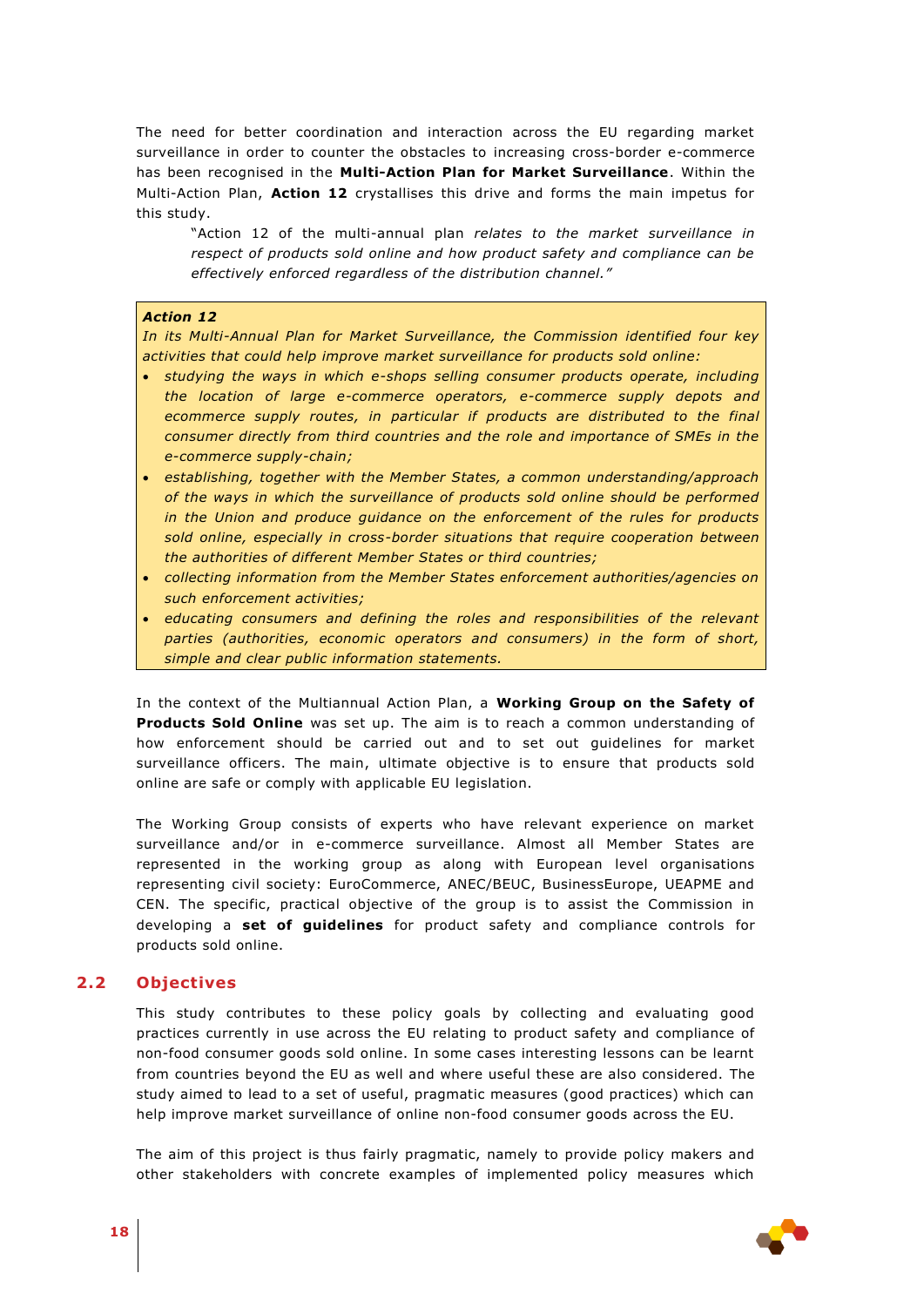The need for better coordination and interaction across the EU regarding market surveillance in order to counter the obstacles to increasing cross-border e-commerce has been recognised in the **Multi-Action Plan for Market Surveillance**. Within the Multi-Action Plan, **Action 12** crystallises this drive and forms the main impetus for this study.

> "Action 12 of the multi-annual plan *relates to the market surveillance in respect of products sold online and how product safety and compliance can be effectively enforced regardless of the distribution channel."*

> ***Action 12***
>
> *In its Multi-Annual Plan for Market Surveillance, the Commission identified four key activities that could help improve market surveillance for products sold online:*
>
> - *studying the ways in which e-shops selling consumer products operate, including the location of large e-commerce operators, e-commerce supply depots and ecommerce supply routes, in particular if products are distributed to the final consumer directly from third countries and the role and importance of SMEs in the e-commerce supply-chain;*
> - *establishing, together with the Member States, a common understanding/approach of the ways in which the surveillance of products sold online should be performed in the Union and produce guidance on the enforcement of the rules for products sold online, especially in cross-border situations that require cooperation between the authorities of different Member States or third countries;*
> - *collecting information from the Member States enforcement authorities/agencies on such enforcement activities;*
> - *educating consumers and defining the roles and responsibilities of the relevant parties (authorities, economic operators and consumers) in the form of short, simple and clear public information statements.*

In the context of the Multiannual Action Plan, a **Working Group on the Safety of Products Sold Online** was set up. The aim is to reach a common understanding of how enforcement should be carried out and to set out guidelines for market surveillance officers. The main, ultimate objective is to ensure that products sold online are safe or comply with applicable EU legislation.

The Working Group consists of experts who have relevant experience on market surveillance and/or in e-commerce surveillance. Almost all Member States are represented in the working group as along with European level organisations representing civil society: EuroCommerce, ANEC/BEUC, BusinessEurope, UEAPME and CEN. The specific, practical objective of the group is to assist the Commission in developing a **set of guidelines** for product safety and compliance controls for products sold online.

## 2.2 Objectives

This study contributes to these policy goals by collecting and evaluating good practices currently in use across the EU relating to product safety and compliance of non-food consumer goods sold online. In some cases interesting lessons can be learnt from countries beyond the EU as well and where useful these are also considered. The study aimed to lead to a set of useful, pragmatic measures (good practices) which can help improve market surveillance of online non-food consumer goods across the EU.

The aim of this project is thus fairly pragmatic, namely to provide policy makers and other stakeholders with concrete examples of implemented policy measures which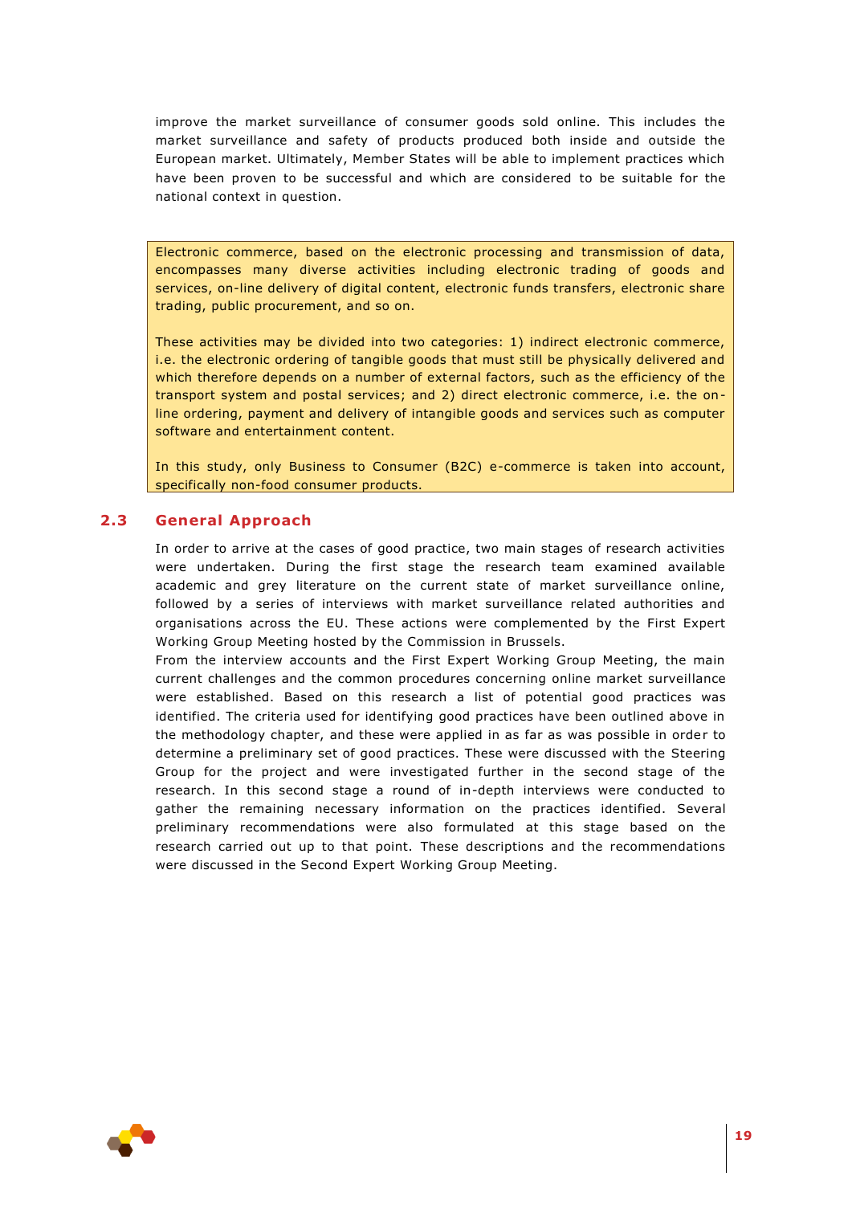improve the market surveillance of consumer goods sold online. This includes the market surveillance and safety of products produced both inside and outside the European market. Ultimately, Member States will be able to implement practices which have been proven to be successful and which are considered to be suitable for the national context in question.

> Electronic commerce, based on the electronic processing and transmission of data, encompasses many diverse activities including electronic trading of goods and services, on-line delivery of digital content, electronic funds transfers, electronic share trading, public procurement, and so on.
>
> These activities may be divided into two categories: 1) indirect electronic commerce, i.e. the electronic ordering of tangible goods that must still be physically delivered and which therefore depends on a number of external factors, such as the efficiency of the transport system and postal services; and 2) direct electronic commerce, i.e. the on-line ordering, payment and delivery of intangible goods and services such as computer software and entertainment content.
>
> In this study, only Business to Consumer (B2C) e-commerce is taken into account, specifically non-food consumer products.

## 2.3 General Approach

In order to arrive at the cases of good practice, two main stages of research activities were undertaken. During the first stage the research team examined available academic and grey literature on the current state of market surveillance online, followed by a series of interviews with market surveillance related authorities and organisations across the EU. These actions were complemented by the First Expert Working Group Meeting hosted by the Commission in Brussels.

From the interview accounts and the First Expert Working Group Meeting, the main current challenges and the common procedures concerning online market surveillance were established. Based on this research a list of potential good practices was identified. The criteria used for identifying good practices have been outlined above in the methodology chapter, and these were applied in as far as was possible in order to determine a preliminary set of good practices. These were discussed with the Steering Group for the project and were investigated further in the second stage of the research. In this second stage a round of in-depth interviews were conducted to gather the remaining necessary information on the practices identified. Several preliminary recommendations were also formulated at this stage based on the research carried out up to that point. These descriptions and the recommendations were discussed in the Second Expert Working Group Meeting.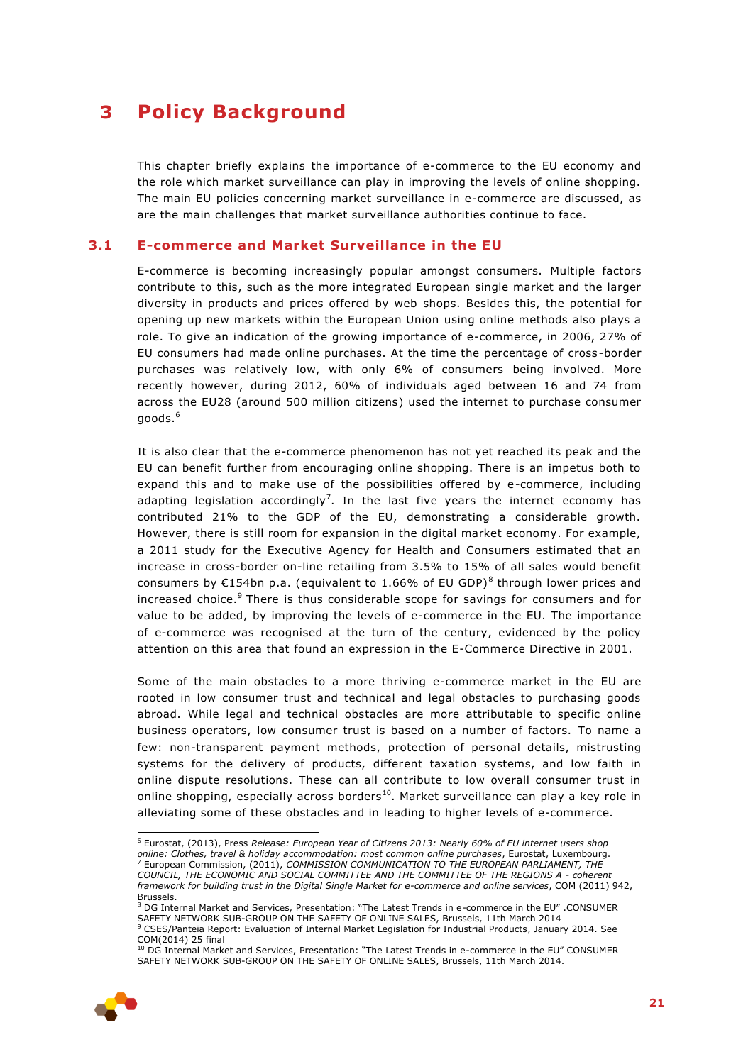# 3 Policy Background

This chapter briefly explains the importance of e-commerce to the EU economy and the role which market surveillance can play in improving the levels of online shopping. The main EU policies concerning market surveillance in e-commerce are discussed, as are the main challenges that market surveillance authorities continue to face.

## 3.1 E-commerce and Market Surveillance in the EU

E-commerce is becoming increasingly popular amongst consumers. Multiple factors contribute to this, such as the more integrated European single market and the larger diversity in products and prices offered by web shops. Besides this, the potential for opening up new markets within the European Union using online methods also plays a role. To give an indication of the growing importance of e-commerce, in 2006, 27% of EU consumers had made online purchases. At the time the percentage of cross-border purchases was relatively low, with only 6% of consumers being involved. More recently however, during 2012, 60% of individuals aged between 16 and 74 from across the EU28 (around 500 million citizens) used the internet to purchase consumer goods.[6]

It is also clear that the e-commerce phenomenon has not yet reached its peak and the EU can benefit further from encouraging online shopping. There is an impetus both to expand this and to make use of the possibilities offered by e-commerce, including adapting legislation accordingly[7]. In the last five years the internet economy has contributed 21% to the GDP of the EU, demonstrating a considerable growth. However, there is still room for expansion in the digital market economy. For example, a 2011 study for the Executive Agency for Health and Consumers estimated that an increase in cross-border on-line retailing from 3.5% to 15% of all sales would benefit consumers by €154bn p.a. (equivalent to 1.66% of EU GDP)[8] through lower prices and increased choice.[9] There is thus considerable scope for savings for consumers and for value to be added, by improving the levels of e-commerce in the EU. The importance of e-commerce was recognised at the turn of the century, evidenced by the policy attention on this area that found an expression in the E-Commerce Directive in 2001.

Some of the main obstacles to a more thriving e-commerce market in the EU are rooted in low consumer trust and technical and legal obstacles to purchasing goods abroad. While legal and technical obstacles are more attributable to specific online business operators, low consumer trust is based on a number of factors. To name a few: non-transparent payment methods, protection of personal details, mistrusting systems for the delivery of products, different taxation systems, and low faith in online dispute resolutions. These can all contribute to low overall consumer trust in online shopping, especially across borders[10]. Market surveillance can play a key role in alleviating some of these obstacles and in leading to higher levels of e-commerce.

---

[6] Eurostat, (2013), Press *Release: European Year of Citizens 2013: Nearly 60% of EU internet users shop online: Clothes, travel & holiday accommodation: most common online purchases*, Eurostat, Luxembourg.
[7] European Commission, (2011), *COMMISSION COMMUNICATION TO THE EUROPEAN PARLIAMENT, THE COUNCIL, THE ECONOMIC AND SOCIAL COMMITTEE AND THE COMMITTEE OF THE REGIONS A - coherent framework for building trust in the Digital Single Market for e-commerce and online services*, COM (2011) 942, Brussels.
[8] DG Internal Market and Services, Presentation: "The Latest Trends in e-commerce in the EU" .CONSUMER SAFETY NETWORK SUB-GROUP ON THE SAFETY OF ONLINE SALES, Brussels, 11th March 2014
[9] CSES/Panteia Report: Evaluation of Internal Market Legislation for Industrial Products, January 2014. See COM(2014) 25 final
[10] DG Internal Market and Services, Presentation: "The Latest Trends in e-commerce in the EU" CONSUMER SAFETY NETWORK SUB-GROUP ON THE SAFETY OF ONLINE SALES, Brussels, 11th March 2014.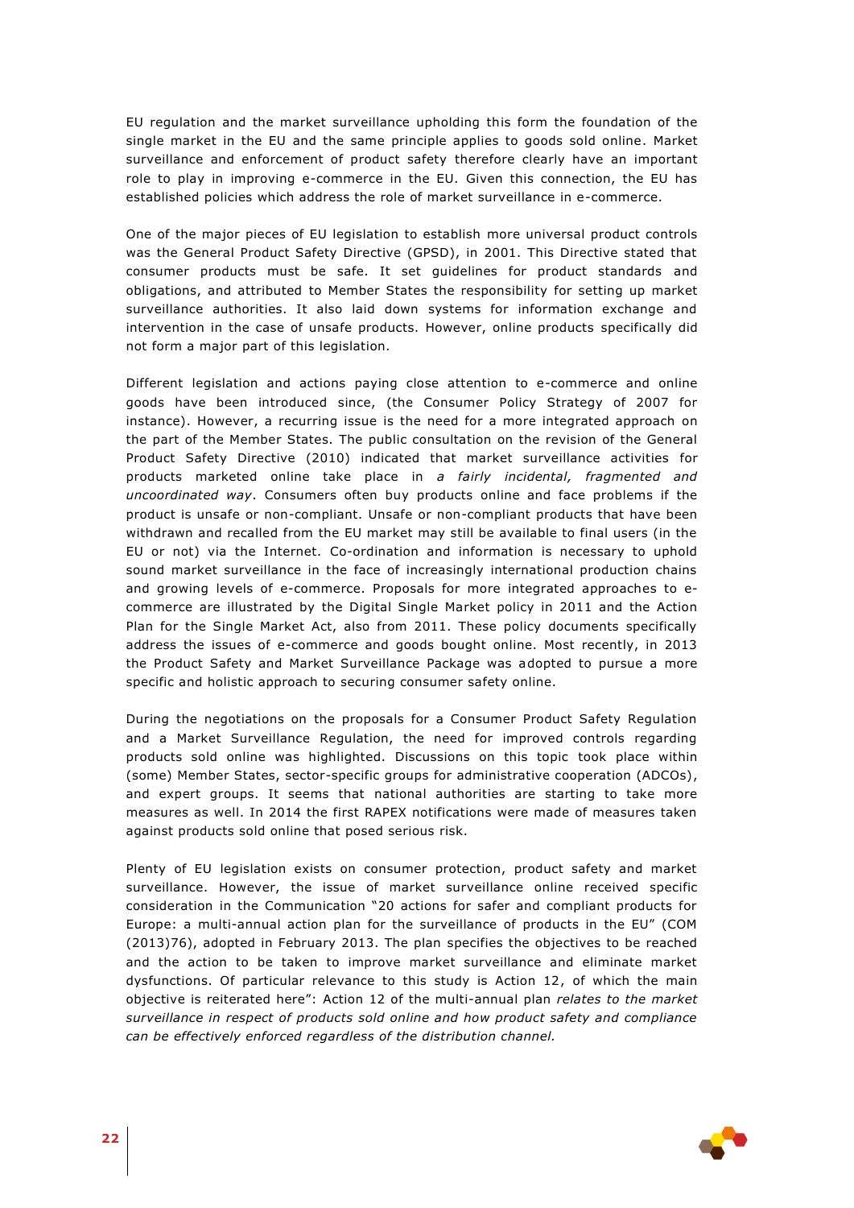EU regulation and the market surveillance upholding this form the foundation of the single market in the EU and the same principle applies to goods sold online. Market surveillance and enforcement of product safety therefore clearly have an important role to play in improving e-commerce in the EU. Given this connection, the EU has established policies which address the role of market surveillance in e-commerce.

One of the major pieces of EU legislation to establish more universal product controls was the General Product Safety Directive (GPSD), in 2001. This Directive stated that consumer products must be safe. It set guidelines for product standards and obligations, and attributed to Member States the responsibility for setting up market surveillance authorities. It also laid down systems for information exchange and intervention in the case of unsafe products. However, online products specifically did not form a major part of this legislation.

Different legislation and actions paying close attention to e-commerce and online goods have been introduced since, (the Consumer Policy Strategy of 2007 for instance). However, a recurring issue is the need for a more integrated approach on the part of the Member States. The public consultation on the revision of the General Product Safety Directive (2010) indicated that market surveillance activities for products marketed online take place in *a fairly incidental, fragmented and uncoordinated way*. Consumers often buy products online and face problems if the product is unsafe or non-compliant. Unsafe or non-compliant products that have been withdrawn and recalled from the EU market may still be available to final users (in the EU or not) via the Internet. Co-ordination and information is necessary to uphold sound market surveillance in the face of increasingly international production chains and growing levels of e-commerce. Proposals for more integrated approaches to e-commerce are illustrated by the Digital Single Market policy in 2011 and the Action Plan for the Single Market Act, also from 2011. These policy documents specifically address the issues of e-commerce and goods bought online. Most recently, in 2013 the Product Safety and Market Surveillance Package was adopted to pursue a more specific and holistic approach to securing consumer safety online.

During the negotiations on the proposals for a Consumer Product Safety Regulation and a Market Surveillance Regulation, the need for improved controls regarding products sold online was highlighted. Discussions on this topic took place within (some) Member States, sector-specific groups for administrative cooperation (ADCOs), and expert groups. It seems that national authorities are starting to take more measures as well. In 2014 the first RAPEX notifications were made of measures taken against products sold online that posed serious risk.

Plenty of EU legislation exists on consumer protection, product safety and market surveillance. However, the issue of market surveillance online received specific consideration in the Communication "20 actions for safer and compliant products for Europe: a multi-annual action plan for the surveillance of products in the EU" (COM (2013)76), adopted in February 2013. The plan specifies the objectives to be reached and the action to be taken to improve market surveillance and eliminate market dysfunctions. Of particular relevance to this study is Action 12, of which the main objective is reiterated here": Action 12 of the multi-annual plan *relates to the market surveillance in respect of products sold online and how product safety and compliance can be effectively enforced regardless of the distribution channel.*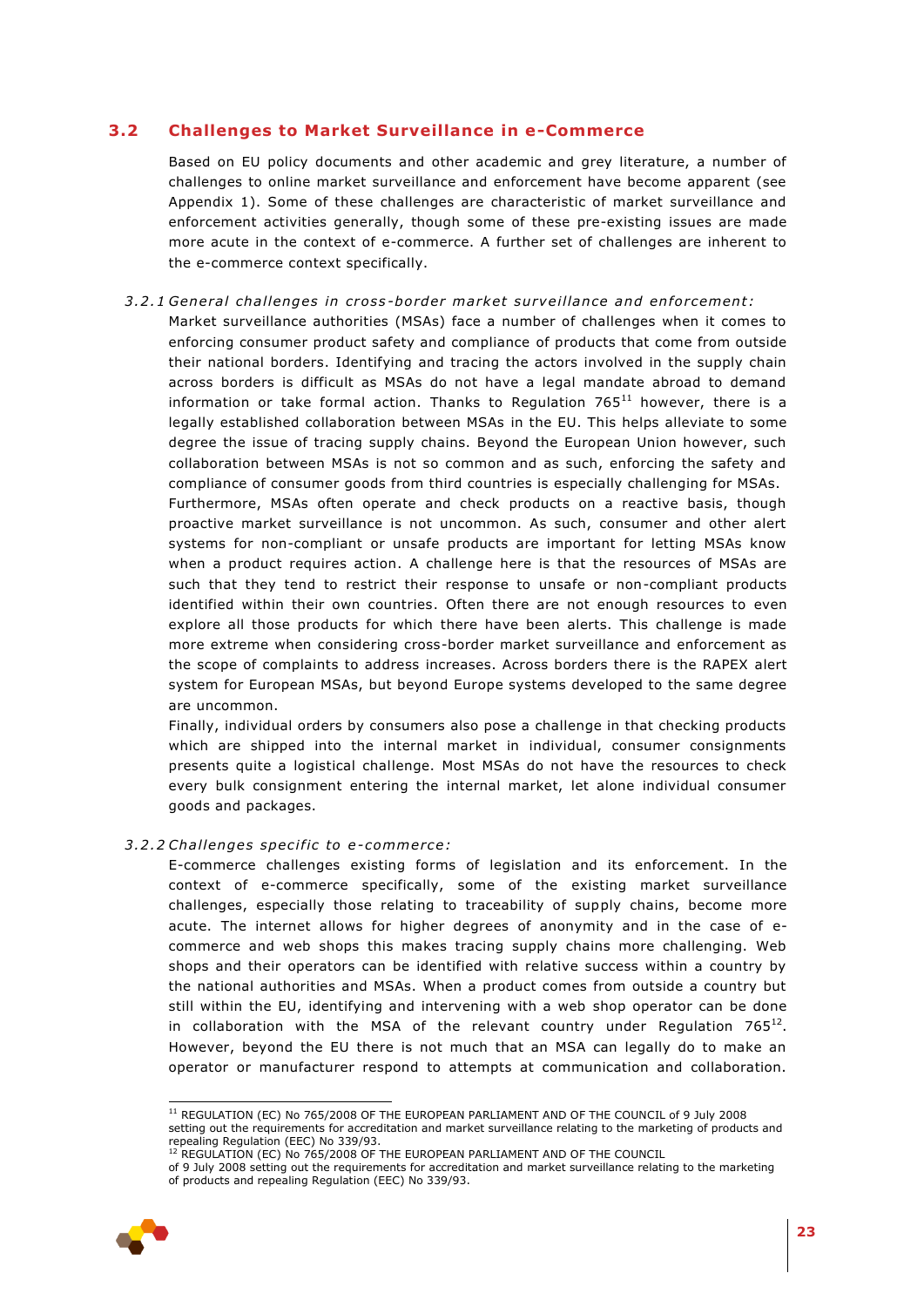## 3.2 Challenges to Market Surveillance in e-Commerce

Based on EU policy documents and other academic and grey literature, a number of challenges to online market surveillance and enforcement have become apparent (see Appendix 1). Some of these challenges are characteristic of market surveillance and enforcement activities generally, though some of these pre-existing issues are made more acute in the context of e-commerce. A further set of challenges are inherent to the e-commerce context specifically.

### *3.2.1 General challenges in cross-border market surveillance and enforcement:*

Market surveillance authorities (MSAs) face a number of challenges when it comes to enforcing consumer product safety and compliance of products that come from outside their national borders. Identifying and tracing the actors involved in the supply chain across borders is difficult as MSAs do not have a legal mandate abroad to demand information or take formal action. Thanks to Regulation 765[11] however, there is a legally established collaboration between MSAs in the EU. This helps alleviate to some degree the issue of tracing supply chains. Beyond the European Union however, such collaboration between MSAs is not so common and as such, enforcing the safety and compliance of consumer goods from third countries is especially challenging for MSAs.

Furthermore, MSAs often operate and check products on a reactive basis, though proactive market surveillance is not uncommon. As such, consumer and other alert systems for non-compliant or unsafe products are important for letting MSAs know when a product requires action. A challenge here is that the resources of MSAs are such that they tend to restrict their response to unsafe or non-compliant products identified within their own countries. Often there are not enough resources to even explore all those products for which there have been alerts. This challenge is made more extreme when considering cross-border market surveillance and enforcement as the scope of complaints to address increases. Across borders there is the RAPEX alert system for European MSAs, but beyond Europe systems developed to the same degree are uncommon.

Finally, individual orders by consumers also pose a challenge in that checking products which are shipped into the internal market in individual, consumer consignments presents quite a logistical challenge. Most MSAs do not have the resources to check every bulk consignment entering the internal market, let alone individual consumer goods and packages.

### *3.2.2 Challenges specific to e-commerce:*

E-commerce challenges existing forms of legislation and its enforcement. In the context of e-commerce specifically, some of the existing market surveillance challenges, especially those relating to traceability of supply chains, become more acute. The internet allows for higher degrees of anonymity and in the case of e-commerce and web shops this makes tracing supply chains more challenging. Web shops and their operators can be identified with relative success within a country by the national authorities and MSAs. When a product comes from outside a country but still within the EU, identifying and intervening with a web shop operator can be done in collaboration with the MSA of the relevant country under Regulation 765[12]. However, beyond the EU there is not much that an MSA can legally do to make an operator or manufacturer respond to attempts at communication and collaboration.

---

[11] REGULATION (EC) No 765/2008 OF THE EUROPEAN PARLIAMENT AND OF THE COUNCIL of 9 July 2008 setting out the requirements for accreditation and market surveillance relating to the marketing of products and repealing Regulation (EEC) No 339/93.

[12] REGULATION (EC) No 765/2008 OF THE EUROPEAN PARLIAMENT AND OF THE COUNCIL of 9 July 2008 setting out the requirements for accreditation and market surveillance relating to the marketing of products and repealing Regulation (EEC) No 339/93.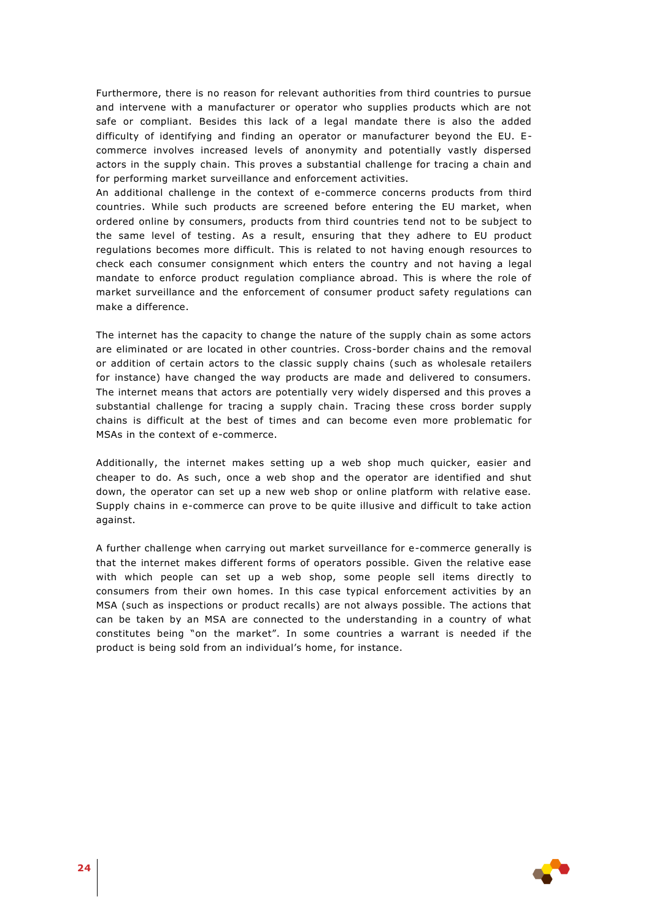Furthermore, there is no reason for relevant authorities from third countries to pursue and intervene with a manufacturer or operator who supplies products which are not safe or compliant. Besides this lack of a legal mandate there is also the added difficulty of identifying and finding an operator or manufacturer beyond the EU. E-commerce involves increased levels of anonymity and potentially vastly dispersed actors in the supply chain. This proves a substantial challenge for tracing a chain and for performing market surveillance and enforcement activities.

An additional challenge in the context of e-commerce concerns products from third countries. While such products are screened before entering the EU market, when ordered online by consumers, products from third countries tend not to be subject to the same level of testing. As a result, ensuring that they adhere to EU product regulations becomes more difficult. This is related to not having enough resources to check each consumer consignment which enters the country and not having a legal mandate to enforce product regulation compliance abroad. This is where the role of market surveillance and the enforcement of consumer product safety regulations can make a difference.

The internet has the capacity to change the nature of the supply chain as some actors are eliminated or are located in other countries. Cross-border chains and the removal or addition of certain actors to the classic supply chains (such as wholesale retailers for instance) have changed the way products are made and delivered to consumers. The internet means that actors are potentially very widely dispersed and this proves a substantial challenge for tracing a supply chain. Tracing these cross border supply chains is difficult at the best of times and can become even more problematic for MSAs in the context of e-commerce.

Additionally, the internet makes setting up a web shop much quicker, easier and cheaper to do. As such, once a web shop and the operator are identified and shut down, the operator can set up a new web shop or online platform with relative ease. Supply chains in e-commerce can prove to be quite illusive and difficult to take action against.

A further challenge when carrying out market surveillance for e-commerce generally is that the internet makes different forms of operators possible. Given the relative ease with which people can set up a web shop, some people sell items directly to consumers from their own homes. In this case typical enforcement activities by an MSA (such as inspections or product recalls) are not always possible. The actions that can be taken by an MSA are connected to the understanding in a country of what constitutes being "on the market". In some countries a warrant is needed if the product is being sold from an individual's home, for instance.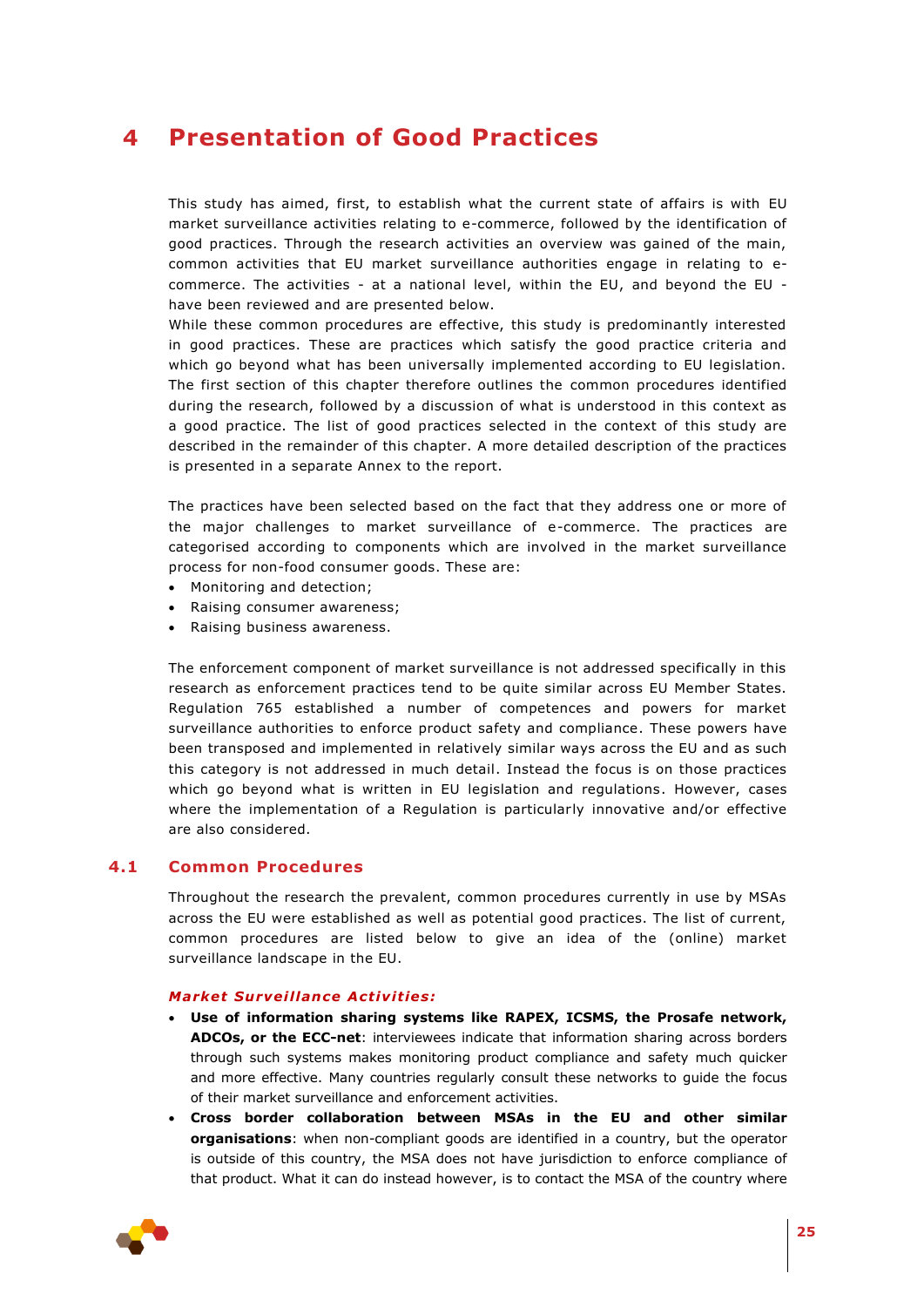# 4 Presentation of Good Practices

This study has aimed, first, to establish what the current state of affairs is with EU market surveillance activities relating to e-commerce, followed by the identification of good practices. Through the research activities an overview was gained of the main, common activities that EU market surveillance authorities engage in relating to e-commerce. The activities - at a national level, within the EU, and beyond the EU - have been reviewed and are presented below.

While these common procedures are effective, this study is predominantly interested in good practices. These are practices which satisfy the good practice criteria and which go beyond what has been universally implemented according to EU legislation. The first section of this chapter therefore outlines the common procedures identified during the research, followed by a discussion of what is understood in this context as a good practice. The list of good practices selected in the context of this study are described in the remainder of this chapter. A more detailed description of the practices is presented in a separate Annex to the report.

The practices have been selected based on the fact that they address one or more of the major challenges to market surveillance of e-commerce. The practices are categorised according to components which are involved in the market surveillance process for non-food consumer goods. These are:

- Monitoring and detection;
- Raising consumer awareness;
- Raising business awareness.

The enforcement component of market surveillance is not addressed specifically in this research as enforcement practices tend to be quite similar across EU Member States. Regulation 765 established a number of competences and powers for market surveillance authorities to enforce product safety and compliance. These powers have been transposed and implemented in relatively similar ways across the EU and as such this category is not addressed in much detail. Instead the focus is on those practices which go beyond what is written in EU legislation and regulations. However, cases where the implementation of a Regulation is particularly innovative and/or effective are also considered.

## 4.1 Common Procedures

Throughout the research the prevalent, common procedures currently in use by MSAs across the EU were established as well as potential good practices. The list of current, common procedures are listed below to give an idea of the (online) market surveillance landscape in the EU.

***Market Surveillance Activities:***

- **Use of information sharing systems like RAPEX, ICSMS, the Prosafe network, ADCOs, or the ECC-net**: interviewees indicate that information sharing across borders through such systems makes monitoring product compliance and safety much quicker and more effective. Many countries regularly consult these networks to guide the focus of their market surveillance and enforcement activities.
- **Cross border collaboration between MSAs in the EU and other similar organisations**: when non-compliant goods are identified in a country, but the operator is outside of this country, the MSA does not have jurisdiction to enforce compliance of that product. What it can do instead however, is to contact the MSA of the country where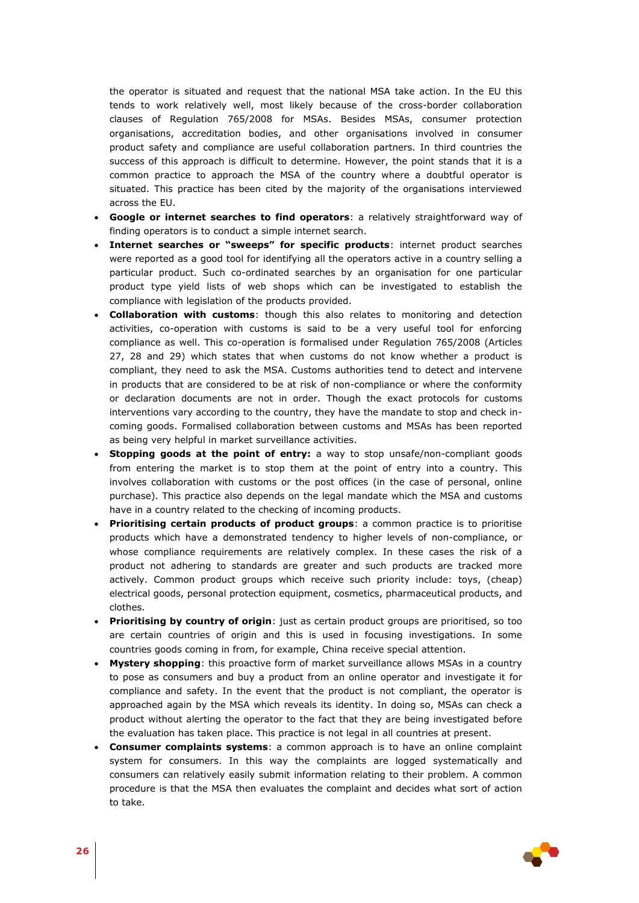the operator is situated and request that the national MSA take action. In the EU this tends to work relatively well, most likely because of the cross-border collaboration clauses of Regulation 765/2008 for MSAs. Besides MSAs, consumer protection organisations, accreditation bodies, and other organisations involved in consumer product safety and compliance are useful collaboration partners. In third countries the success of this approach is difficult to determine. However, the point stands that it is a common practice to approach the MSA of the country where a doubtful operator is situated. This practice has been cited by the majority of the organisations interviewed across the EU.

- **Google or internet searches to find operators**: a relatively straightforward way of finding operators is to conduct a simple internet search.
- **Internet searches or "sweeps" for specific products**: internet product searches were reported as a good tool for identifying all the operators active in a country selling a particular product. Such co-ordinated searches by an organisation for one particular product type yield lists of web shops which can be investigated to establish the compliance with legislation of the products provided.
- **Collaboration with customs**: though this also relates to monitoring and detection activities, co-operation with customs is said to be a very useful tool for enforcing compliance as well. This co-operation is formalised under Regulation 765/2008 (Articles 27, 28 and 29) which states that when customs do not know whether a product is compliant, they need to ask the MSA. Customs authorities tend to detect and intervene in products that are considered to be at risk of non-compliance or where the conformity or declaration documents are not in order. Though the exact protocols for customs interventions vary according to the country, they have the mandate to stop and check in-coming goods. Formalised collaboration between customs and MSAs has been reported as being very helpful in market surveillance activities.
- **Stopping goods at the point of entry:** a way to stop unsafe/non-compliant goods from entering the market is to stop them at the point of entry into a country. This involves collaboration with customs or the post offices (in the case of personal, online purchase). This practice also depends on the legal mandate which the MSA and customs have in a country related to the checking of incoming products.
- **Prioritising certain products of product groups**: a common practice is to prioritise products which have a demonstrated tendency to higher levels of non-compliance, or whose compliance requirements are relatively complex. In these cases the risk of a product not adhering to standards are greater and such products are tracked more actively. Common product groups which receive such priority include: toys, (cheap) electrical goods, personal protection equipment, cosmetics, pharmaceutical products, and clothes.
- **Prioritising by country of origin**: just as certain product groups are prioritised, so too are certain countries of origin and this is used in focusing investigations. In some countries goods coming in from, for example, China receive special attention.
- **Mystery shopping**: this proactive form of market surveillance allows MSAs in a country to pose as consumers and buy a product from an online operator and investigate it for compliance and safety. In the event that the product is not compliant, the operator is approached again by the MSA which reveals its identity. In doing so, MSAs can check a product without alerting the operator to the fact that they are being investigated before the evaluation has taken place. This practice is not legal in all countries at present.
- **Consumer complaints systems**: a common approach is to have an online complaint system for consumers. In this way the complaints are logged systematically and consumers can relatively easily submit information relating to their problem. A common procedure is that the MSA then evaluates the complaint and decides what sort of action to take.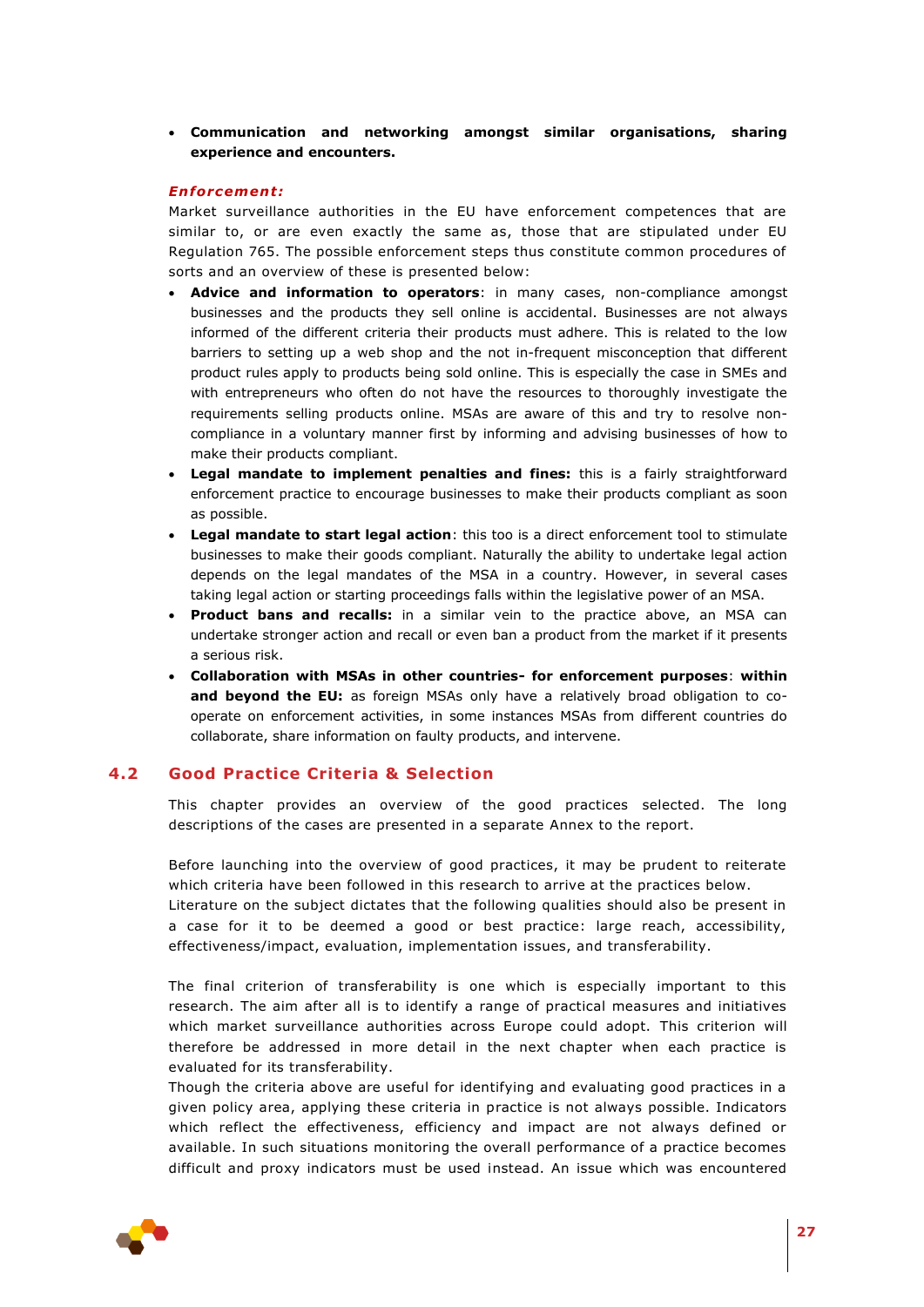- **Communication and networking amongst similar organisations, sharing experience and encounters.**

***Enforcement:***

Market surveillance authorities in the EU have enforcement competences that are similar to, or are even exactly the same as, those that are stipulated under EU Regulation 765. The possible enforcement steps thus constitute common procedures of sorts and an overview of these is presented below:

- **Advice and information to operators**: in many cases, non-compliance amongst businesses and the products they sell online is accidental. Businesses are not always informed of the different criteria their products must adhere. This is related to the low barriers to setting up a web shop and the not in-frequent misconception that different product rules apply to products being sold online. This is especially the case in SMEs and with entrepreneurs who often do not have the resources to thoroughly investigate the requirements selling products online. MSAs are aware of this and try to resolve non-compliance in a voluntary manner first by informing and advising businesses of how to make their products compliant.
- **Legal mandate to implement penalties and fines:** this is a fairly straightforward enforcement practice to encourage businesses to make their products compliant as soon as possible.
- **Legal mandate to start legal action**: this too is a direct enforcement tool to stimulate businesses to make their goods compliant. Naturally the ability to undertake legal action depends on the legal mandates of the MSA in a country. However, in several cases taking legal action or starting proceedings falls within the legislative power of an MSA.
- **Product bans and recalls:** in a similar vein to the practice above, an MSA can undertake stronger action and recall or even ban a product from the market if it presents a serious risk.
- **Collaboration with MSAs in other countries- for enforcement purposes**: **within and beyond the EU:** as foreign MSAs only have a relatively broad obligation to co-operate on enforcement activities, in some instances MSAs from different countries do collaborate, share information on faulty products, and intervene.

## 4.2 Good Practice Criteria & Selection

This chapter provides an overview of the good practices selected. The long descriptions of the cases are presented in a separate Annex to the report.

Before launching into the overview of good practices, it may be prudent to reiterate which criteria have been followed in this research to arrive at the practices below. Literature on the subject dictates that the following qualities should also be present in a case for it to be deemed a good or best practice: large reach, accessibility, effectiveness/impact, evaluation, implementation issues, and transferability.

The final criterion of transferability is one which is especially important to this research. The aim after all is to identify a range of practical measures and initiatives which market surveillance authorities across Europe could adopt. This criterion will therefore be addressed in more detail in the next chapter when each practice is evaluated for its transferability.

Though the criteria above are useful for identifying and evaluating good practices in a given policy area, applying these criteria in practice is not always possible. Indicators which reflect the effectiveness, efficiency and impact are not always defined or available. In such situations monitoring the overall performance of a practice becomes difficult and proxy indicators must be used instead. An issue which was encountered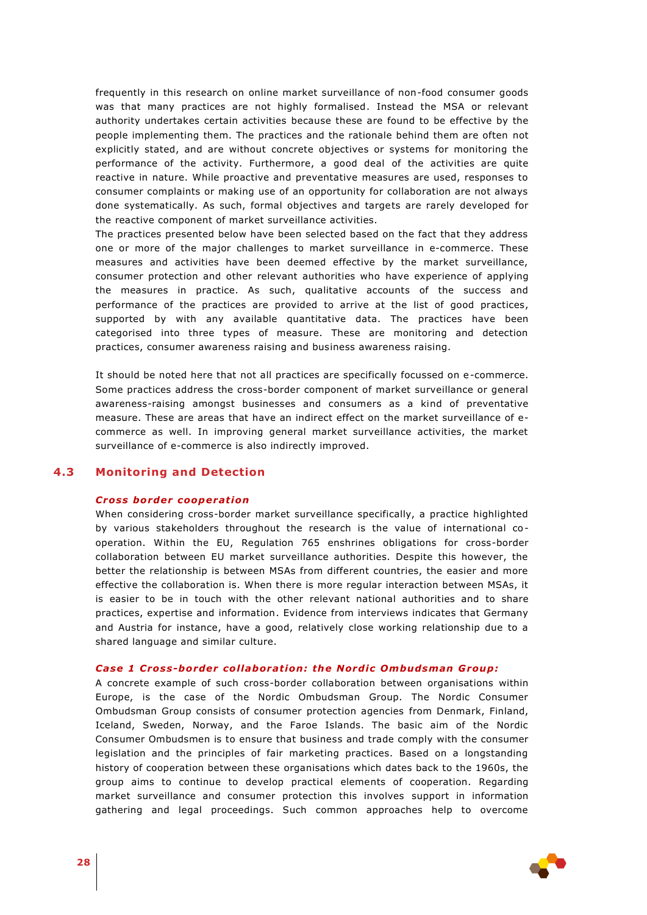frequently in this research on online market surveillance of non-food consumer goods was that many practices are not highly formalised. Instead the MSA or relevant authority undertakes certain activities because these are found to be effective by the people implementing them. The practices and the rationale behind them are often not explicitly stated, and are without concrete objectives or systems for monitoring the performance of the activity. Furthermore, a good deal of the activities are quite reactive in nature. While proactive and preventative measures are used, responses to consumer complaints or making use of an opportunity for collaboration are not always done systematically. As such, formal objectives and targets are rarely developed for the reactive component of market surveillance activities.

The practices presented below have been selected based on the fact that they address one or more of the major challenges to market surveillance in e-commerce. These measures and activities have been deemed effective by the market surveillance, consumer protection and other relevant authorities who have experience of applying the measures in practice. As such, qualitative accounts of the success and performance of the practices are provided to arrive at the list of good practices, supported by with any available quantitative data. The practices have been categorised into three types of measure. These are monitoring and detection practices, consumer awareness raising and business awareness raising.

It should be noted here that not all practices are specifically focussed on e-commerce. Some practices address the cross-border component of market surveillance or general awareness-raising amongst businesses and consumers as a kind of preventative measure. These are areas that have an indirect effect on the market surveillance of e-commerce as well. In improving general market surveillance activities, the market surveillance of e-commerce is also indirectly improved.

## 4.3 Monitoring and Detection

***Cross border cooperation***

When considering cross-border market surveillance specifically, a practice highlighted by various stakeholders throughout the research is the value of international co-operation. Within the EU, Regulation 765 enshrines obligations for cross-border collaboration between EU market surveillance authorities. Despite this however, the better the relationship is between MSAs from different countries, the easier and more effective the collaboration is. When there is more regular interaction between MSAs, it is easier to be in touch with the other relevant national authorities and to share practices, expertise and information. Evidence from interviews indicates that Germany and Austria for instance, have a good, relatively close working relationship due to a shared language and similar culture.

***Case 1 Cross-border collaboration: the Nordic Ombudsman Group:***

A concrete example of such cross-border collaboration between organisations within Europe, is the case of the Nordic Ombudsman Group. The Nordic Consumer Ombudsman Group consists of consumer protection agencies from Denmark, Finland, Iceland, Sweden, Norway, and the Faroe Islands. The basic aim of the Nordic Consumer Ombudsmen is to ensure that business and trade comply with the consumer legislation and the principles of fair marketing practices. Based on a longstanding history of cooperation between these organisations which dates back to the 1960s, the group aims to continue to develop practical elements of cooperation. Regarding market surveillance and consumer protection this involves support in information gathering and legal proceedings. Such common approaches help to overcome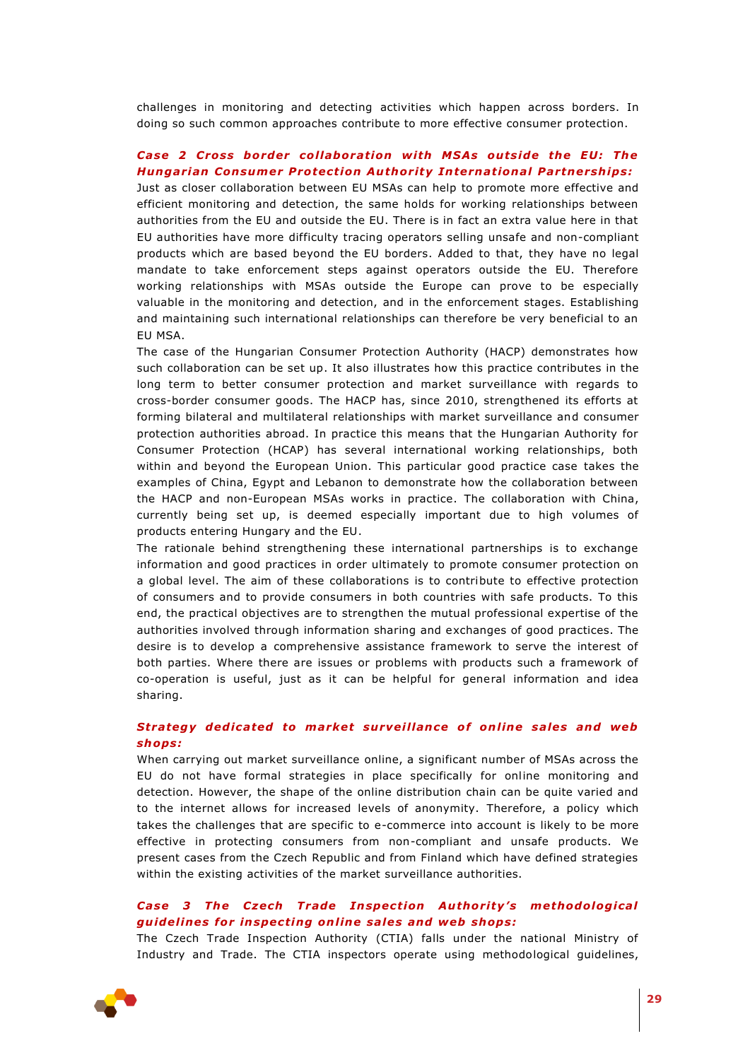challenges in monitoring and detecting activities which happen across borders. In doing so such common approaches contribute to more effective consumer protection.

### *Case 2 Cross border collaboration with MSAs outside the EU: The Hungarian Consumer Protection Authority International Partnerships:*

Just as closer collaboration between EU MSAs can help to promote more effective and efficient monitoring and detection, the same holds for working relationships between authorities from the EU and outside the EU. There is in fact an extra value here in that EU authorities have more difficulty tracing operators selling unsafe and non-compliant products which are based beyond the EU borders. Added to that, they have no legal mandate to take enforcement steps against operators outside the EU. Therefore working relationships with MSAs outside the Europe can prove to be especially valuable in the monitoring and detection, and in the enforcement stages. Establishing and maintaining such international relationships can therefore be very beneficial to an EU MSA.

The case of the Hungarian Consumer Protection Authority (HACP) demonstrates how such collaboration can be set up. It also illustrates how this practice contributes in the long term to better consumer protection and market surveillance with regards to cross-border consumer goods. The HACP has, since 2010, strengthened its efforts at forming bilateral and multilateral relationships with market surveillance and consumer protection authorities abroad. In practice this means that the Hungarian Authority for Consumer Protection (HCAP) has several international working relationships, both within and beyond the European Union. This particular good practice case takes the examples of China, Egypt and Lebanon to demonstrate how the collaboration between the HACP and non-European MSAs works in practice. The collaboration with China, currently being set up, is deemed especially important due to high volumes of products entering Hungary and the EU.

The rationale behind strengthening these international partnerships is to exchange information and good practices in order ultimately to promote consumer protection on a global level. The aim of these collaborations is to contribute to effective protection of consumers and to provide consumers in both countries with safe products. To this end, the practical objectives are to strengthen the mutual professional expertise of the authorities involved through information sharing and exchanges of good practices. The desire is to develop a comprehensive assistance framework to serve the interest of both parties. Where there are issues or problems with products such a framework of co-operation is useful, just as it can be helpful for general information and idea sharing.

### *Strategy dedicated to market surveillance of online sales and web shops:*

When carrying out market surveillance online, a significant number of MSAs across the EU do not have formal strategies in place specifically for online monitoring and detection. However, the shape of the online distribution chain can be quite varied and to the internet allows for increased levels of anonymity. Therefore, a policy which takes the challenges that are specific to e-commerce into account is likely to be more effective in protecting consumers from non-compliant and unsafe products. We present cases from the Czech Republic and from Finland which have defined strategies within the existing activities of the market surveillance authorities.

### *Case 3 The Czech Trade Inspection Authority's methodological guidelines for inspecting online sales and web shops:*

The Czech Trade Inspection Authority (CTIA) falls under the national Ministry of Industry and Trade. The CTIA inspectors operate using methodological guidelines,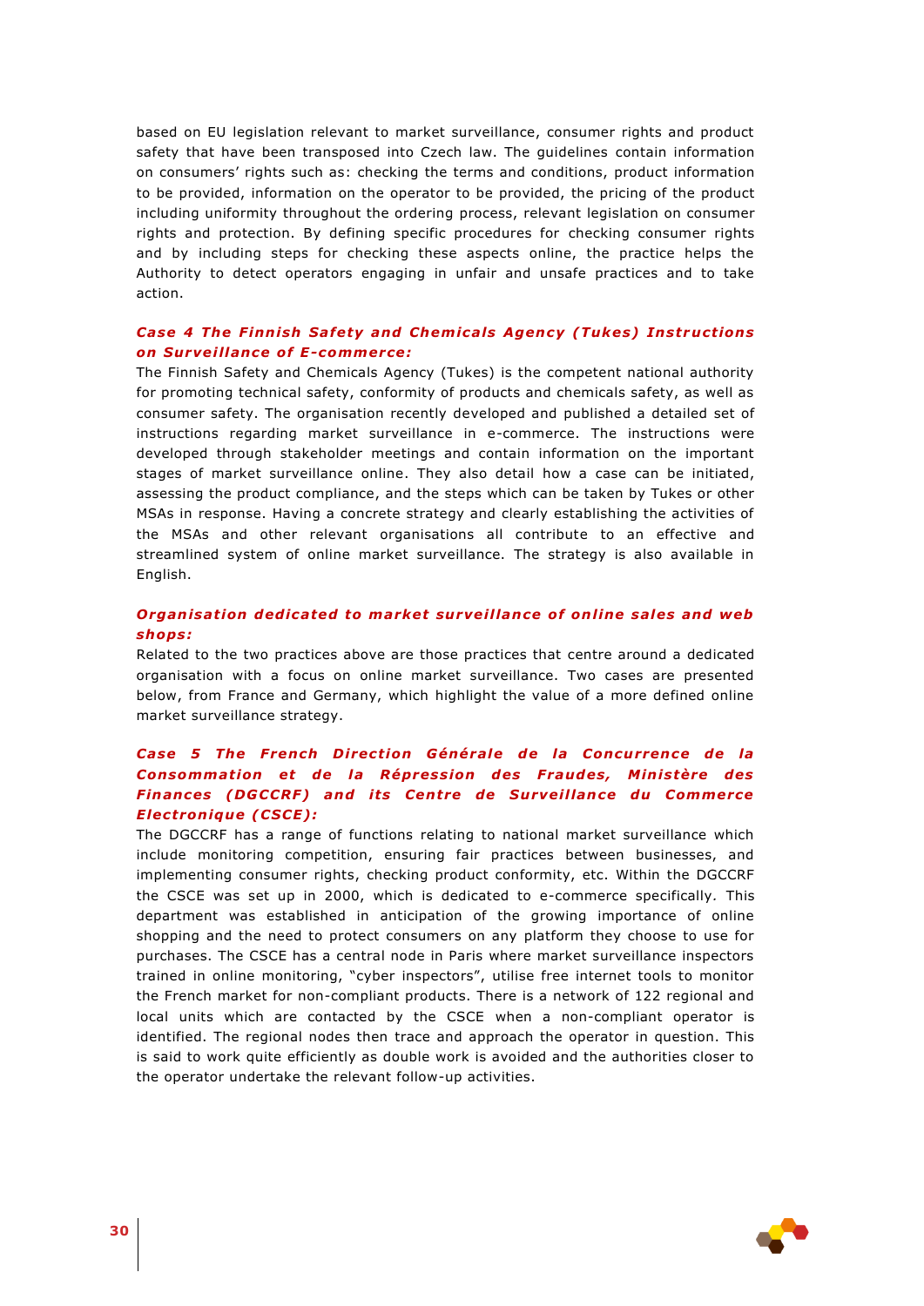based on EU legislation relevant to market surveillance, consumer rights and product safety that have been transposed into Czech law. The guidelines contain information on consumers' rights such as: checking the terms and conditions, product information to be provided, information on the operator to be provided, the pricing of the product including uniformity throughout the ordering process, relevant legislation on consumer rights and protection. By defining specific procedures for checking consumer rights and by including steps for checking these aspects online, the practice helps the Authority to detect operators engaging in unfair and unsafe practices and to take action.

***Case 4 The Finnish Safety and Chemicals Agency (Tukes) Instructions on Surveillance of E-commerce:***

The Finnish Safety and Chemicals Agency (Tukes) is the competent national authority for promoting technical safety, conformity of products and chemicals safety, as well as consumer safety. The organisation recently developed and published a detailed set of instructions regarding market surveillance in e-commerce. The instructions were developed through stakeholder meetings and contain information on the important stages of market surveillance online. They also detail how a case can be initiated, assessing the product compliance, and the steps which can be taken by Tukes or other MSAs in response. Having a concrete strategy and clearly establishing the activities of the MSAs and other relevant organisations all contribute to an effective and streamlined system of online market surveillance. The strategy is also available in English.

***Organisation dedicated to market surveillance of online sales and web shops:***

Related to the two practices above are those practices that centre around a dedicated organisation with a focus on online market surveillance. Two cases are presented below, from France and Germany, which highlight the value of a more defined online market surveillance strategy.

***Case 5 The French Direction Générale de la Concurrence de la Consommation et de la Répression des Fraudes, Ministère des Finances (DGCCRF) and its Centre de Surveillance du Commerce Electronique (CSCE):***

The DGCCRF has a range of functions relating to national market surveillance which include monitoring competition, ensuring fair practices between businesses, and implementing consumer rights, checking product conformity, etc. Within the DGCCRF the CSCE was set up in 2000, which is dedicated to e-commerce specifically. This department was established in anticipation of the growing importance of online shopping and the need to protect consumers on any platform they choose to use for purchases. The CSCE has a central node in Paris where market surveillance inspectors trained in online monitoring, "cyber inspectors", utilise free internet tools to monitor the French market for non-compliant products. There is a network of 122 regional and local units which are contacted by the CSCE when a non-compliant operator is identified. The regional nodes then trace and approach the operator in question. This is said to work quite efficiently as double work is avoided and the authorities closer to the operator undertake the relevant follow-up activities.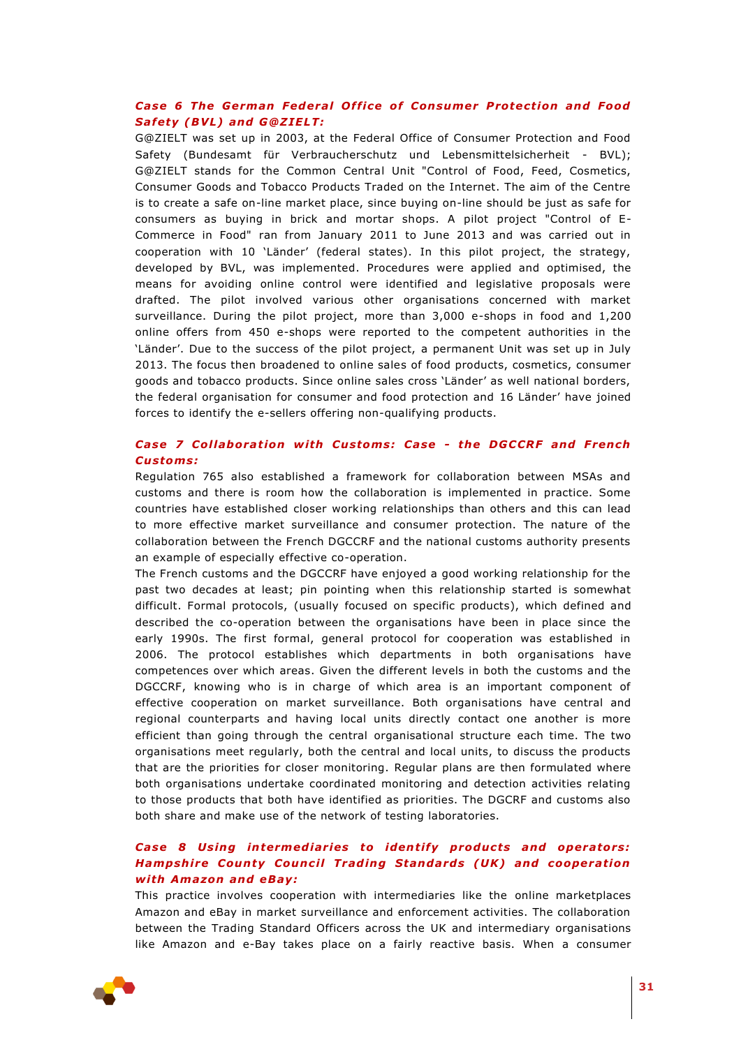### *Case 6 The German Federal Office of Consumer Protection and Food Safety (BVL) and G@ZIELT:*

G@ZIELT was set up in 2003, at the Federal Office of Consumer Protection and Food Safety (Bundesamt für Verbraucherschutz und Lebensmittelsicherheit - BVL); G@ZIELT stands for the Common Central Unit "Control of Food, Feed, Cosmetics, Consumer Goods and Tobacco Products Traded on the Internet. The aim of the Centre is to create a safe on-line market place, since buying on-line should be just as safe for consumers as buying in brick and mortar shops. A pilot project "Control of E-Commerce in Food" ran from January 2011 to June 2013 and was carried out in cooperation with 10 'Länder' (federal states). In this pilot project, the strategy, developed by BVL, was implemented. Procedures were applied and optimised, the means for avoiding online control were identified and legislative proposals were drafted. The pilot involved various other organisations concerned with market surveillance. During the pilot project, more than 3,000 e-shops in food and 1,200 online offers from 450 e-shops were reported to the competent authorities in the 'Länder'. Due to the success of the pilot project, a permanent Unit was set up in July 2013. The focus then broadened to online sales of food products, cosmetics, consumer goods and tobacco products. Since online sales cross 'Länder' as well national borders, the federal organisation for consumer and food protection and 16 Länder' have joined forces to identify the e-sellers offering non-qualifying products.

### *Case 7 Collaboration with Customs: Case - the DGCCRF and French Customs:*

Regulation 765 also established a framework for collaboration between MSAs and customs and there is room how the collaboration is implemented in practice. Some countries have established closer working relationships than others and this can lead to more effective market surveillance and consumer protection. The nature of the collaboration between the French DGCCRF and the national customs authority presents an example of especially effective co-operation.

The French customs and the DGCCRF have enjoyed a good working relationship for the past two decades at least; pin pointing when this relationship started is somewhat difficult. Formal protocols, (usually focused on specific products), which defined and described the co-operation between the organisations have been in place since the early 1990s. The first formal, general protocol for cooperation was established in 2006. The protocol establishes which departments in both organisations have competences over which areas. Given the different levels in both the customs and the DGCCRF, knowing who is in charge of which area is an important component of effective cooperation on market surveillance. Both organisations have central and regional counterparts and having local units directly contact one another is more efficient than going through the central organisational structure each time. The two organisations meet regularly, both the central and local units, to discuss the products that are the priorities for closer monitoring. Regular plans are then formulated where both organisations undertake coordinated monitoring and detection activities relating to those products that both have identified as priorities. The DGCRF and customs also both share and make use of the network of testing laboratories.

### *Case 8 Using intermediaries to identify products and operators: Hampshire County Council Trading Standards (UK) and cooperation with Amazon and eBay:*

This practice involves cooperation with intermediaries like the online marketplaces Amazon and eBay in market surveillance and enforcement activities. The collaboration between the Trading Standard Officers across the UK and intermediary organisations like Amazon and e-Bay takes place on a fairly reactive basis. When a consumer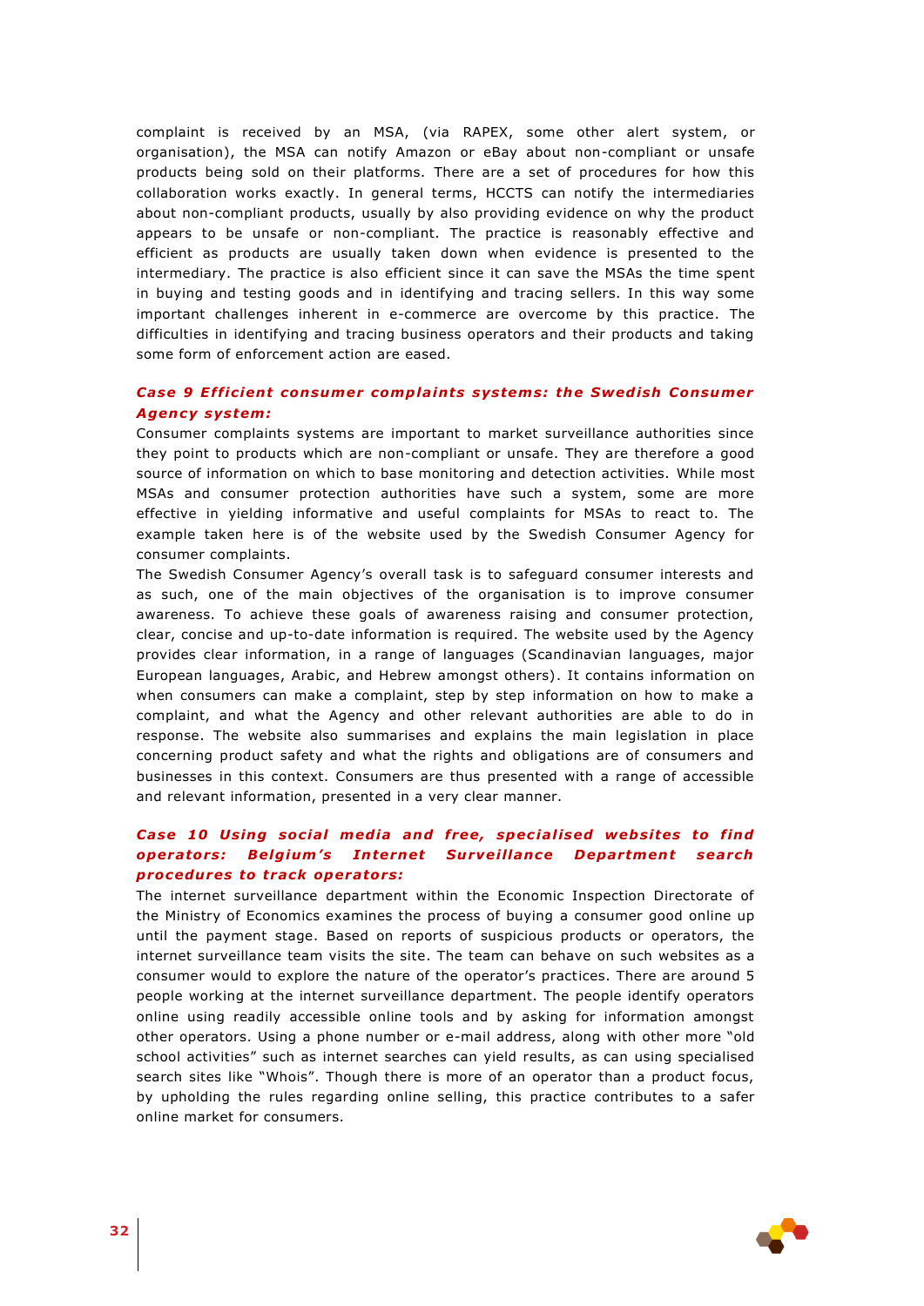complaint is received by an MSA, (via RAPEX, some other alert system, or organisation), the MSA can notify Amazon or eBay about non-compliant or unsafe products being sold on their platforms. There are a set of procedures for how this collaboration works exactly. In general terms, HCCTS can notify the intermediaries about non-compliant products, usually by also providing evidence on why the product appears to be unsafe or non-compliant. The practice is reasonably effective and efficient as products are usually taken down when evidence is presented to the intermediary. The practice is also efficient since it can save the MSAs the time spent in buying and testing goods and in identifying and tracing sellers. In this way some important challenges inherent in e-commerce are overcome by this practice. The difficulties in identifying and tracing business operators and their products and taking some form of enforcement action are eased.

### *Case 9 Efficient consumer complaints systems: the Swedish Consumer Agency system:*

Consumer complaints systems are important to market surveillance authorities since they point to products which are non-compliant or unsafe. They are therefore a good source of information on which to base monitoring and detection activities. While most MSAs and consumer protection authorities have such a system, some are more effective in yielding informative and useful complaints for MSAs to react to. The example taken here is of the website used by the Swedish Consumer Agency for consumer complaints.

The Swedish Consumer Agency's overall task is to safeguard consumer interests and as such, one of the main objectives of the organisation is to improve consumer awareness. To achieve these goals of awareness raising and consumer protection, clear, concise and up-to-date information is required. The website used by the Agency provides clear information, in a range of languages (Scandinavian languages, major European languages, Arabic, and Hebrew amongst others). It contains information on when consumers can make a complaint, step by step information on how to make a complaint, and what the Agency and other relevant authorities are able to do in response. The website also summarises and explains the main legislation in place concerning product safety and what the rights and obligations are of consumers and businesses in this context. Consumers are thus presented with a range of accessible and relevant information, presented in a very clear manner.

### *Case 10 Using social media and free, specialised websites to find operators: Belgium's Internet Surveillance Department search procedures to track operators:*

The internet surveillance department within the Economic Inspection Directorate of the Ministry of Economics examines the process of buying a consumer good online up until the payment stage. Based on reports of suspicious products or operators, the internet surveillance team visits the site. The team can behave on such websites as a consumer would to explore the nature of the operator's practices. There are around 5 people working at the internet surveillance department. The people identify operators online using readily accessible online tools and by asking for information amongst other operators. Using a phone number or e-mail address, along with other more "old school activities" such as internet searches can yield results, as can using specialised search sites like "Whois". Though there is more of an operator than a product focus, by upholding the rules regarding online selling, this practice contributes to a safer online market for consumers.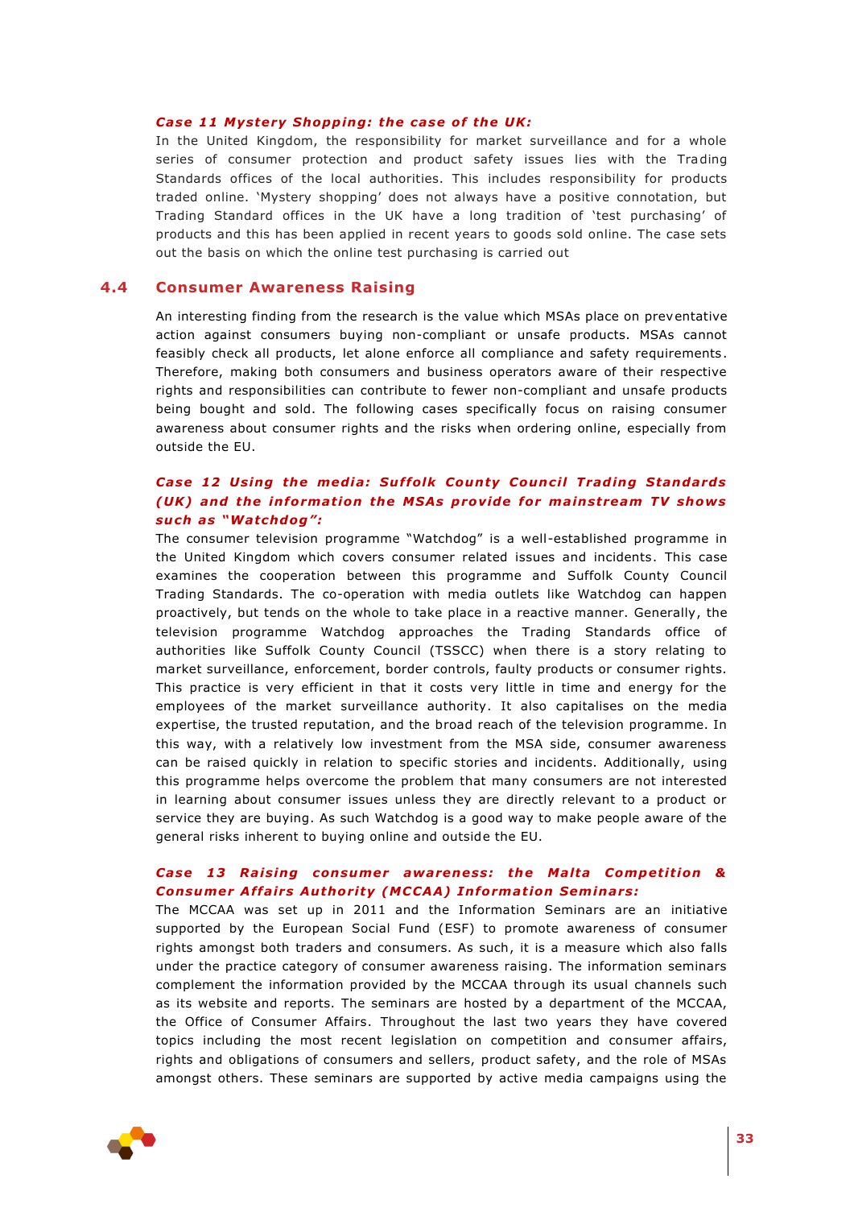***Case 11 Mystery Shopping: the case of the UK:***

In the United Kingdom, the responsibility for market surveillance and for a whole series of consumer protection and product safety issues lies with the Trading Standards offices of the local authorities. This includes responsibility for products traded online. 'Mystery shopping' does not always have a positive connotation, but Trading Standard offices in the UK have a long tradition of 'test purchasing' of products and this has been applied in recent years to goods sold online. The case sets out the basis on which the online test purchasing is carried out

## 4.4 Consumer Awareness Raising

An interesting finding from the research is the value which MSAs place on preventative action against consumers buying non-compliant or unsafe products. MSAs cannot feasibly check all products, let alone enforce all compliance and safety requirements. Therefore, making both consumers and business operators aware of their respective rights and responsibilities can contribute to fewer non-compliant and unsafe products being bought and sold. The following cases specifically focus on raising consumer awareness about consumer rights and the risks when ordering online, especially from outside the EU.

***Case 12 Using the media: Suffolk County Council Trading Standards (UK) and the information the MSAs provide for mainstream TV shows such as "Watchdog":***

The consumer television programme "Watchdog" is a well-established programme in the United Kingdom which covers consumer related issues and incidents. This case examines the cooperation between this programme and Suffolk County Council Trading Standards. The co-operation with media outlets like Watchdog can happen proactively, but tends on the whole to take place in a reactive manner. Generally, the television programme Watchdog approaches the Trading Standards office of authorities like Suffolk County Council (TSSCC) when there is a story relating to market surveillance, enforcement, border controls, faulty products or consumer rights. This practice is very efficient in that it costs very little in time and energy for the employees of the market surveillance authority. It also capitalises on the media expertise, the trusted reputation, and the broad reach of the television programme. In this way, with a relatively low investment from the MSA side, consumer awareness can be raised quickly in relation to specific stories and incidents. Additionally, using this programme helps overcome the problem that many consumers are not interested in learning about consumer issues unless they are directly relevant to a product or service they are buying. As such Watchdog is a good way to make people aware of the general risks inherent to buying online and outside the EU.

***Case 13 Raising consumer awareness: the Malta Competition & Consumer Affairs Authority (MCCAA) Information Seminars:***

The MCCAA was set up in 2011 and the Information Seminars are an initiative supported by the European Social Fund (ESF) to promote awareness of consumer rights amongst both traders and consumers. As such, it is a measure which also falls under the practice category of consumer awareness raising. The information seminars complement the information provided by the MCCAA through its usual channels such as its website and reports. The seminars are hosted by a department of the MCCAA, the Office of Consumer Affairs. Throughout the last two years they have covered topics including the most recent legislation on competition and consumer affairs, rights and obligations of consumers and sellers, product safety, and the role of MSAs amongst others. These seminars are supported by active media campaigns using the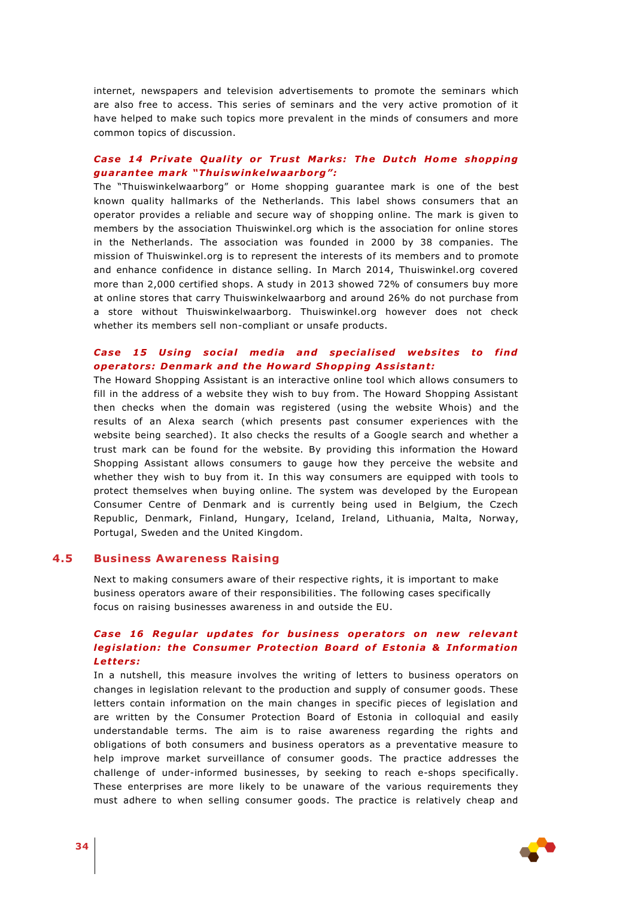internet, newspapers and television advertisements to promote the seminars which are also free to access. This series of seminars and the very active promotion of it have helped to make such topics more prevalent in the minds of consumers and more common topics of discussion.

***Case 14 Private Quality or Trust Marks: The Dutch Home shopping guarantee mark "Thuiswinkelwaarborg":***

The "Thuiswinkelwaarborg" or Home shopping guarantee mark is one of the best known quality hallmarks of the Netherlands. This label shows consumers that an operator provides a reliable and secure way of shopping online. The mark is given to members by the association Thuiswinkel.org which is the association for online stores in the Netherlands. The association was founded in 2000 by 38 companies. The mission of Thuiswinkel.org is to represent the interests of its members and to promote and enhance confidence in distance selling. In March 2014, Thuiswinkel.org covered more than 2,000 certified shops. A study in 2013 showed 72% of consumers buy more at online stores that carry Thuiswinkelwaarborg and around 26% do not purchase from a store without Thuiswinkelwaarborg. Thuiswinkel.org however does not check whether its members sell non-compliant or unsafe products.

***Case 15 Using social media and specialised websites to find operators: Denmark and the Howard Shopping Assistant:***

The Howard Shopping Assistant is an interactive online tool which allows consumers to fill in the address of a website they wish to buy from. The Howard Shopping Assistant then checks when the domain was registered (using the website Whois) and the results of an Alexa search (which presents past consumer experiences with the website being searched). It also checks the results of a Google search and whether a trust mark can be found for the website. By providing this information the Howard Shopping Assistant allows consumers to gauge how they perceive the website and whether they wish to buy from it. In this way consumers are equipped with tools to protect themselves when buying online. The system was developed by the European Consumer Centre of Denmark and is currently being used in Belgium, the Czech Republic, Denmark, Finland, Hungary, Iceland, Ireland, Lithuania, Malta, Norway, Portugal, Sweden and the United Kingdom.

## 4.5 Business Awareness Raising

Next to making consumers aware of their respective rights, it is important to make business operators aware of their responsibilities. The following cases specifically focus on raising businesses awareness in and outside the EU.

***Case 16 Regular updates for business operators on new relevant legislation: the Consumer Protection Board of Estonia & Information Letters:***

In a nutshell, this measure involves the writing of letters to business operators on changes in legislation relevant to the production and supply of consumer goods. These letters contain information on the main changes in specific pieces of legislation and are written by the Consumer Protection Board of Estonia in colloquial and easily understandable terms. The aim is to raise awareness regarding the rights and obligations of both consumers and business operators as a preventative measure to help improve market surveillance of consumer goods. The practice addresses the challenge of under-informed businesses, by seeking to reach e-shops specifically. These enterprises are more likely to be unaware of the various requirements they must adhere to when selling consumer goods. The practice is relatively cheap and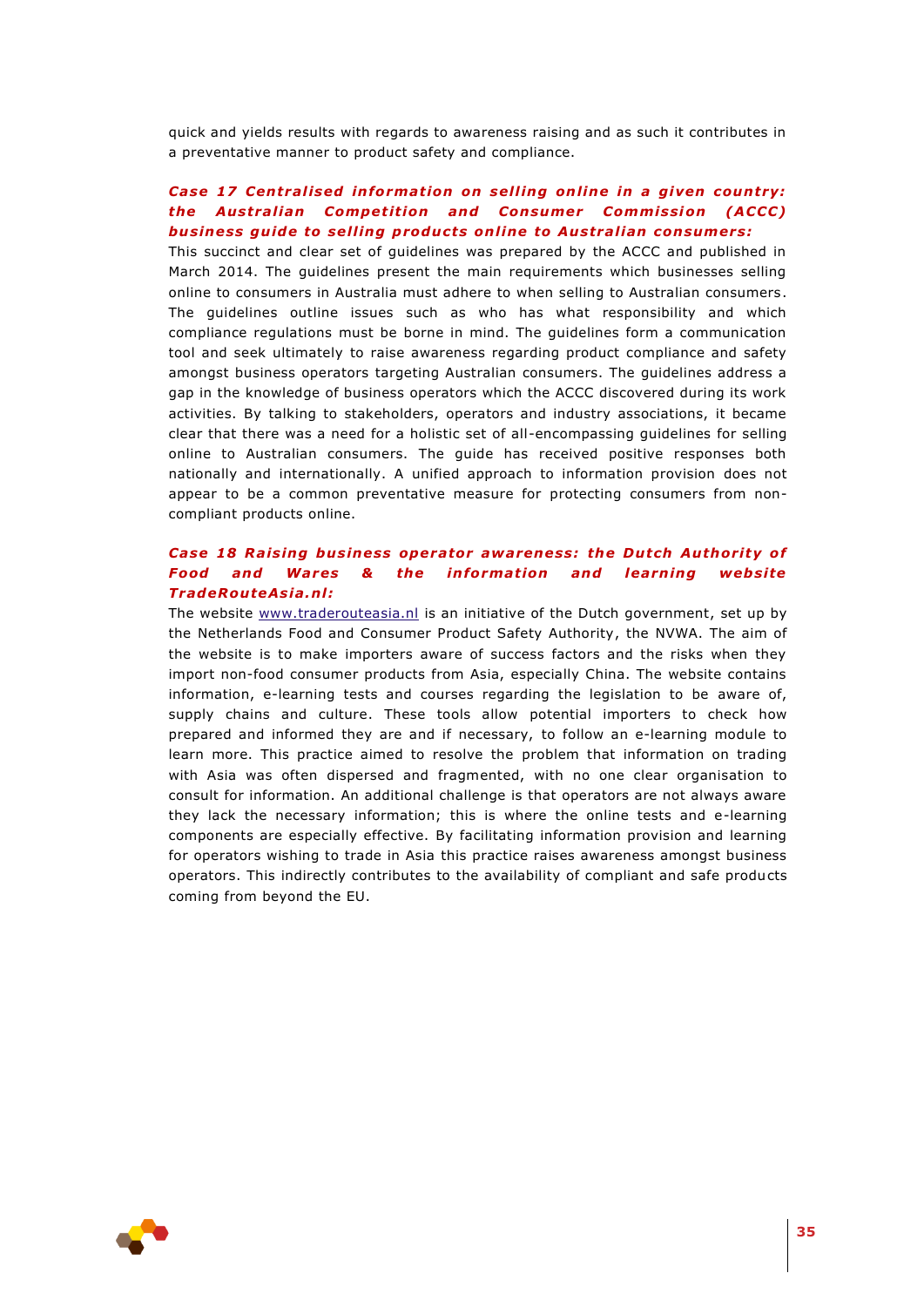quick and yields results with regards to awareness raising and as such it contributes in a preventative manner to product safety and compliance.

***Case 17 Centralised information on selling online in a given country: the Australian Competition and Consumer Commission (ACCC) business guide to selling products online to Australian consumers:***

This succinct and clear set of guidelines was prepared by the ACCC and published in March 2014. The guidelines present the main requirements which businesses selling online to consumers in Australia must adhere to when selling to Australian consumers. The guidelines outline issues such as who has what responsibility and which compliance regulations must be borne in mind. The guidelines form a communication tool and seek ultimately to raise awareness regarding product compliance and safety amongst business operators targeting Australian consumers. The guidelines address a gap in the knowledge of business operators which the ACCC discovered during its work activities. By talking to stakeholders, operators and industry associations, it became clear that there was a need for a holistic set of all-encompassing guidelines for selling online to Australian consumers. The guide has received positive responses both nationally and internationally. A unified approach to information provision does not appear to be a common preventative measure for protecting consumers from non-compliant products online.

***Case 18 Raising business operator awareness: the Dutch Authority of Food and Wares & the information and learning website TradeRouteAsia.nl:***

The website www.traderouteasia.nl is an initiative of the Dutch government, set up by the Netherlands Food and Consumer Product Safety Authority, the NVWA. The aim of the website is to make importers aware of success factors and the risks when they import non-food consumer products from Asia, especially China. The website contains information, e-learning tests and courses regarding the legislation to be aware of, supply chains and culture. These tools allow potential importers to check how prepared and informed they are and if necessary, to follow an e-learning module to learn more. This practice aimed to resolve the problem that information on trading with Asia was often dispersed and fragmented, with no one clear organisation to consult for information. An additional challenge is that operators are not always aware they lack the necessary information; this is where the online tests and e-learning components are especially effective. By facilitating information provision and learning for operators wishing to trade in Asia this practice raises awareness amongst business operators. This indirectly contributes to the availability of compliant and safe products coming from beyond the EU.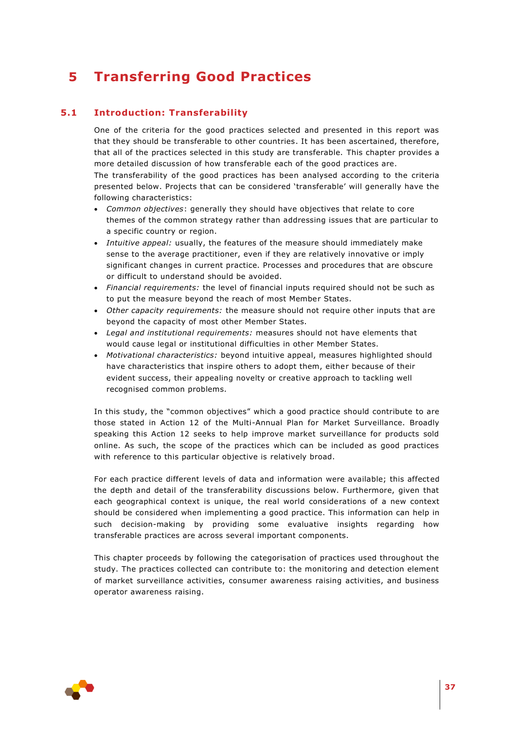# 5 Transferring Good Practices

## 5.1 Introduction: Transferability

One of the criteria for the good practices selected and presented in this report was that they should be transferable to other countries. It has been ascertained, therefore, that all of the practices selected in this study are transferable. This chapter provides a more detailed discussion of how transferable each of the good practices are.

The transferability of the good practices has been analysed according to the criteria presented below. Projects that can be considered 'transferable' will generally have the following characteristics:

- *Common objectives*: generally they should have objectives that relate to core themes of the common strategy rather than addressing issues that are particular to a specific country or region.
- *Intuitive appeal:* usually, the features of the measure should immediately make sense to the average practitioner, even if they are relatively innovative or imply significant changes in current practice. Processes and procedures that are obscure or difficult to understand should be avoided.
- *Financial requirements:* the level of financial inputs required should not be such as to put the measure beyond the reach of most Member States.
- *Other capacity requirements:* the measure should not require other inputs that are beyond the capacity of most other Member States.
- *Legal and institutional requirements:* measures should not have elements that would cause legal or institutional difficulties in other Member States.
- *Motivational characteristics:* beyond intuitive appeal, measures highlighted should have characteristics that inspire others to adopt them, either because of their evident success, their appealing novelty or creative approach to tackling well recognised common problems.

In this study, the "common objectives" which a good practice should contribute to are those stated in Action 12 of the Multi-Annual Plan for Market Surveillance. Broadly speaking this Action 12 seeks to help improve market surveillance for products sold online. As such, the scope of the practices which can be included as good practices with reference to this particular objective is relatively broad.

For each practice different levels of data and information were available; this affected the depth and detail of the transferability discussions below. Furthermore, given that each geographical context is unique, the real world considerations of a new context should be considered when implementing a good practice. This information can help in such decision-making by providing some evaluative insights regarding how transferable practices are across several important components.

This chapter proceeds by following the categorisation of practices used throughout the study. The practices collected can contribute to: the monitoring and detection element of market surveillance activities, consumer awareness raising activities, and business operator awareness raising.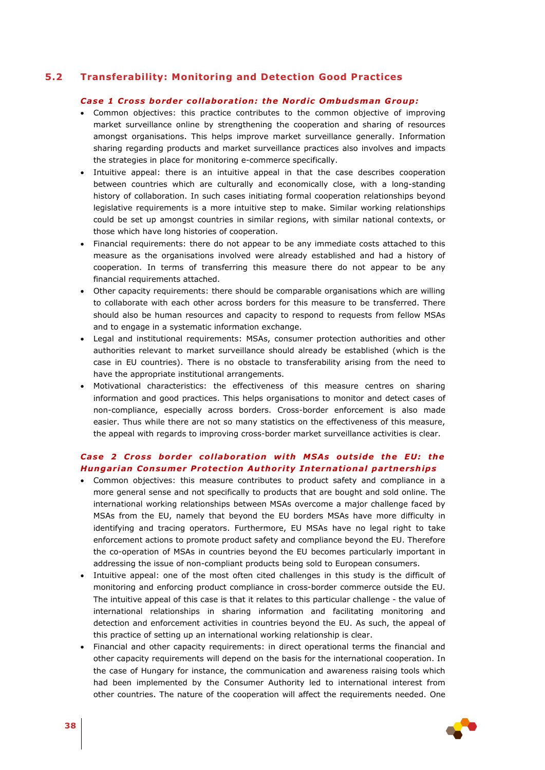## 5.2 Transferability: Monitoring and Detection Good Practices

***Case 1 Cross border collaboration: the Nordic Ombudsman Group:***

- Common objectives: this practice contributes to the common objective of improving market surveillance online by strengthening the cooperation and sharing of resources amongst organisations. This helps improve market surveillance generally. Information sharing regarding products and market surveillance practices also involves and impacts the strategies in place for monitoring e-commerce specifically.
- Intuitive appeal: there is an intuitive appeal in that the case describes cooperation between countries which are culturally and economically close, with a long-standing history of collaboration. In such cases initiating formal cooperation relationships beyond legislative requirements is a more intuitive step to make. Similar working relationships could be set up amongst countries in similar regions, with similar national contexts, or those which have long histories of cooperation.
- Financial requirements: there do not appear to be any immediate costs attached to this measure as the organisations involved were already established and had a history of cooperation. In terms of transferring this measure there do not appear to be any financial requirements attached.
- Other capacity requirements: there should be comparable organisations which are willing to collaborate with each other across borders for this measure to be transferred. There should also be human resources and capacity to respond to requests from fellow MSAs and to engage in a systematic information exchange.
- Legal and institutional requirements: MSAs, consumer protection authorities and other authorities relevant to market surveillance should already be established (which is the case in EU countries). There is no obstacle to transferability arising from the need to have the appropriate institutional arrangements.
- Motivational characteristics: the effectiveness of this measure centres on sharing information and good practices. This helps organisations to monitor and detect cases of non-compliance, especially across borders. Cross-border enforcement is also made easier. Thus while there are not so many statistics on the effectiveness of this measure, the appeal with regards to improving cross-border market surveillance activities is clear.

***Case 2 Cross border collaboration with MSAs outside the EU: the Hungarian Consumer Protection Authority International partnerships***

- Common objectives: this measure contributes to product safety and compliance in a more general sense and not specifically to products that are bought and sold online. The international working relationships between MSAs overcome a major challenge faced by MSAs from the EU, namely that beyond the EU borders MSAs have more difficulty in identifying and tracing operators. Furthermore, EU MSAs have no legal right to take enforcement actions to promote product safety and compliance beyond the EU. Therefore the co-operation of MSAs in countries beyond the EU becomes particularly important in addressing the issue of non-compliant products being sold to European consumers.
- Intuitive appeal: one of the most often cited challenges in this study is the difficult of monitoring and enforcing product compliance in cross-border commerce outside the EU. The intuitive appeal of this case is that it relates to this particular challenge - the value of international relationships in sharing information and facilitating monitoring and detection and enforcement activities in countries beyond the EU. As such, the appeal of this practice of setting up an international working relationship is clear.
- Financial and other capacity requirements: in direct operational terms the financial and other capacity requirements will depend on the basis for the international cooperation. In the case of Hungary for instance, the communication and awareness raising tools which had been implemented by the Consumer Authority led to international interest from other countries. The nature of the cooperation will affect the requirements needed. One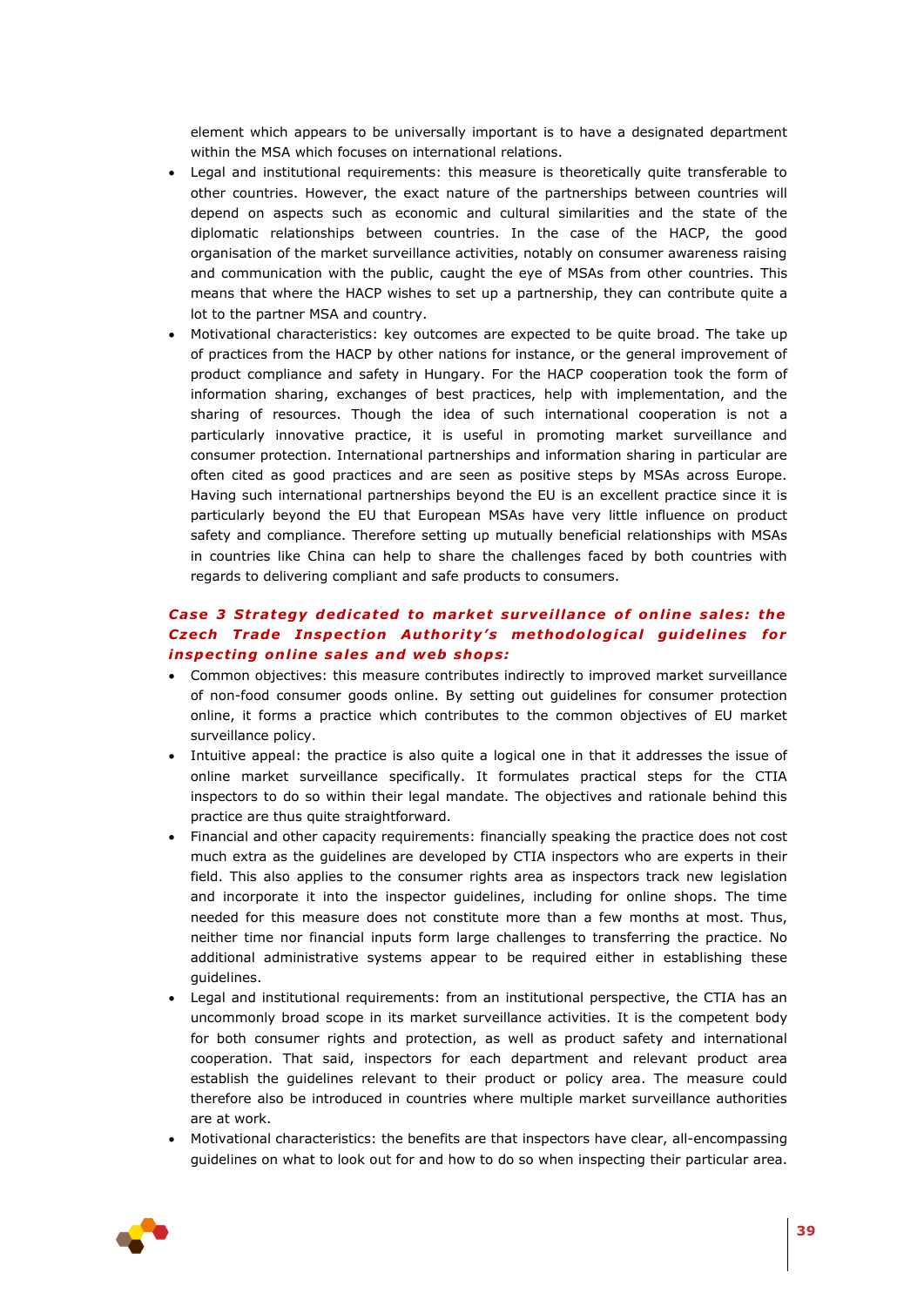element which appears to be universally important is to have a designated department within the MSA which focuses on international relations.

- Legal and institutional requirements: this measure is theoretically quite transferable to other countries. However, the exact nature of the partnerships between countries will depend on aspects such as economic and cultural similarities and the state of the diplomatic relationships between countries. In the case of the HACP, the good organisation of the market surveillance activities, notably on consumer awareness raising and communication with the public, caught the eye of MSAs from other countries. This means that where the HACP wishes to set up a partnership, they can contribute quite a lot to the partner MSA and country.
- Motivational characteristics: key outcomes are expected to be quite broad. The take up of practices from the HACP by other nations for instance, or the general improvement of product compliance and safety in Hungary. For the HACP cooperation took the form of information sharing, exchanges of best practices, help with implementation, and the sharing of resources. Though the idea of such international cooperation is not a particularly innovative practice, it is useful in promoting market surveillance and consumer protection. International partnerships and information sharing in particular are often cited as good practices and are seen as positive steps by MSAs across Europe. Having such international partnerships beyond the EU is an excellent practice since it is particularly beyond the EU that European MSAs have very little influence on product safety and compliance. Therefore setting up mutually beneficial relationships with MSAs in countries like China can help to share the challenges faced by both countries with regards to delivering compliant and safe products to consumers.

***Case 3 Strategy dedicated to market surveillance of online sales: the Czech Trade Inspection Authority's methodological guidelines for inspecting online sales and web shops:***

- Common objectives: this measure contributes indirectly to improved market surveillance of non-food consumer goods online. By setting out guidelines for consumer protection online, it forms a practice which contributes to the common objectives of EU market surveillance policy.
- Intuitive appeal: the practice is also quite a logical one in that it addresses the issue of online market surveillance specifically. It formulates practical steps for the CTIA inspectors to do so within their legal mandate. The objectives and rationale behind this practice are thus quite straightforward.
- Financial and other capacity requirements: financially speaking the practice does not cost much extra as the guidelines are developed by CTIA inspectors who are experts in their field. This also applies to the consumer rights area as inspectors track new legislation and incorporate it into the inspector guidelines, including for online shops. The time needed for this measure does not constitute more than a few months at most. Thus, neither time nor financial inputs form large challenges to transferring the practice. No additional administrative systems appear to be required either in establishing these guidelines.
- Legal and institutional requirements: from an institutional perspective, the CTIA has an uncommonly broad scope in its market surveillance activities. It is the competent body for both consumer rights and protection, as well as product safety and international cooperation. That said, inspectors for each department and relevant product area establish the guidelines relevant to their product or policy area. The measure could therefore also be introduced in countries where multiple market surveillance authorities are at work.
- Motivational characteristics: the benefits are that inspectors have clear, all-encompassing guidelines on what to look out for and how to do so when inspecting their particular area.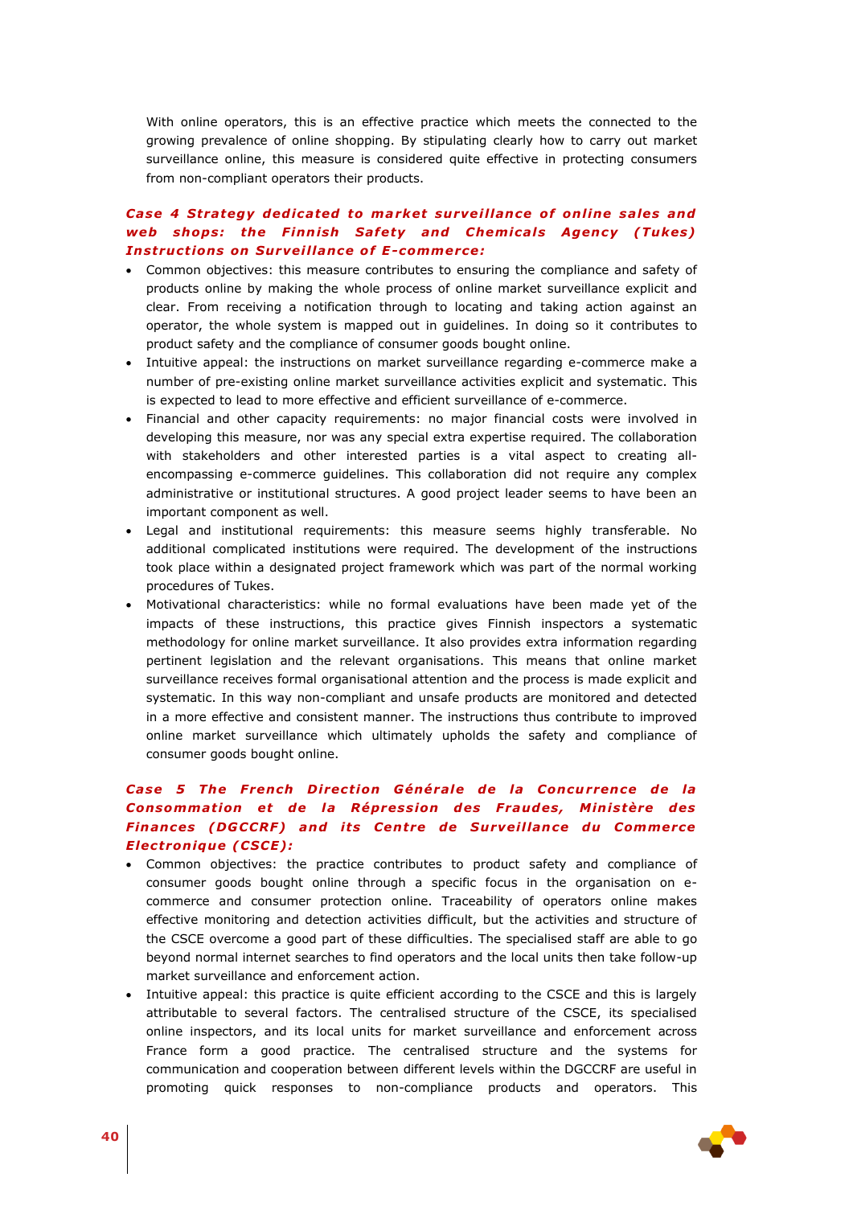With online operators, this is an effective practice which meets the connected to the growing prevalence of online shopping. By stipulating clearly how to carry out market surveillance online, this measure is considered quite effective in protecting consumers from non-compliant operators their products.

### *Case 4 Strategy dedicated to market surveillance of online sales and web shops: the Finnish Safety and Chemicals Agency (Tukes) Instructions on Surveillance of E-commerce:*

- Common objectives: this measure contributes to ensuring the compliance and safety of products online by making the whole process of online market surveillance explicit and clear. From receiving a notification through to locating and taking action against an operator, the whole system is mapped out in guidelines. In doing so it contributes to product safety and the compliance of consumer goods bought online.
- Intuitive appeal: the instructions on market surveillance regarding e-commerce make a number of pre-existing online market surveillance activities explicit and systematic. This is expected to lead to more effective and efficient surveillance of e-commerce.
- Financial and other capacity requirements: no major financial costs were involved in developing this measure, nor was any special extra expertise required. The collaboration with stakeholders and other interested parties is a vital aspect to creating all-encompassing e-commerce guidelines. This collaboration did not require any complex administrative or institutional structures. A good project leader seems to have been an important component as well.
- Legal and institutional requirements: this measure seems highly transferable. No additional complicated institutions were required. The development of the instructions took place within a designated project framework which was part of the normal working procedures of Tukes.
- Motivational characteristics: while no formal evaluations have been made yet of the impacts of these instructions, this practice gives Finnish inspectors a systematic methodology for online market surveillance. It also provides extra information regarding pertinent legislation and the relevant organisations. This means that online market surveillance receives formal organisational attention and the process is made explicit and systematic. In this way non-compliant and unsafe products are monitored and detected in a more effective and consistent manner. The instructions thus contribute to improved online market surveillance which ultimately upholds the safety and compliance of consumer goods bought online.

### *Case 5 The French Direction Générale de la Concurrence de la Consommation et de la Répression des Fraudes, Ministère des Finances (DGCCRF) and its Centre de Surveillance du Commerce Electronique (CSCE):*

- Common objectives: the practice contributes to product safety and compliance of consumer goods bought online through a specific focus in the organisation on e-commerce and consumer protection online. Traceability of operators online makes effective monitoring and detection activities difficult, but the activities and structure of the CSCE overcome a good part of these difficulties. The specialised staff are able to go beyond normal internet searches to find operators and the local units then take follow-up market surveillance and enforcement action.
- Intuitive appeal: this practice is quite efficient according to the CSCE and this is largely attributable to several factors. The centralised structure of the CSCE, its specialised online inspectors, and its local units for market surveillance and enforcement across France form a good practice. The centralised structure and the systems for communication and cooperation between different levels within the DGCCRF are useful in promoting quick responses to non-compliance products and operators. This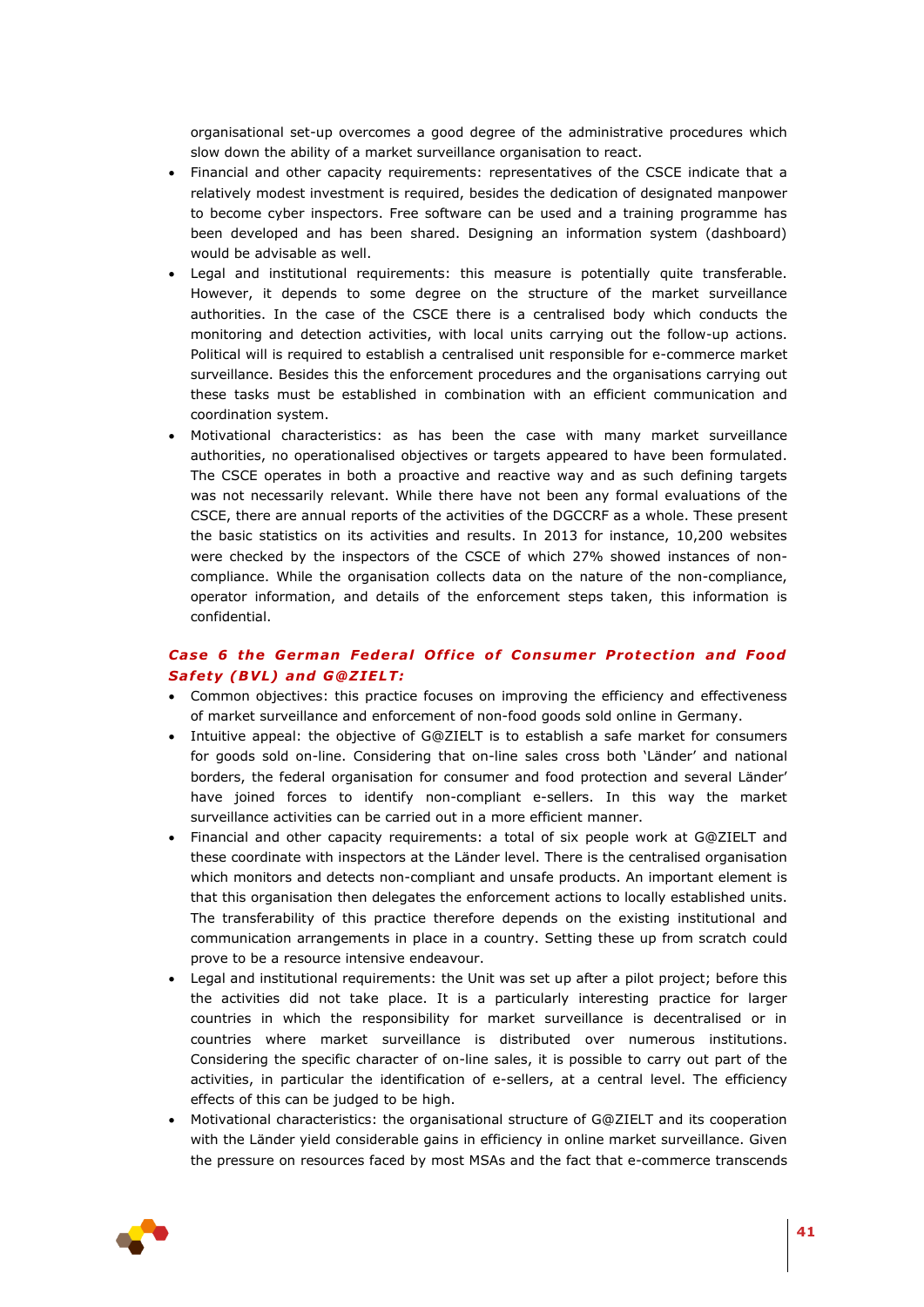organisational set-up overcomes a good degree of the administrative procedures which slow down the ability of a market surveillance organisation to react.

- Financial and other capacity requirements: representatives of the CSCE indicate that a relatively modest investment is required, besides the dedication of designated manpower to become cyber inspectors. Free software can be used and a training programme has been developed and has been shared. Designing an information system (dashboard) would be advisable as well.
- Legal and institutional requirements: this measure is potentially quite transferable. However, it depends to some degree on the structure of the market surveillance authorities. In the case of the CSCE there is a centralised body which conducts the monitoring and detection activities, with local units carrying out the follow-up actions. Political will is required to establish a centralised unit responsible for e-commerce market surveillance. Besides this the enforcement procedures and the organisations carrying out these tasks must be established in combination with an efficient communication and coordination system.
- Motivational characteristics: as has been the case with many market surveillance authorities, no operationalised objectives or targets appeared to have been formulated. The CSCE operates in both a proactive and reactive way and as such defining targets was not necessarily relevant. While there have not been any formal evaluations of the CSCE, there are annual reports of the activities of the DGCCRF as a whole. These present the basic statistics on its activities and results. In 2013 for instance, 10,200 websites were checked by the inspectors of the CSCE of which 27% showed instances of non-compliance. While the organisation collects data on the nature of the non-compliance, operator information, and details of the enforcement steps taken, this information is confidential.

***Case 6 the German Federal Office of Consumer Protection and Food Safety (BVL) and G@ZIELT:***

- Common objectives: this practice focuses on improving the efficiency and effectiveness of market surveillance and enforcement of non-food goods sold online in Germany.
- Intuitive appeal: the objective of G@ZIELT is to establish a safe market for consumers for goods sold on-line. Considering that on-line sales cross both 'Länder' and national borders, the federal organisation for consumer and food protection and several Länder' have joined forces to identify non-compliant e-sellers. In this way the market surveillance activities can be carried out in a more efficient manner.
- Financial and other capacity requirements: a total of six people work at G@ZIELT and these coordinate with inspectors at the Länder level. There is the centralised organisation which monitors and detects non-compliant and unsafe products. An important element is that this organisation then delegates the enforcement actions to locally established units. The transferability of this practice therefore depends on the existing institutional and communication arrangements in place in a country. Setting these up from scratch could prove to be a resource intensive endeavour.
- Legal and institutional requirements: the Unit was set up after a pilot project; before this the activities did not take place. It is a particularly interesting practice for larger countries in which the responsibility for market surveillance is decentralised or in countries where market surveillance is distributed over numerous institutions. Considering the specific character of on-line sales, it is possible to carry out part of the activities, in particular the identification of e-sellers, at a central level. The efficiency effects of this can be judged to be high.
- Motivational characteristics: the organisational structure of G@ZIELT and its cooperation with the Länder yield considerable gains in efficiency in online market surveillance. Given the pressure on resources faced by most MSAs and the fact that e-commerce transcends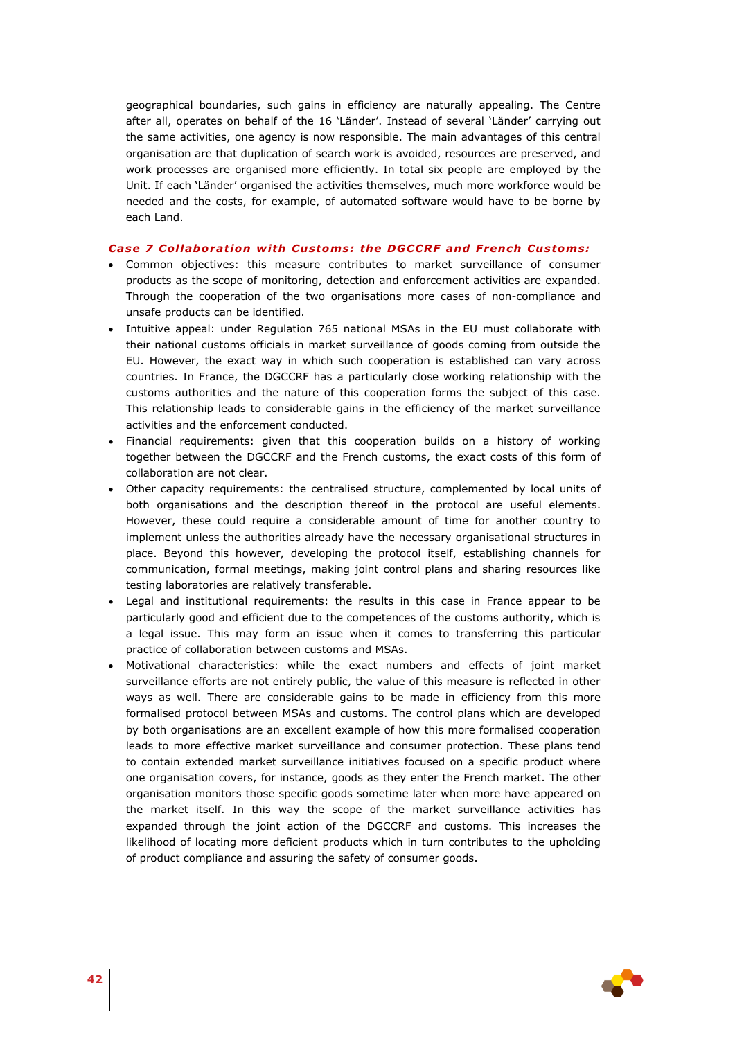geographical boundaries, such gains in efficiency are naturally appealing. The Centre after all, operates on behalf of the 16 'Länder'. Instead of several 'Länder' carrying out the same activities, one agency is now responsible. The main advantages of this central organisation are that duplication of search work is avoided, resources are preserved, and work processes are organised more efficiently. In total six people are employed by the Unit. If each 'Länder' organised the activities themselves, much more workforce would be needed and the costs, for example, of automated software would have to be borne by each Land.

### *Case 7 Collaboration with Customs: the DGCCRF and French Customs:*

- Common objectives: this measure contributes to market surveillance of consumer products as the scope of monitoring, detection and enforcement activities are expanded. Through the cooperation of the two organisations more cases of non-compliance and unsafe products can be identified.
- Intuitive appeal: under Regulation 765 national MSAs in the EU must collaborate with their national customs officials in market surveillance of goods coming from outside the EU. However, the exact way in which such cooperation is established can vary across countries. In France, the DGCCRF has a particularly close working relationship with the customs authorities and the nature of this cooperation forms the subject of this case. This relationship leads to considerable gains in the efficiency of the market surveillance activities and the enforcement conducted.
- Financial requirements: given that this cooperation builds on a history of working together between the DGCCRF and the French customs, the exact costs of this form of collaboration are not clear.
- Other capacity requirements: the centralised structure, complemented by local units of both organisations and the description thereof in the protocol are useful elements. However, these could require a considerable amount of time for another country to implement unless the authorities already have the necessary organisational structures in place. Beyond this however, developing the protocol itself, establishing channels for communication, formal meetings, making joint control plans and sharing resources like testing laboratories are relatively transferable.
- Legal and institutional requirements: the results in this case in France appear to be particularly good and efficient due to the competences of the customs authority, which is a legal issue. This may form an issue when it comes to transferring this particular practice of collaboration between customs and MSAs.
- Motivational characteristics: while the exact numbers and effects of joint market surveillance efforts are not entirely public, the value of this measure is reflected in other ways as well. There are considerable gains to be made in efficiency from this more formalised protocol between MSAs and customs. The control plans which are developed by both organisations are an excellent example of how this more formalised cooperation leads to more effective market surveillance and consumer protection. These plans tend to contain extended market surveillance initiatives focused on a specific product where one organisation covers, for instance, goods as they enter the French market. The other organisation monitors those specific goods sometime later when more have appeared on the market itself. In this way the scope of the market surveillance activities has expanded through the joint action of the DGCCRF and customs. This increases the likelihood of locating more deficient products which in turn contributes to the upholding of product compliance and assuring the safety of consumer goods.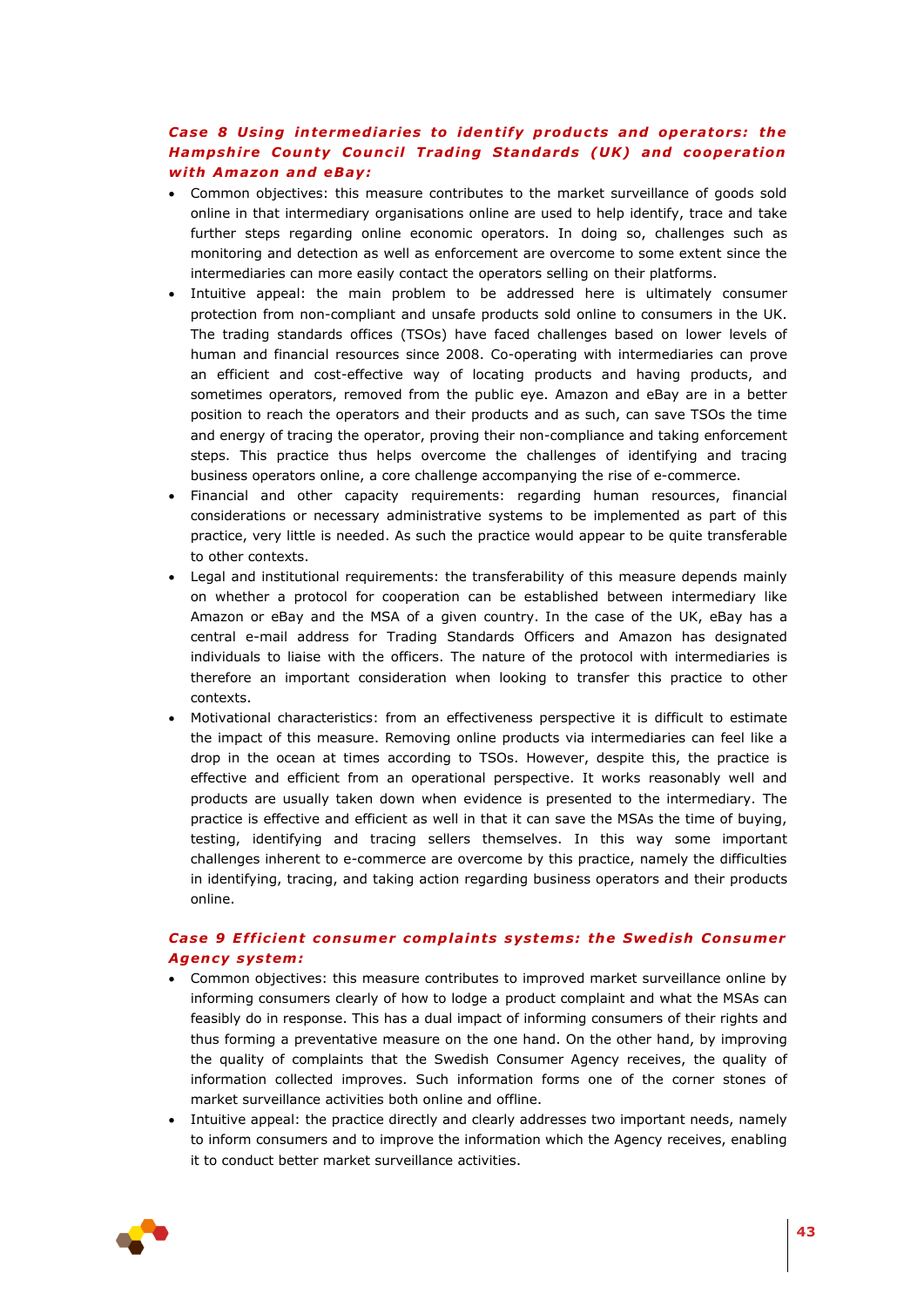***Case 8 Using intermediaries to identify products and operators: the Hampshire County Council Trading Standards (UK) and cooperation with Amazon and eBay:***

- Common objectives: this measure contributes to the market surveillance of goods sold online in that intermediary organisations online are used to help identify, trace and take further steps regarding online economic operators. In doing so, challenges such as monitoring and detection as well as enforcement are overcome to some extent since the intermediaries can more easily contact the operators selling on their platforms.
- Intuitive appeal: the main problem to be addressed here is ultimately consumer protection from non-compliant and unsafe products sold online to consumers in the UK. The trading standards offices (TSOs) have faced challenges based on lower levels of human and financial resources since 2008. Co-operating with intermediaries can prove an efficient and cost-effective way of locating products and having products, and sometimes operators, removed from the public eye. Amazon and eBay are in a better position to reach the operators and their products and as such, can save TSOs the time and energy of tracing the operator, proving their non-compliance and taking enforcement steps. This practice thus helps overcome the challenges of identifying and tracing business operators online, a core challenge accompanying the rise of e-commerce.
- Financial and other capacity requirements: regarding human resources, financial considerations or necessary administrative systems to be implemented as part of this practice, very little is needed. As such the practice would appear to be quite transferable to other contexts.
- Legal and institutional requirements: the transferability of this measure depends mainly on whether a protocol for cooperation can be established between intermediary like Amazon or eBay and the MSA of a given country. In the case of the UK, eBay has a central e-mail address for Trading Standards Officers and Amazon has designated individuals to liaise with the officers. The nature of the protocol with intermediaries is therefore an important consideration when looking to transfer this practice to other contexts.
- Motivational characteristics: from an effectiveness perspective it is difficult to estimate the impact of this measure. Removing online products via intermediaries can feel like a drop in the ocean at times according to TSOs. However, despite this, the practice is effective and efficient from an operational perspective. It works reasonably well and products are usually taken down when evidence is presented to the intermediary. The practice is effective and efficient as well in that it can save the MSAs the time of buying, testing, identifying and tracing sellers themselves. In this way some important challenges inherent to e-commerce are overcome by this practice, namely the difficulties in identifying, tracing, and taking action regarding business operators and their products online.

***Case 9 Efficient consumer complaints systems: the Swedish Consumer Agency system:***

- Common objectives: this measure contributes to improved market surveillance online by informing consumers clearly of how to lodge a product complaint and what the MSAs can feasibly do in response. This has a dual impact of informing consumers of their rights and thus forming a preventative measure on the one hand. On the other hand, by improving the quality of complaints that the Swedish Consumer Agency receives, the quality of information collected improves. Such information forms one of the corner stones of market surveillance activities both online and offline.
- Intuitive appeal: the practice directly and clearly addresses two important needs, namely to inform consumers and to improve the information which the Agency receives, enabling it to conduct better market surveillance activities.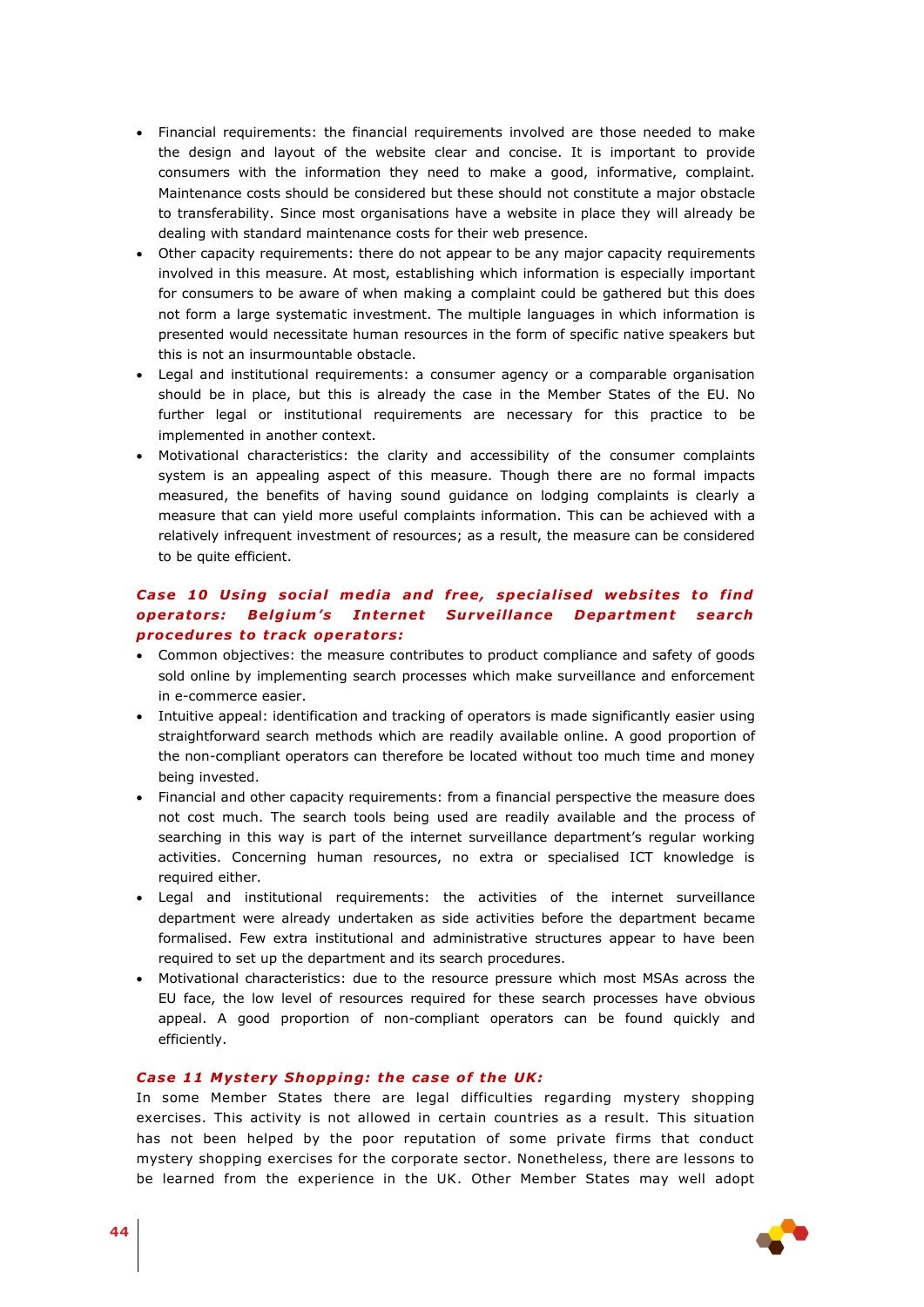- Financial requirements: the financial requirements involved are those needed to make the design and layout of the website clear and concise. It is important to provide consumers with the information they need to make a good, informative, complaint. Maintenance costs should be considered but these should not constitute a major obstacle to transferability. Since most organisations have a website in place they will already be dealing with standard maintenance costs for their web presence.
- Other capacity requirements: there do not appear to be any major capacity requirements involved in this measure. At most, establishing which information is especially important for consumers to be aware of when making a complaint could be gathered but this does not form a large systematic investment. The multiple languages in which information is presented would necessitate human resources in the form of specific native speakers but this is not an insurmountable obstacle.
- Legal and institutional requirements: a consumer agency or a comparable organisation should be in place, but this is already the case in the Member States of the EU. No further legal or institutional requirements are necessary for this practice to be implemented in another context.
- Motivational characteristics: the clarity and accessibility of the consumer complaints system is an appealing aspect of this measure. Though there are no formal impacts measured, the benefits of having sound guidance on lodging complaints is clearly a measure that can yield more useful complaints information. This can be achieved with a relatively infrequent investment of resources; as a result, the measure can be considered to be quite efficient.

***Case 10 Using social media and free, specialised websites to find operators: Belgium's Internet Surveillance Department search procedures to track operators:***

- Common objectives: the measure contributes to product compliance and safety of goods sold online by implementing search processes which make surveillance and enforcement in e-commerce easier.
- Intuitive appeal: identification and tracking of operators is made significantly easier using straightforward search methods which are readily available online. A good proportion of the non-compliant operators can therefore be located without too much time and money being invested.
- Financial and other capacity requirements: from a financial perspective the measure does not cost much. The search tools being used are readily available and the process of searching in this way is part of the internet surveillance department's regular working activities. Concerning human resources, no extra or specialised ICT knowledge is required either.
- Legal and institutional requirements: the activities of the internet surveillance department were already undertaken as side activities before the department became formalised. Few extra institutional and administrative structures appear to have been required to set up the department and its search procedures.
- Motivational characteristics: due to the resource pressure which most MSAs across the EU face, the low level of resources required for these search processes have obvious appeal. A good proportion of non-compliant operators can be found quickly and efficiently.

***Case 11 Mystery Shopping: the case of the UK:***

In some Member States there are legal difficulties regarding mystery shopping exercises. This activity is not allowed in certain countries as a result. This situation has not been helped by the poor reputation of some private firms that conduct mystery shopping exercises for the corporate sector. Nonetheless, there are lessons to be learned from the experience in the UK. Other Member States may well adopt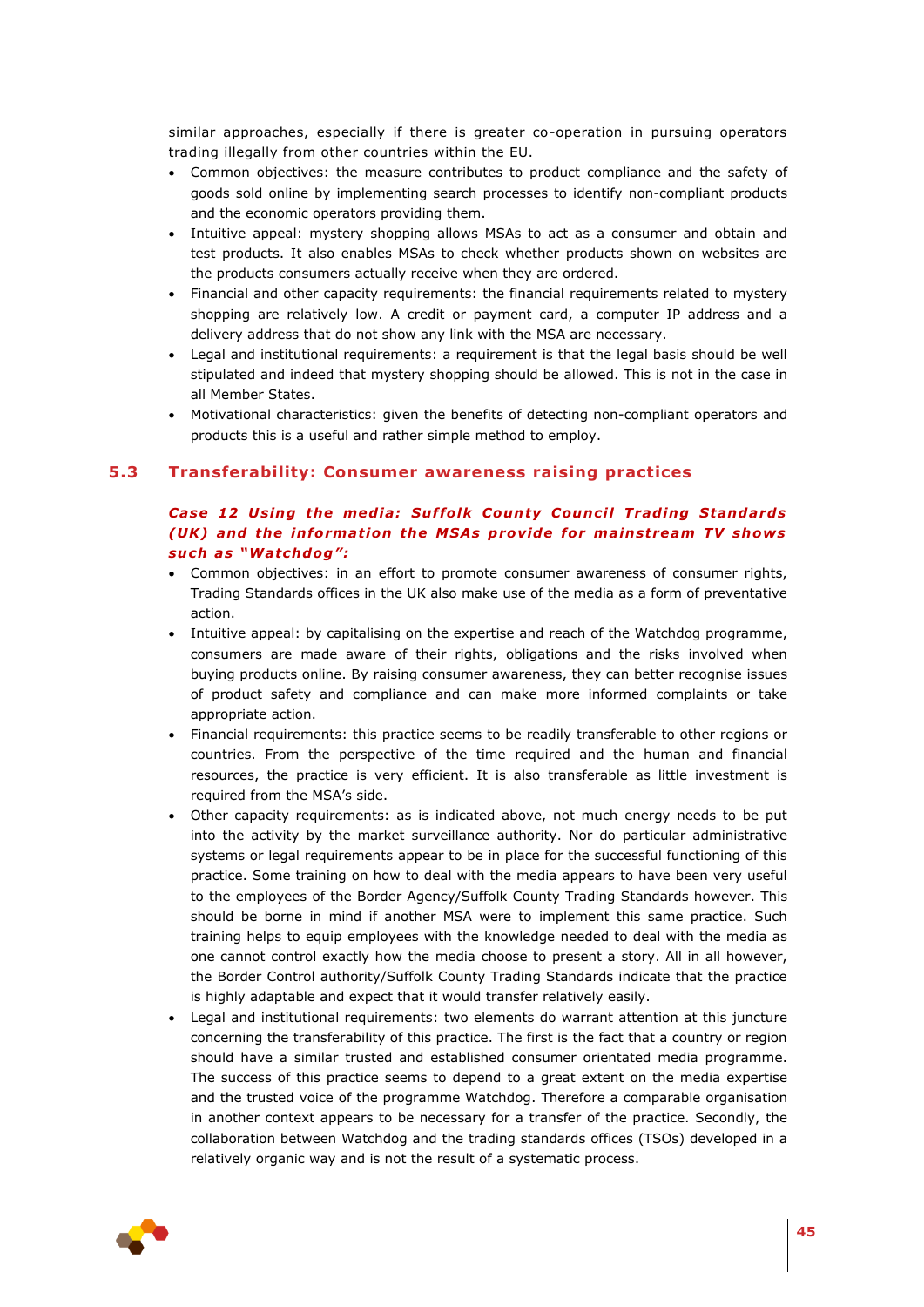similar approaches, especially if there is greater co-operation in pursuing operators trading illegally from other countries within the EU.

- Common objectives: the measure contributes to product compliance and the safety of goods sold online by implementing search processes to identify non-compliant products and the economic operators providing them.
- Intuitive appeal: mystery shopping allows MSAs to act as a consumer and obtain and test products. It also enables MSAs to check whether products shown on websites are the products consumers actually receive when they are ordered.
- Financial and other capacity requirements: the financial requirements related to mystery shopping are relatively low. A credit or payment card, a computer IP address and a delivery address that do not show any link with the MSA are necessary.
- Legal and institutional requirements: a requirement is that the legal basis should be well stipulated and indeed that mystery shopping should be allowed. This is not in the case in all Member States.
- Motivational characteristics: given the benefits of detecting non-compliant operators and products this is a useful and rather simple method to employ.

## 5.3 Transferability: Consumer awareness raising practices

***Case 12 Using the media: Suffolk County Council Trading Standards (UK) and the information the MSAs provide for mainstream TV shows such as "Watchdog":***

- Common objectives: in an effort to promote consumer awareness of consumer rights, Trading Standards offices in the UK also make use of the media as a form of preventative action.
- Intuitive appeal: by capitalising on the expertise and reach of the Watchdog programme, consumers are made aware of their rights, obligations and the risks involved when buying products online. By raising consumer awareness, they can better recognise issues of product safety and compliance and can make more informed complaints or take appropriate action.
- Financial requirements: this practice seems to be readily transferable to other regions or countries. From the perspective of the time required and the human and financial resources, the practice is very efficient. It is also transferable as little investment is required from the MSA's side.
- Other capacity requirements: as is indicated above, not much energy needs to be put into the activity by the market surveillance authority. Nor do particular administrative systems or legal requirements appear to be in place for the successful functioning of this practice. Some training on how to deal with the media appears to have been very useful to the employees of the Border Agency/Suffolk County Trading Standards however. This should be borne in mind if another MSA were to implement this same practice. Such training helps to equip employees with the knowledge needed to deal with the media as one cannot control exactly how the media choose to present a story. All in all however, the Border Control authority/Suffolk County Trading Standards indicate that the practice is highly adaptable and expect that it would transfer relatively easily.
- Legal and institutional requirements: two elements do warrant attention at this juncture concerning the transferability of this practice. The first is the fact that a country or region should have a similar trusted and established consumer orientated media programme. The success of this practice seems to depend to a great extent on the media expertise and the trusted voice of the programme Watchdog. Therefore a comparable organisation in another context appears to be necessary for a transfer of the practice. Secondly, the collaboration between Watchdog and the trading standards offices (TSOs) developed in a relatively organic way and is not the result of a systematic process.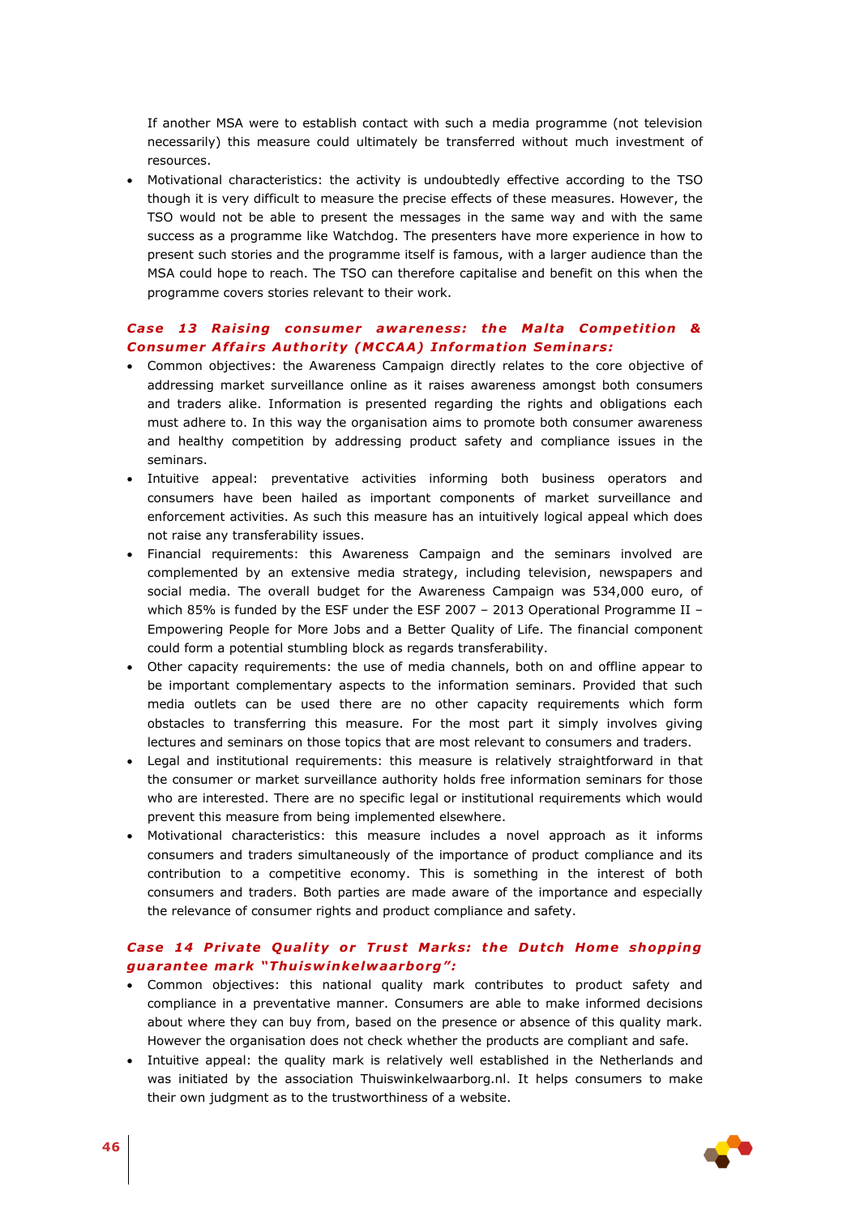If another MSA were to establish contact with such a media programme (not television necessarily) this measure could ultimately be transferred without much investment of resources.

- Motivational characteristics: the activity is undoubtedly effective according to the TSO though it is very difficult to measure the precise effects of these measures. However, the TSO would not be able to present the messages in the same way and with the same success as a programme like Watchdog. The presenters have more experience in how to present such stories and the programme itself is famous, with a larger audience than the MSA could hope to reach. The TSO can therefore capitalise and benefit on this when the programme covers stories relevant to their work.

***Case 13 Raising consumer awareness: the Malta Competition & Consumer Affairs Authority (MCCAA) Information Seminars:***

- Common objectives: the Awareness Campaign directly relates to the core objective of addressing market surveillance online as it raises awareness amongst both consumers and traders alike. Information is presented regarding the rights and obligations each must adhere to. In this way the organisation aims to promote both consumer awareness and healthy competition by addressing product safety and compliance issues in the seminars.
- Intuitive appeal: preventative activities informing both business operators and consumers have been hailed as important components of market surveillance and enforcement activities. As such this measure has an intuitively logical appeal which does not raise any transferability issues.
- Financial requirements: this Awareness Campaign and the seminars involved are complemented by an extensive media strategy, including television, newspapers and social media. The overall budget for the Awareness Campaign was 534,000 euro, of which 85% is funded by the ESF under the ESF 2007 – 2013 Operational Programme II – Empowering People for More Jobs and a Better Quality of Life. The financial component could form a potential stumbling block as regards transferability.
- Other capacity requirements: the use of media channels, both on and offline appear to be important complementary aspects to the information seminars. Provided that such media outlets can be used there are no other capacity requirements which form obstacles to transferring this measure. For the most part it simply involves giving lectures and seminars on those topics that are most relevant to consumers and traders.
- Legal and institutional requirements: this measure is relatively straightforward in that the consumer or market surveillance authority holds free information seminars for those who are interested. There are no specific legal or institutional requirements which would prevent this measure from being implemented elsewhere.
- Motivational characteristics: this measure includes a novel approach as it informs consumers and traders simultaneously of the importance of product compliance and its contribution to a competitive economy. This is something in the interest of both consumers and traders. Both parties are made aware of the importance and especially the relevance of consumer rights and product compliance and safety.

***Case 14 Private Quality or Trust Marks: the Dutch Home shopping guarantee mark "Thuiswinkelwaarborg":***

- Common objectives: this national quality mark contributes to product safety and compliance in a preventative manner. Consumers are able to make informed decisions about where they can buy from, based on the presence or absence of this quality mark. However the organisation does not check whether the products are compliant and safe.
- Intuitive appeal: the quality mark is relatively well established in the Netherlands and was initiated by the association Thuiswinkelwaarborg.nl. It helps consumers to make their own judgment as to the trustworthiness of a website.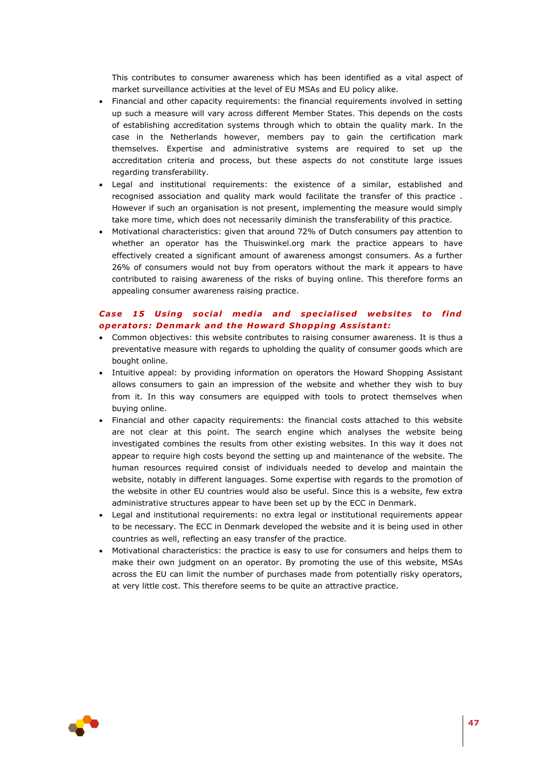This contributes to consumer awareness which has been identified as a vital aspect of market surveillance activities at the level of EU MSAs and EU policy alike.

- Financial and other capacity requirements: the financial requirements involved in setting up such a measure will vary across different Member States. This depends on the costs of establishing accreditation systems through which to obtain the quality mark. In the case in the Netherlands however, members pay to gain the certification mark themselves. Expertise and administrative systems are required to set up the accreditation criteria and process, but these aspects do not constitute large issues regarding transferability.
- Legal and institutional requirements: the existence of a similar, established and recognised association and quality mark would facilitate the transfer of this practice . However if such an organisation is not present, implementing the measure would simply take more time, which does not necessarily diminish the transferability of this practice.
- Motivational characteristics: given that around 72% of Dutch consumers pay attention to whether an operator has the Thuiswinkel.org mark the practice appears to have effectively created a significant amount of awareness amongst consumers. As a further 26% of consumers would not buy from operators without the mark it appears to have contributed to raising awareness of the risks of buying online. This therefore forms an appealing consumer awareness raising practice.

***Case 15 Using social media and specialised websites to find operators: Denmark and the Howard Shopping Assistant:***

- Common objectives: this website contributes to raising consumer awareness. It is thus a preventative measure with regards to upholding the quality of consumer goods which are bought online.
- Intuitive appeal: by providing information on operators the Howard Shopping Assistant allows consumers to gain an impression of the website and whether they wish to buy from it. In this way consumers are equipped with tools to protect themselves when buying online.
- Financial and other capacity requirements: the financial costs attached to this website are not clear at this point. The search engine which analyses the website being investigated combines the results from other existing websites. In this way it does not appear to require high costs beyond the setting up and maintenance of the website. The human resources required consist of individuals needed to develop and maintain the website, notably in different languages. Some expertise with regards to the promotion of the website in other EU countries would also be useful. Since this is a website, few extra administrative structures appear to have been set up by the ECC in Denmark.
- Legal and institutional requirements: no extra legal or institutional requirements appear to be necessary. The ECC in Denmark developed the website and it is being used in other countries as well, reflecting an easy transfer of the practice.
- Motivational characteristics: the practice is easy to use for consumers and helps them to make their own judgment on an operator. By promoting the use of this website, MSAs across the EU can limit the number of purchases made from potentially risky operators, at very little cost. This therefore seems to be quite an attractive practice.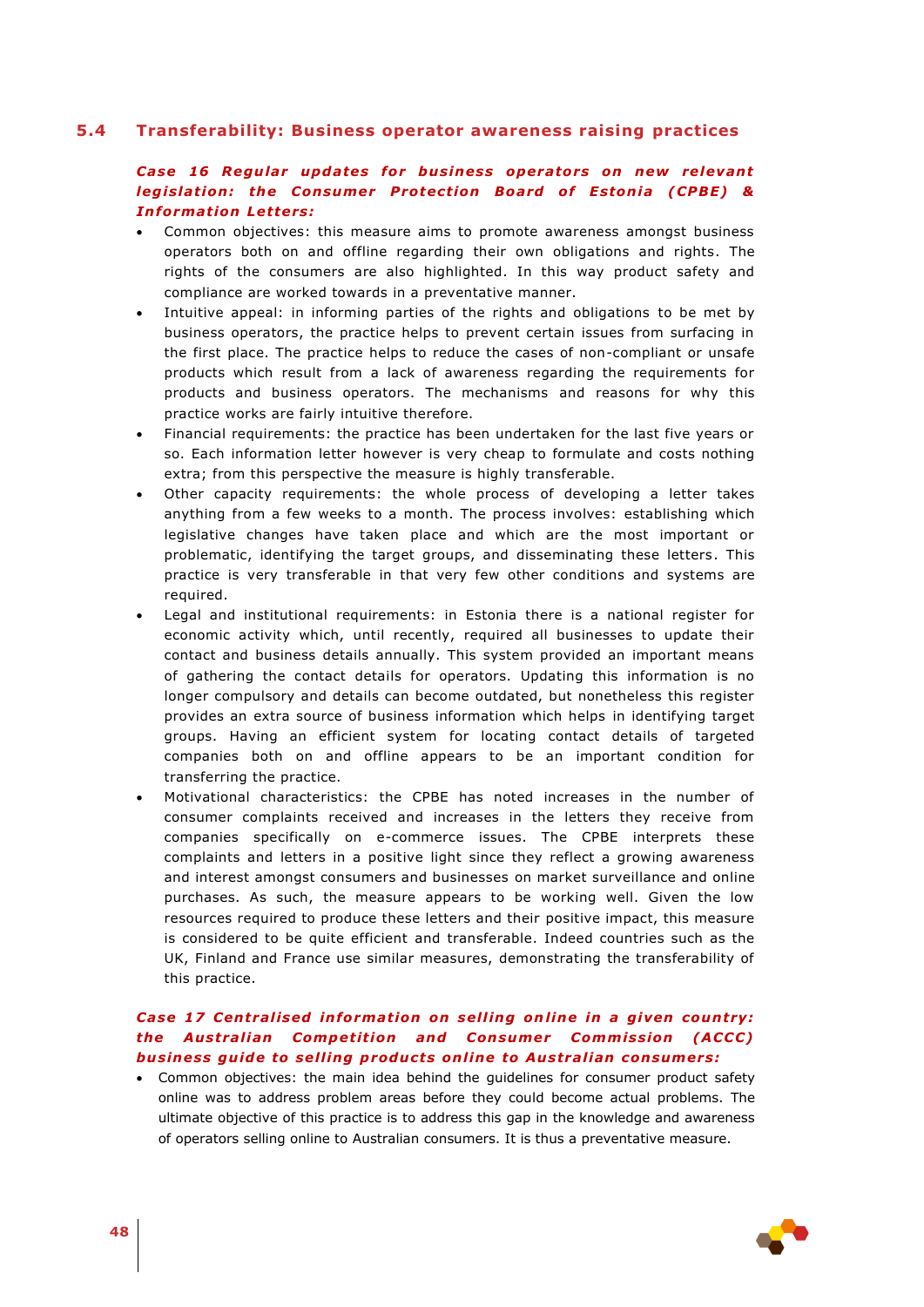## 5.4 Transferability: Business operator awareness raising practices

***Case 16 Regular updates for business operators on new relevant legislation: the Consumer Protection Board of Estonia (CPBE) & Information Letters:***

- Common objectives: this measure aims to promote awareness amongst business operators both on and offline regarding their own obligations and rights. The rights of the consumers are also highlighted. In this way product safety and compliance are worked towards in a preventative manner.
- Intuitive appeal: in informing parties of the rights and obligations to be met by business operators, the practice helps to prevent certain issues from surfacing in the first place. The practice helps to reduce the cases of non-compliant or unsafe products which result from a lack of awareness regarding the requirements for products and business operators. The mechanisms and reasons for why this practice works are fairly intuitive therefore.
- Financial requirements: the practice has been undertaken for the last five years or so. Each information letter however is very cheap to formulate and costs nothing extra; from this perspective the measure is highly transferable.
- Other capacity requirements: the whole process of developing a letter takes anything from a few weeks to a month. The process involves: establishing which legislative changes have taken place and which are the most important or problematic, identifying the target groups, and disseminating these letters. This practice is very transferable in that very few other conditions and systems are required.
- Legal and institutional requirements: in Estonia there is a national register for economic activity which, until recently, required all businesses to update their contact and business details annually. This system provided an important means of gathering the contact details for operators. Updating this information is no longer compulsory and details can become outdated, but nonetheless this register provides an extra source of business information which helps in identifying target groups. Having an efficient system for locating contact details of targeted companies both on and offline appears to be an important condition for transferring the practice.
- Motivational characteristics: the CPBE has noted increases in the number of consumer complaints received and increases in the letters they receive from companies specifically on e-commerce issues. The CPBE interprets these complaints and letters in a positive light since they reflect a growing awareness and interest amongst consumers and businesses on market surveillance and online purchases. As such, the measure appears to be working well. Given the low resources required to produce these letters and their positive impact, this measure is considered to be quite efficient and transferable. Indeed countries such as the UK, Finland and France use similar measures, demonstrating the transferability of this practice.

***Case 17 Centralised information on selling online in a given country: the Australian Competition and Consumer Commission (ACCC) business guide to selling products online to Australian consumers:***

- Common objectives: the main idea behind the guidelines for consumer product safety online was to address problem areas before they could become actual problems. The ultimate objective of this practice is to address this gap in the knowledge and awareness of operators selling online to Australian consumers. It is thus a preventative measure.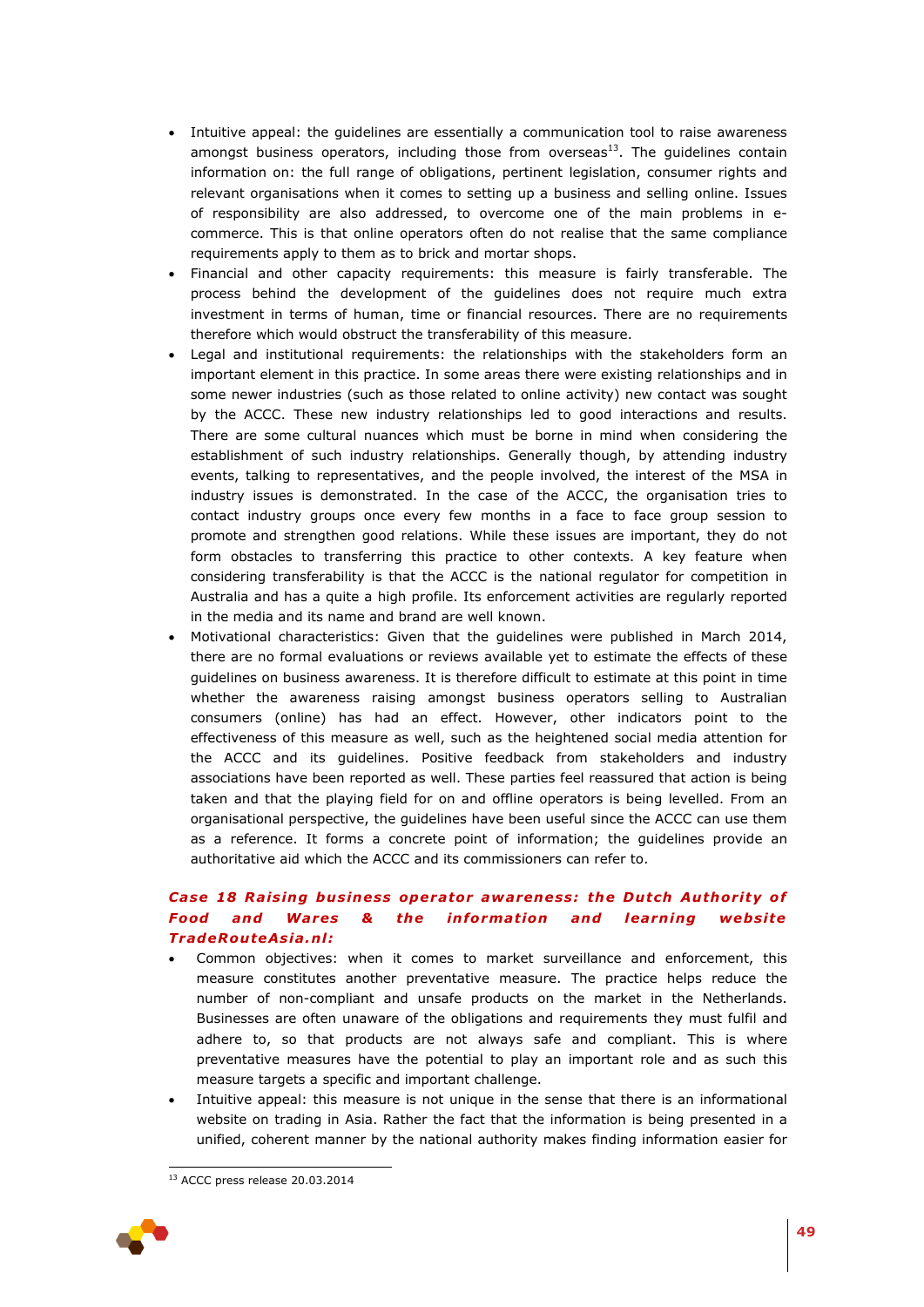- Intuitive appeal: the guidelines are essentially a communication tool to raise awareness amongst business operators, including those from overseas[13]. The guidelines contain information on: the full range of obligations, pertinent legislation, consumer rights and relevant organisations when it comes to setting up a business and selling online. Issues of responsibility are also addressed, to overcome one of the main problems in e-commerce. This is that online operators often do not realise that the same compliance requirements apply to them as to brick and mortar shops.
- Financial and other capacity requirements: this measure is fairly transferable. The process behind the development of the guidelines does not require much extra investment in terms of human, time or financial resources. There are no requirements therefore which would obstruct the transferability of this measure.
- Legal and institutional requirements: the relationships with the stakeholders form an important element in this practice. In some areas there were existing relationships and in some newer industries (such as those related to online activity) new contact was sought by the ACCC. These new industry relationships led to good interactions and results. There are some cultural nuances which must be borne in mind when considering the establishment of such industry relationships. Generally though, by attending industry events, talking to representatives, and the people involved, the interest of the MSA in industry issues is demonstrated. In the case of the ACCC, the organisation tries to contact industry groups once every few months in a face to face group session to promote and strengthen good relations. While these issues are important, they do not form obstacles to transferring this practice to other contexts. A key feature when considering transferability is that the ACCC is the national regulator for competition in Australia and has a quite a high profile. Its enforcement activities are regularly reported in the media and its name and brand are well known.
- Motivational characteristics: Given that the guidelines were published in March 2014, there are no formal evaluations or reviews available yet to estimate the effects of these guidelines on business awareness. It is therefore difficult to estimate at this point in time whether the awareness raising amongst business operators selling to Australian consumers (online) has had an effect. However, other indicators point to the effectiveness of this measure as well, such as the heightened social media attention for the ACCC and its guidelines. Positive feedback from stakeholders and industry associations have been reported as well. These parties feel reassured that action is being taken and that the playing field for on and offline operators is being levelled. From an organisational perspective, the guidelines have been useful since the ACCC can use them as a reference. It forms a concrete point of information; the guidelines provide an authoritative aid which the ACCC and its commissioners can refer to.

***Case 18 Raising business operator awareness: the Dutch Authority of Food and Wares & the information and learning website TradeRouteAsia.nl:***

- Common objectives: when it comes to market surveillance and enforcement, this measure constitutes another preventative measure. The practice helps reduce the number of non-compliant and unsafe products on the market in the Netherlands. Businesses are often unaware of the obligations and requirements they must fulfil and adhere to, so that products are not always safe and compliant. This is where preventative measures have the potential to play an important role and as such this measure targets a specific and important challenge.
- Intuitive appeal: this measure is not unique in the sense that there is an informational website on trading in Asia. Rather the fact that the information is being presented in a unified, coherent manner by the national authority makes finding information easier for

[13] ACCC press release 20.03.2014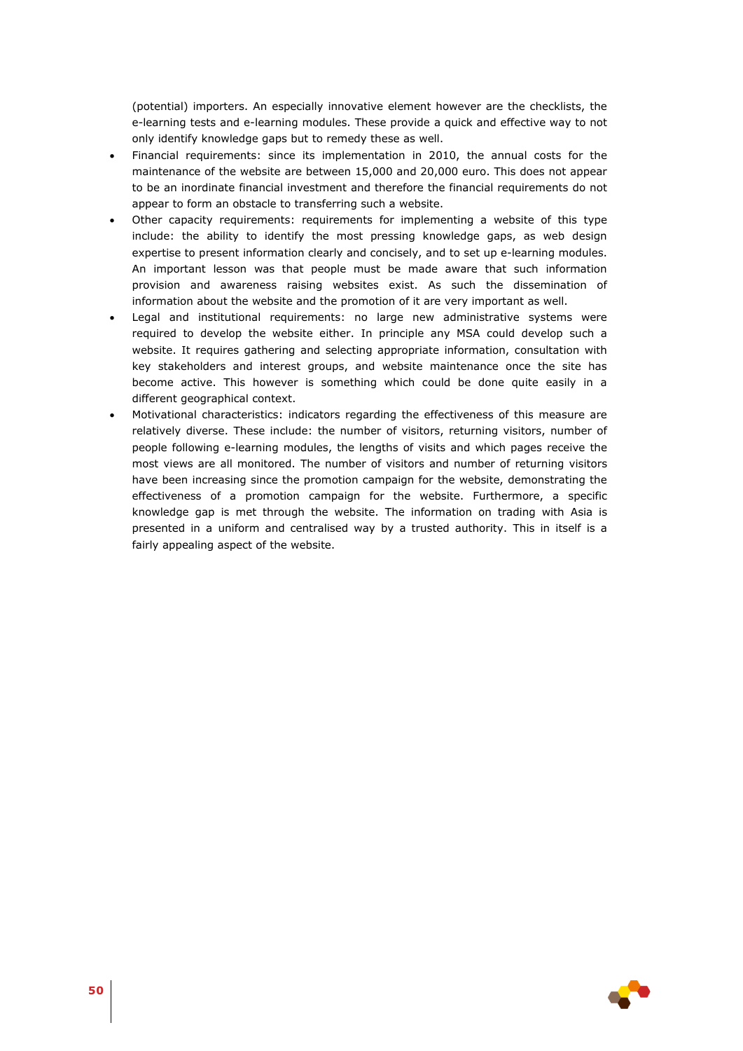(potential) importers. An especially innovative element however are the checklists, the e-learning tests and e-learning modules. These provide a quick and effective way to not only identify knowledge gaps but to remedy these as well.

- Financial requirements: since its implementation in 2010, the annual costs for the maintenance of the website are between 15,000 and 20,000 euro. This does not appear to be an inordinate financial investment and therefore the financial requirements do not appear to form an obstacle to transferring such a website.
- Other capacity requirements: requirements for implementing a website of this type include: the ability to identify the most pressing knowledge gaps, as web design expertise to present information clearly and concisely, and to set up e-learning modules. An important lesson was that people must be made aware that such information provision and awareness raising websites exist. As such the dissemination of information about the website and the promotion of it are very important as well.
- Legal and institutional requirements: no large new administrative systems were required to develop the website either. In principle any MSA could develop such a website. It requires gathering and selecting appropriate information, consultation with key stakeholders and interest groups, and website maintenance once the site has become active. This however is something which could be done quite easily in a different geographical context.
- Motivational characteristics: indicators regarding the effectiveness of this measure are relatively diverse. These include: the number of visitors, returning visitors, number of people following e-learning modules, the lengths of visits and which pages receive the most views are all monitored. The number of visitors and number of returning visitors have been increasing since the promotion campaign for the website, demonstrating the effectiveness of a promotion campaign for the website. Furthermore, a specific knowledge gap is met through the website. The information on trading with Asia is presented in a uniform and centralised way by a trusted authority. This in itself is a fairly appealing aspect of the website.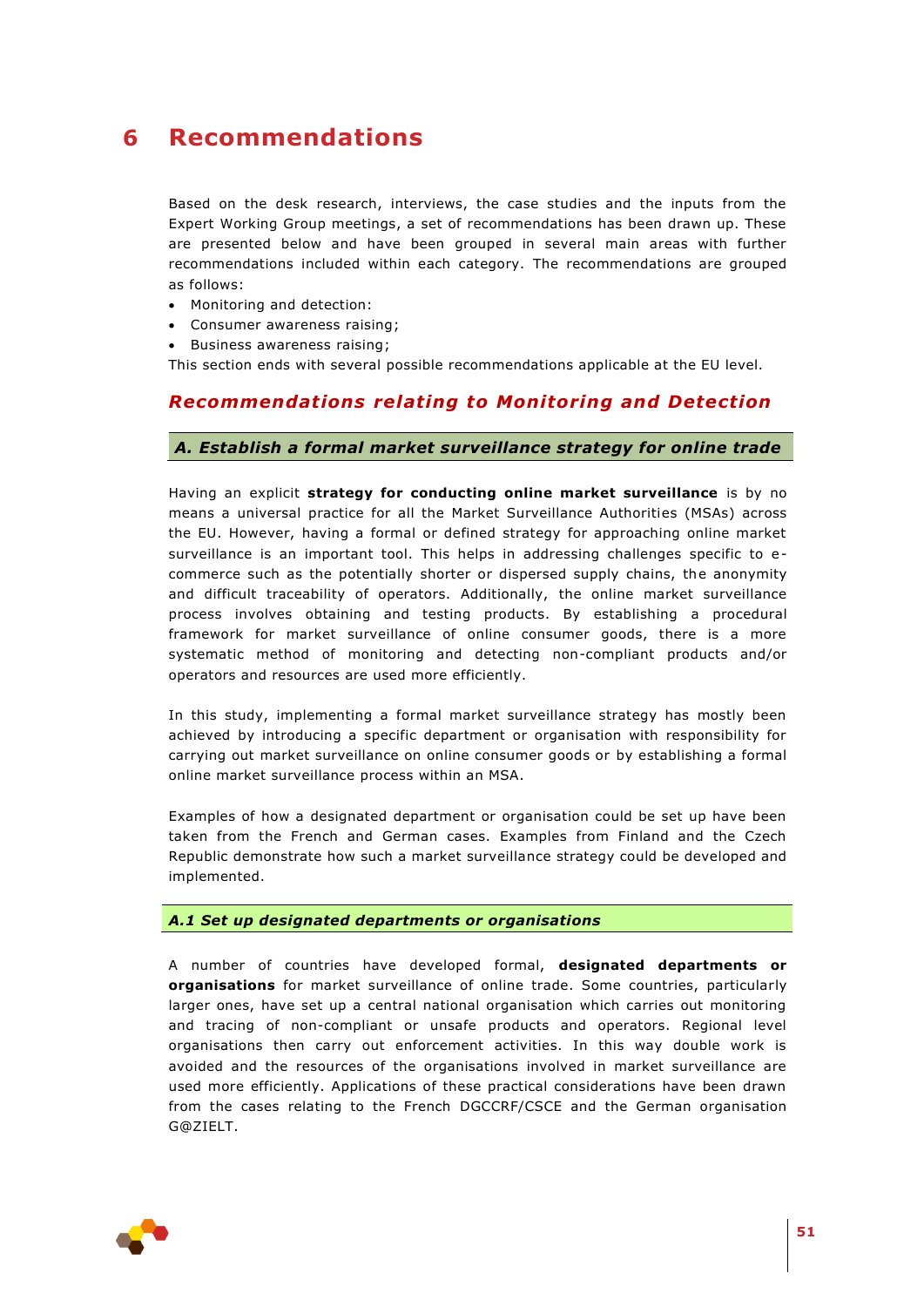# 6 Recommendations

Based on the desk research, interviews, the case studies and the inputs from the Expert Working Group meetings, a set of recommendations has been drawn up. These are presented below and have been grouped in several main areas with further recommendations included within each category. The recommendations are grouped as follows:

- Monitoring and detection:
- Consumer awareness raising;
- Business awareness raising;

This section ends with several possible recommendations applicable at the EU level.

## *Recommendations relating to Monitoring and Detection*

### *A. Establish a formal market surveillance strategy for online trade*

Having an explicit **strategy for conducting online market surveillance** is by no means a universal practice for all the Market Surveillance Authorities (MSAs) across the EU. However, having a formal or defined strategy for approaching online market surveillance is an important tool. This helps in addressing challenges specific to e-commerce such as the potentially shorter or dispersed supply chains, the anonymity and difficult traceability of operators. Additionally, the online market surveillance process involves obtaining and testing products. By establishing a procedural framework for market surveillance of online consumer goods, there is a more systematic method of monitoring and detecting non-compliant products and/or operators and resources are used more efficiently.

In this study, implementing a formal market surveillance strategy has mostly been achieved by introducing a specific department or organisation with responsibility for carrying out market surveillance on online consumer goods or by establishing a formal online market surveillance process within an MSA.

Examples of how a designated department or organisation could be set up have been taken from the French and German cases. Examples from Finland and the Czech Republic demonstrate how such a market surveillance strategy could be developed and implemented.

#### *A.1 Set up designated departments or organisations*

A number of countries have developed formal, **designated departments or organisations** for market surveillance of online trade. Some countries, particularly larger ones, have set up a central national organisation which carries out monitoring and tracing of non-compliant or unsafe products and operators. Regional level organisations then carry out enforcement activities. In this way double work is avoided and the resources of the organisations involved in market surveillance are used more efficiently. Applications of these practical considerations have been drawn from the cases relating to the French DGCCRF/CSCE and the German organisation G@ZIELT.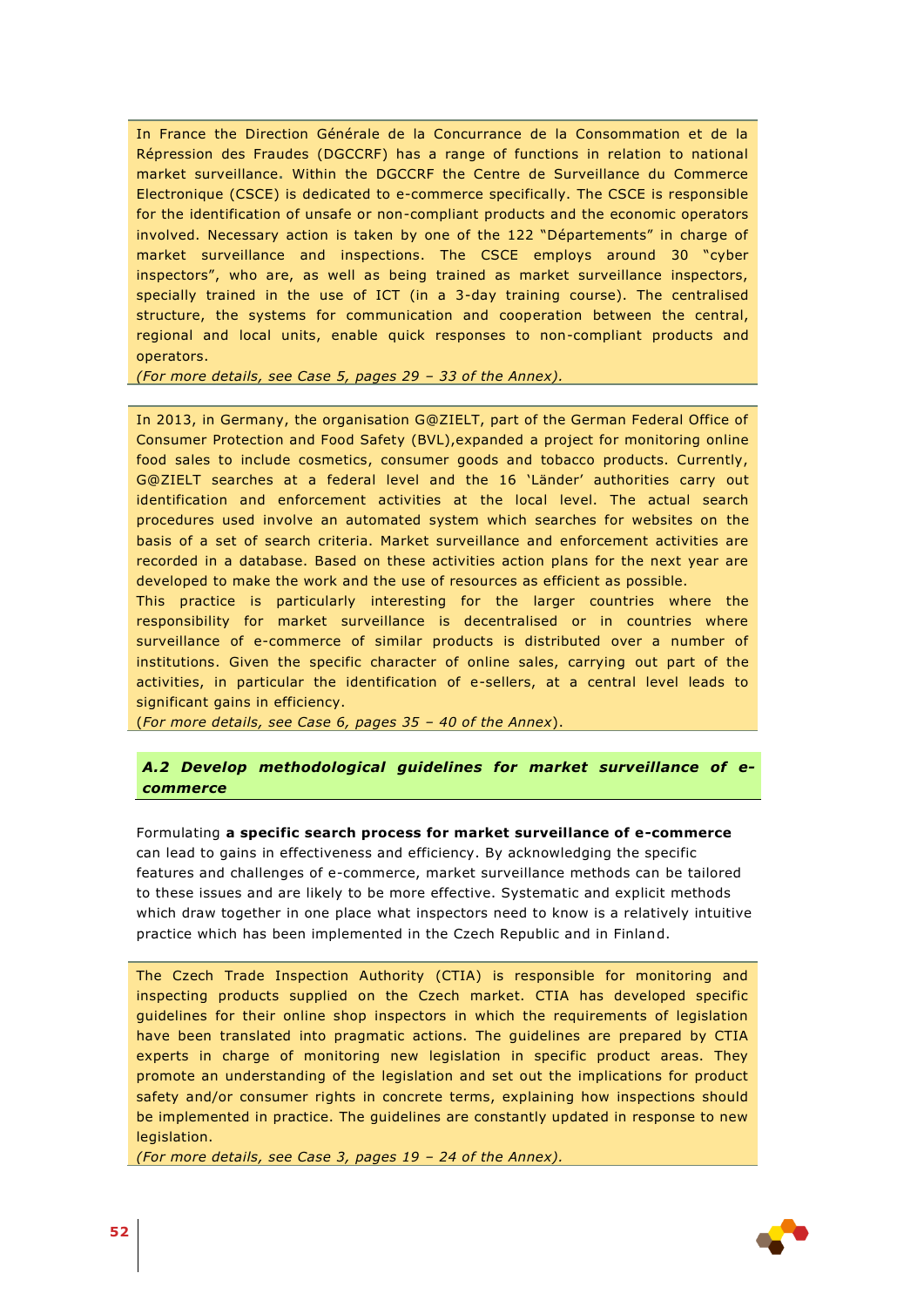In France the Direction Générale de la Concurrance de la Consommation et de la Répression des Fraudes (DGCCRF) has a range of functions in relation to national market surveillance. Within the DGCCRF the Centre de Surveillance du Commerce Electronique (CSCE) is dedicated to e-commerce specifically. The CSCE is responsible for the identification of unsafe or non-compliant products and the economic operators involved. Necessary action is taken by one of the 122 "Départements" in charge of market surveillance and inspections. The CSCE employs around 30 "cyber inspectors", who are, as well as being trained as market surveillance inspectors, specially trained in the use of ICT (in a 3-day training course). The centralised structure, the systems for communication and cooperation between the central, regional and local units, enable quick responses to non-compliant products and operators.

*(For more details, see Case 5, pages 29 – 33 of the Annex).*

In 2013, in Germany, the organisation G@ZIELT, part of the German Federal Office of Consumer Protection and Food Safety (BVL),expanded a project for monitoring online food sales to include cosmetics, consumer goods and tobacco products. Currently, G@ZIELT searches at a federal level and the 16 'Länder' authorities carry out identification and enforcement activities at the local level. The actual search procedures used involve an automated system which searches for websites on the basis of a set of search criteria. Market surveillance and enforcement activities are recorded in a database. Based on these activities action plans for the next year are developed to make the work and the use of resources as efficient as possible.

This practice is particularly interesting for the larger countries where the responsibility for market surveillance is decentralised or in countries where surveillance of e-commerce of similar products is distributed over a number of institutions. Given the specific character of online sales, carrying out part of the activities, in particular the identification of e-sellers, at a central level leads to significant gains in efficiency.

(*For more details, see Case 6, pages 35 – 40 of the Annex*).

### *A.2 Develop methodological guidelines for market surveillance of e-commerce*

Formulating **a specific search process for market surveillance of e-commerce** can lead to gains in effectiveness and efficiency. By acknowledging the specific features and challenges of e-commerce, market surveillance methods can be tailored to these issues and are likely to be more effective. Systematic and explicit methods which draw together in one place what inspectors need to know is a relatively intuitive practice which has been implemented in the Czech Republic and in Finland.

The Czech Trade Inspection Authority (CTIA) is responsible for monitoring and inspecting products supplied on the Czech market. CTIA has developed specific guidelines for their online shop inspectors in which the requirements of legislation have been translated into pragmatic actions. The guidelines are prepared by CTIA experts in charge of monitoring new legislation in specific product areas. They promote an understanding of the legislation and set out the implications for product safety and/or consumer rights in concrete terms, explaining how inspections should be implemented in practice. The guidelines are constantly updated in response to new legislation.

*(For more details, see Case 3, pages 19 – 24 of the Annex).*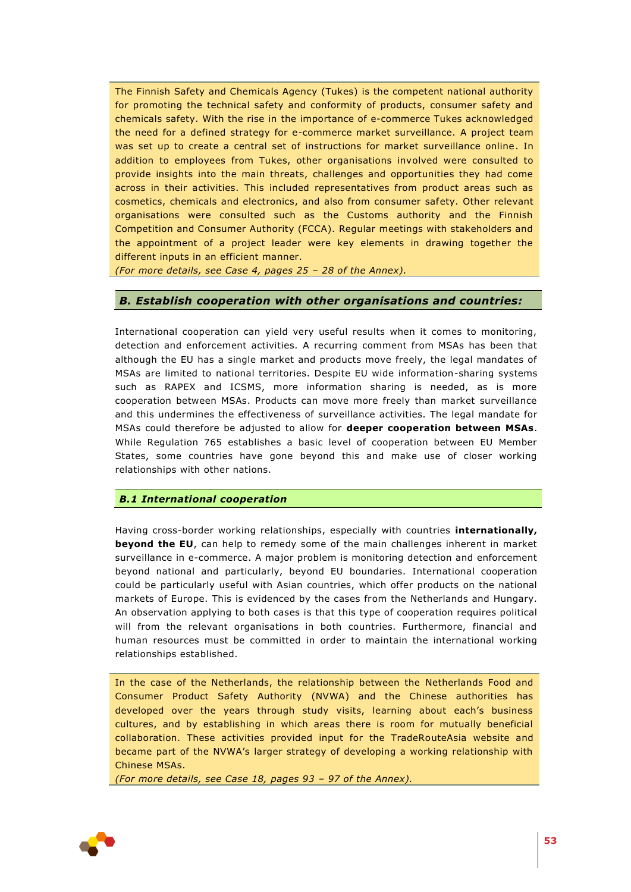The Finnish Safety and Chemicals Agency (Tukes) is the competent national authority for promoting the technical safety and conformity of products, consumer safety and chemicals safety. With the rise in the importance of e-commerce Tukes acknowledged the need for a defined strategy for e-commerce market surveillance. A project team was set up to create a central set of instructions for market surveillance online. In addition to employees from Tukes, other organisations involved were consulted to provide insights into the main threats, challenges and opportunities they had come across in their activities. This included representatives from product areas such as cosmetics, chemicals and electronics, and also from consumer safety. Other relevant organisations were consulted such as the Customs authority and the Finnish Competition and Consumer Authority (FCCA). Regular meetings with stakeholders and the appointment of a project leader were key elements in drawing together the different inputs in an efficient manner.
*(For more details, see Case 4, pages 25 – 28 of the Annex).*

## *B. Establish cooperation with other organisations and countries:*

International cooperation can yield very useful results when it comes to monitoring, detection and enforcement activities. A recurring comment from MSAs has been that although the EU has a single market and products move freely, the legal mandates of MSAs are limited to national territories. Despite EU wide information-sharing systems such as RAPEX and ICSMS, more information sharing is needed, as is more cooperation between MSAs. Products can move more freely than market surveillance and this undermines the effectiveness of surveillance activities. The legal mandate for MSAs could therefore be adjusted to allow for **deeper cooperation between MSAs**. While Regulation 765 establishes a basic level of cooperation between EU Member States, some countries have gone beyond this and make use of closer working relationships with other nations.

### *B.1 International cooperation*

Having cross-border working relationships, especially with countries **internationally, beyond the EU**, can help to remedy some of the main challenges inherent in market surveillance in e-commerce. A major problem is monitoring detection and enforcement beyond national and particularly, beyond EU boundaries. International cooperation could be particularly useful with Asian countries, which offer products on the national markets of Europe. This is evidenced by the cases from the Netherlands and Hungary. An observation applying to both cases is that this type of cooperation requires political will from the relevant organisations in both countries. Furthermore, financial and human resources must be committed in order to maintain the international working relationships established.

In the case of the Netherlands, the relationship between the Netherlands Food and Consumer Product Safety Authority (NVWA) and the Chinese authorities has developed over the years through study visits, learning about each's business cultures, and by establishing in which areas there is room for mutually beneficial collaboration. These activities provided input for the TradeRouteAsia website and became part of the NVWA's larger strategy of developing a working relationship with Chinese MSAs.
*(For more details, see Case 18, pages 93 – 97 of the Annex).*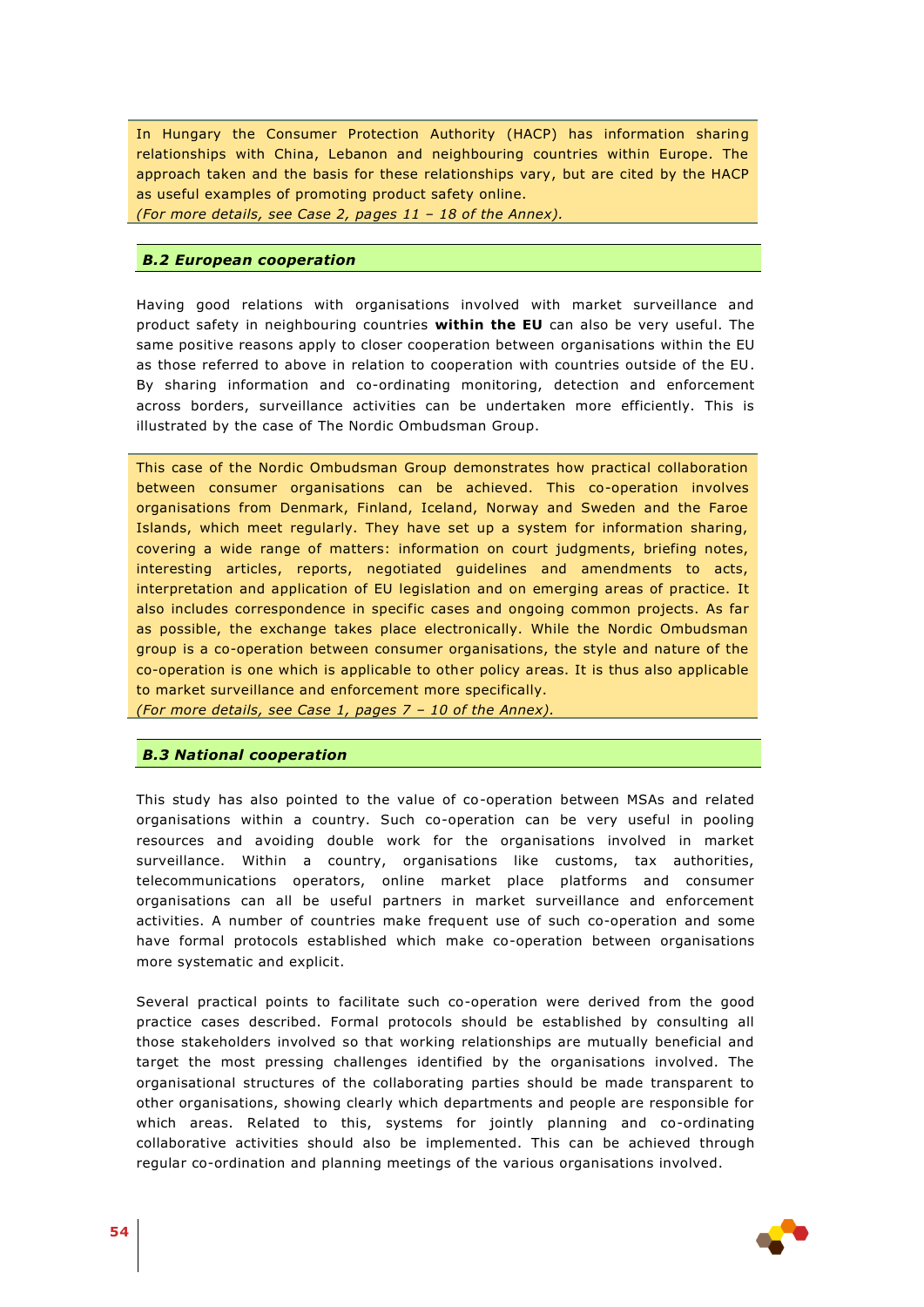In Hungary the Consumer Protection Authority (HACP) has information sharing relationships with China, Lebanon and neighbouring countries within Europe. The approach taken and the basis for these relationships vary, but are cited by the HACP as useful examples of promoting product safety online.
*(For more details, see Case 2, pages 11 – 18 of the Annex).*

### *B.2 European cooperation*

Having good relations with organisations involved with market surveillance and product safety in neighbouring countries **within the EU** can also be very useful. The same positive reasons apply to closer cooperation between organisations within the EU as those referred to above in relation to cooperation with countries outside of the EU. By sharing information and co-ordinating monitoring, detection and enforcement across borders, surveillance activities can be undertaken more efficiently. This is illustrated by the case of The Nordic Ombudsman Group.

This case of the Nordic Ombudsman Group demonstrates how practical collaboration between consumer organisations can be achieved. This co-operation involves organisations from Denmark, Finland, Iceland, Norway and Sweden and the Faroe Islands, which meet regularly. They have set up a system for information sharing, covering a wide range of matters: information on court judgments, briefing notes, interesting articles, reports, negotiated guidelines and amendments to acts, interpretation and application of EU legislation and on emerging areas of practice. It also includes correspondence in specific cases and ongoing common projects. As far as possible, the exchange takes place electronically. While the Nordic Ombudsman group is a co-operation between consumer organisations, the style and nature of the co-operation is one which is applicable to other policy areas. It is thus also applicable to market surveillance and enforcement more specifically.
*(For more details, see Case 1, pages 7 – 10 of the Annex).*

### *B.3 National cooperation*

This study has also pointed to the value of co-operation between MSAs and related organisations within a country. Such co-operation can be very useful in pooling resources and avoiding double work for the organisations involved in market surveillance. Within a country, organisations like customs, tax authorities, telecommunications operators, online market place platforms and consumer organisations can all be useful partners in market surveillance and enforcement activities. A number of countries make frequent use of such co-operation and some have formal protocols established which make co-operation between organisations more systematic and explicit.

Several practical points to facilitate such co-operation were derived from the good practice cases described. Formal protocols should be established by consulting all those stakeholders involved so that working relationships are mutually beneficial and target the most pressing challenges identified by the organisations involved. The organisational structures of the collaborating parties should be made transparent to other organisations, showing clearly which departments and people are responsible for which areas. Related to this, systems for jointly planning and co-ordinating collaborative activities should also be implemented. This can be achieved through regular co-ordination and planning meetings of the various organisations involved.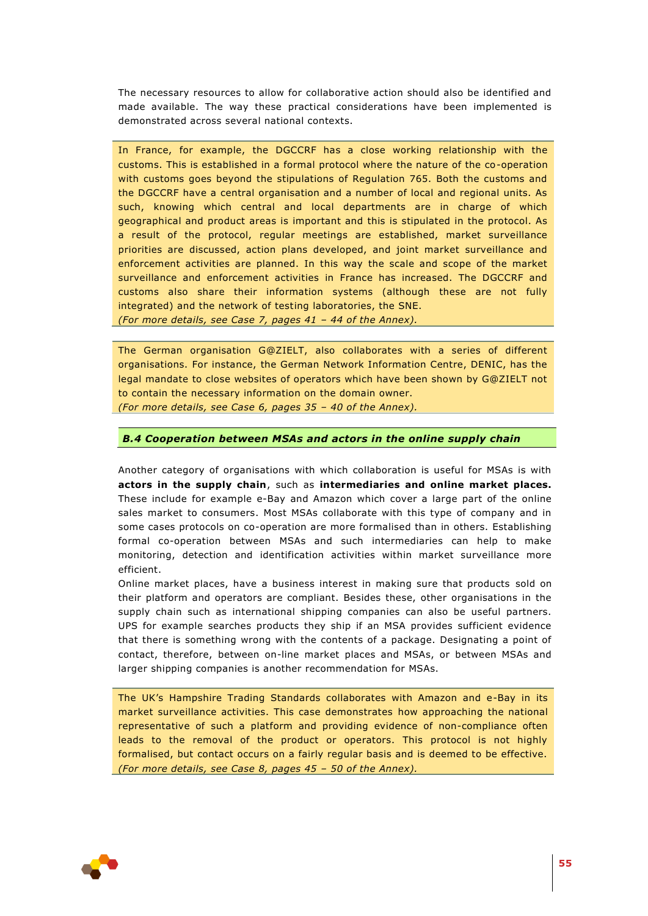The necessary resources to allow for collaborative action should also be identified and made available. The way these practical considerations have been implemented is demonstrated across several national contexts.

In France, for example, the DGCCRF has a close working relationship with the customs. This is established in a formal protocol where the nature of the co-operation with customs goes beyond the stipulations of Regulation 765. Both the customs and the DGCCRF have a central organisation and a number of local and regional units. As such, knowing which central and local departments are in charge of which geographical and product areas is important and this is stipulated in the protocol. As a result of the protocol, regular meetings are established, market surveillance priorities are discussed, action plans developed, and joint market surveillance and enforcement activities are planned. In this way the scale and scope of the market surveillance and enforcement activities in France has increased. The DGCCRF and customs also share their information systems (although these are not fully integrated) and the network of testing laboratories, the SNE.
*(For more details, see Case 7, pages 41 – 44 of the Annex).*

The German organisation G@ZIELT, also collaborates with a series of different organisations. For instance, the German Network Information Centre, DENIC, has the legal mandate to close websites of operators which have been shown by G@ZIELT not to contain the necessary information on the domain owner.
*(For more details, see Case 6, pages 35 – 40 of the Annex).*

### B.4 Cooperation between MSAs and actors in the online supply chain

Another category of organisations with which collaboration is useful for MSAs is with **actors in the supply chain**, such as **intermediaries and online market places.** These include for example e-Bay and Amazon which cover a large part of the online sales market to consumers. Most MSAs collaborate with this type of company and in some cases protocols on co-operation are more formalised than in others. Establishing formal co-operation between MSAs and such intermediaries can help to make monitoring, detection and identification activities within market surveillance more efficient.
Online market places, have a business interest in making sure that products sold on their platform and operators are compliant. Besides these, other organisations in the supply chain such as international shipping companies can also be useful partners. UPS for example searches products they ship if an MSA provides sufficient evidence that there is something wrong with the contents of a package. Designating a point of contact, therefore, between on-line market places and MSAs, or between MSAs and larger shipping companies is another recommendation for MSAs.

The UK's Hampshire Trading Standards collaborates with Amazon and e-Bay in its market surveillance activities. This case demonstrates how approaching the national representative of such a platform and providing evidence of non-compliance often leads to the removal of the product or operators. This protocol is not highly formalised, but contact occurs on a fairly regular basis and is deemed to be effective.
*(For more details, see Case 8, pages 45 – 50 of the Annex).*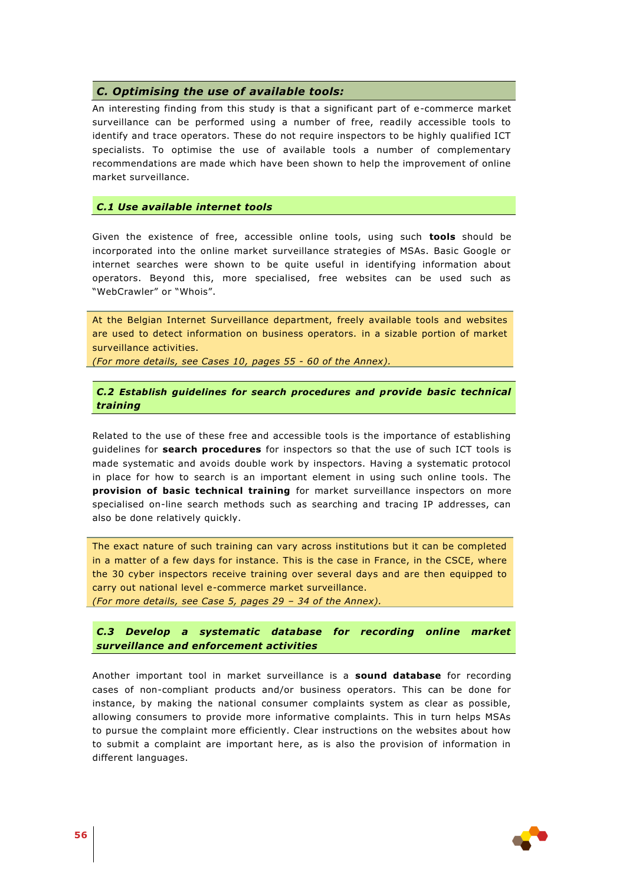## *C. Optimising the use of available tools:*

An interesting finding from this study is that a significant part of e-commerce market surveillance can be performed using a number of free, readily accessible tools to identify and trace operators. These do not require inspectors to be highly qualified ICT specialists. To optimise the use of available tools a number of complementary recommendations are made which have been shown to help the improvement of online market surveillance.

### *C.1 Use available internet tools*

Given the existence of free, accessible online tools, using such **tools** should be incorporated into the online market surveillance strategies of MSAs. Basic Google or internet searches were shown to be quite useful in identifying information about operators. Beyond this, more specialised, free websites can be used such as "WebCrawler" or "Whois".

At the Belgian Internet Surveillance department, freely available tools and websites are used to detect information on business operators. in a sizable portion of market surveillance activities.
*(For more details, see Cases 10, pages 55 - 60 of the Annex).*

### *C.2 Establish guidelines for search procedures and provide basic technical training*

Related to the use of these free and accessible tools is the importance of establishing guidelines for **search procedures** for inspectors so that the use of such ICT tools is made systematic and avoids double work by inspectors. Having a systematic protocol in place for how to search is an important element in using such online tools. The **provision of basic technical training** for market surveillance inspectors on more specialised on-line search methods such as searching and tracing IP addresses, can also be done relatively quickly.

The exact nature of such training can vary across institutions but it can be completed in a matter of a few days for instance. This is the case in France, in the CSCE, where the 30 cyber inspectors receive training over several days and are then equipped to carry out national level e-commerce market surveillance.
*(For more details, see Case 5, pages 29 – 34 of the Annex).*

### *C.3 Develop a systematic database for recording online market surveillance and enforcement activities*

Another important tool in market surveillance is a **sound database** for recording cases of non-compliant products and/or business operators. This can be done for instance, by making the national consumer complaints system as clear as possible, allowing consumers to provide more informative complaints. This in turn helps MSAs to pursue the complaint more efficiently. Clear instructions on the websites about how to submit a complaint are important here, as is also the provision of information in different languages.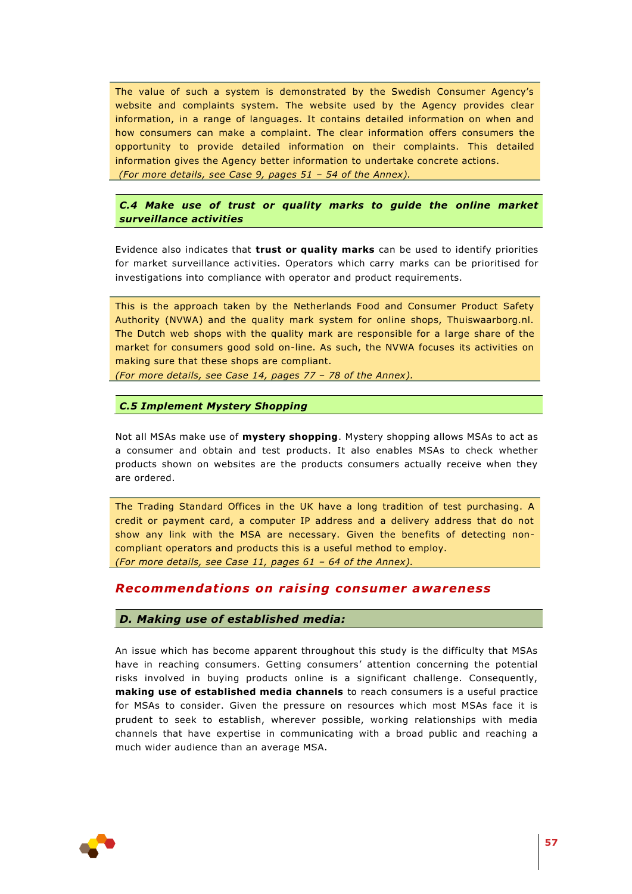The value of such a system is demonstrated by the Swedish Consumer Agency's website and complaints system. The website used by the Agency provides clear information, in a range of languages. It contains detailed information on when and how consumers can make a complaint. The clear information offers consumers the opportunity to provide detailed information on their complaints. This detailed information gives the Agency better information to undertake concrete actions.
*(For more details, see Case 9, pages 51 – 54 of the Annex).*

### *C.4 Make use of trust or quality marks to guide the online market surveillance activities*

Evidence also indicates that **trust or quality marks** can be used to identify priorities for market surveillance activities. Operators which carry marks can be prioritised for investigations into compliance with operator and product requirements.

This is the approach taken by the Netherlands Food and Consumer Product Safety Authority (NVWA) and the quality mark system for online shops, Thuiswaarborg.nl. The Dutch web shops with the quality mark are responsible for a large share of the market for consumers good sold on-line. As such, the NVWA focuses its activities on making sure that these shops are compliant.
*(For more details, see Case 14, pages 77 – 78 of the Annex).*

### *C.5 Implement Mystery Shopping*

Not all MSAs make use of **mystery shopping**. Mystery shopping allows MSAs to act as a consumer and obtain and test products. It also enables MSAs to check whether products shown on websites are the products consumers actually receive when they are ordered.

The Trading Standard Offices in the UK have a long tradition of test purchasing. A credit or payment card, a computer IP address and a delivery address that do not show any link with the MSA are necessary. Given the benefits of detecting non-compliant operators and products this is a useful method to employ.
*(For more details, see Case 11, pages 61 – 64 of the Annex).*

## *Recommendations on raising consumer awareness*

### *D. Making use of established media:*

An issue which has become apparent throughout this study is the difficulty that MSAs have in reaching consumers. Getting consumers' attention concerning the potential risks involved in buying products online is a significant challenge. Consequently, **making use of established media channels** to reach consumers is a useful practice for MSAs to consider. Given the pressure on resources which most MSAs face it is prudent to seek to establish, wherever possible, working relationships with media channels that have expertise in communicating with a broad public and reaching a much wider audience than an average MSA.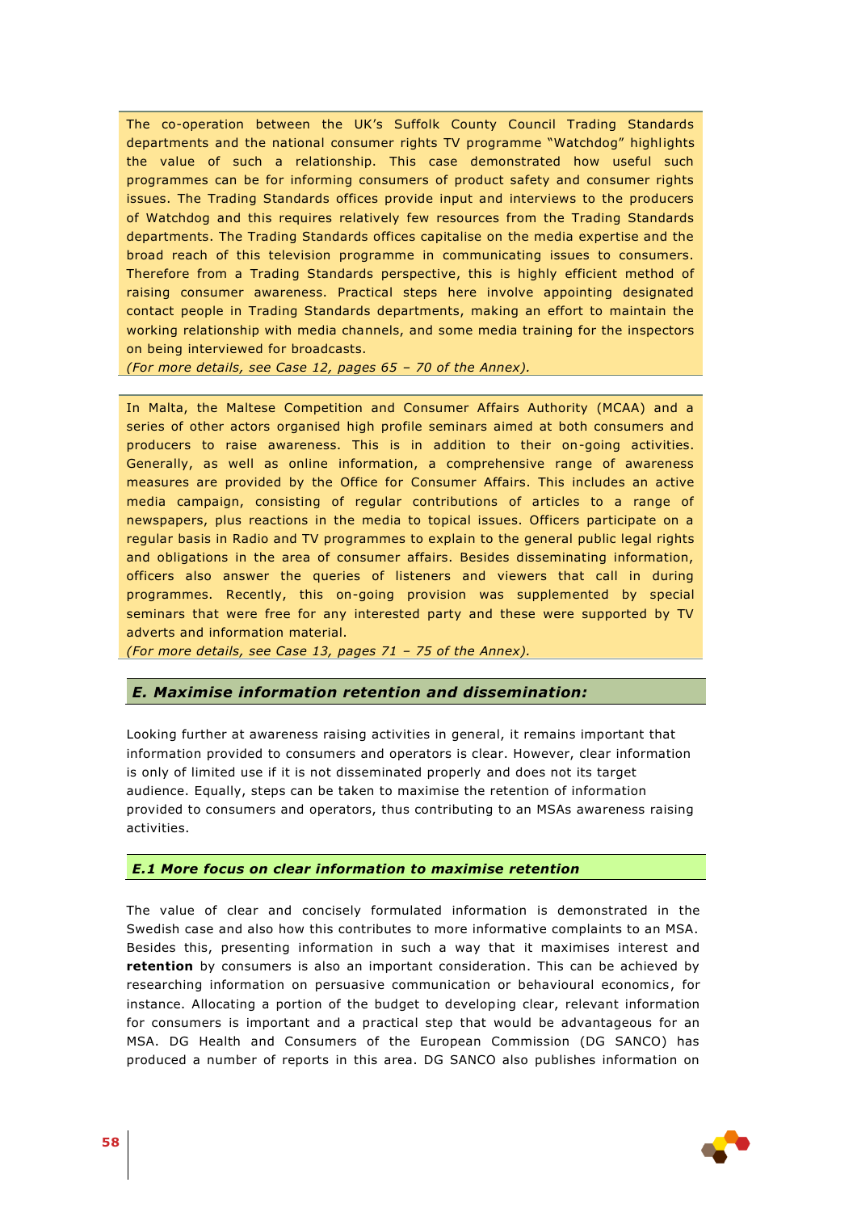The co-operation between the UK's Suffolk County Council Trading Standards departments and the national consumer rights TV programme "Watchdog" highlights the value of such a relationship. This case demonstrated how useful such programmes can be for informing consumers of product safety and consumer rights issues. The Trading Standards offices provide input and interviews to the producers of Watchdog and this requires relatively few resources from the Trading Standards departments. The Trading Standards offices capitalise on the media expertise and the broad reach of this television programme in communicating issues to consumers. Therefore from a Trading Standards perspective, this is highly efficient method of raising consumer awareness. Practical steps here involve appointing designated contact people in Trading Standards departments, making an effort to maintain the working relationship with media channels, and some media training for the inspectors on being interviewed for broadcasts.

*(For more details, see Case 12, pages 65 – 70 of the Annex).*

In Malta, the Maltese Competition and Consumer Affairs Authority (MCAA) and a series of other actors organised high profile seminars aimed at both consumers and producers to raise awareness. This is in addition to their on-going activities. Generally, as well as online information, a comprehensive range of awareness measures are provided by the Office for Consumer Affairs. This includes an active media campaign, consisting of regular contributions of articles to a range of newspapers, plus reactions in the media to topical issues. Officers participate on a regular basis in Radio and TV programmes to explain to the general public legal rights and obligations in the area of consumer affairs. Besides disseminating information, officers also answer the queries of listeners and viewers that call in during programmes. Recently, this on-going provision was supplemented by special seminars that were free for any interested party and these were supported by TV adverts and information material.

*(For more details, see Case 13, pages 71 – 75 of the Annex).*

## *E. Maximise information retention and dissemination:*

Looking further at awareness raising activities in general, it remains important that information provided to consumers and operators is clear. However, clear information is only of limited use if it is not disseminated properly and does not its target audience. Equally, steps can be taken to maximise the retention of information provided to consumers and operators, thus contributing to an MSAs awareness raising activities.

### *E.1 More focus on clear information to maximise retention*

The value of clear and concisely formulated information is demonstrated in the Swedish case and also how this contributes to more informative complaints to an MSA. Besides this, presenting information in such a way that it maximises interest and **retention** by consumers is also an important consideration. This can be achieved by researching information on persuasive communication or behavioural economics, for instance. Allocating a portion of the budget to developing clear, relevant information for consumers is important and a practical step that would be advantageous for an MSA. DG Health and Consumers of the European Commission (DG SANCO) has produced a number of reports in this area. DG SANCO also publishes information on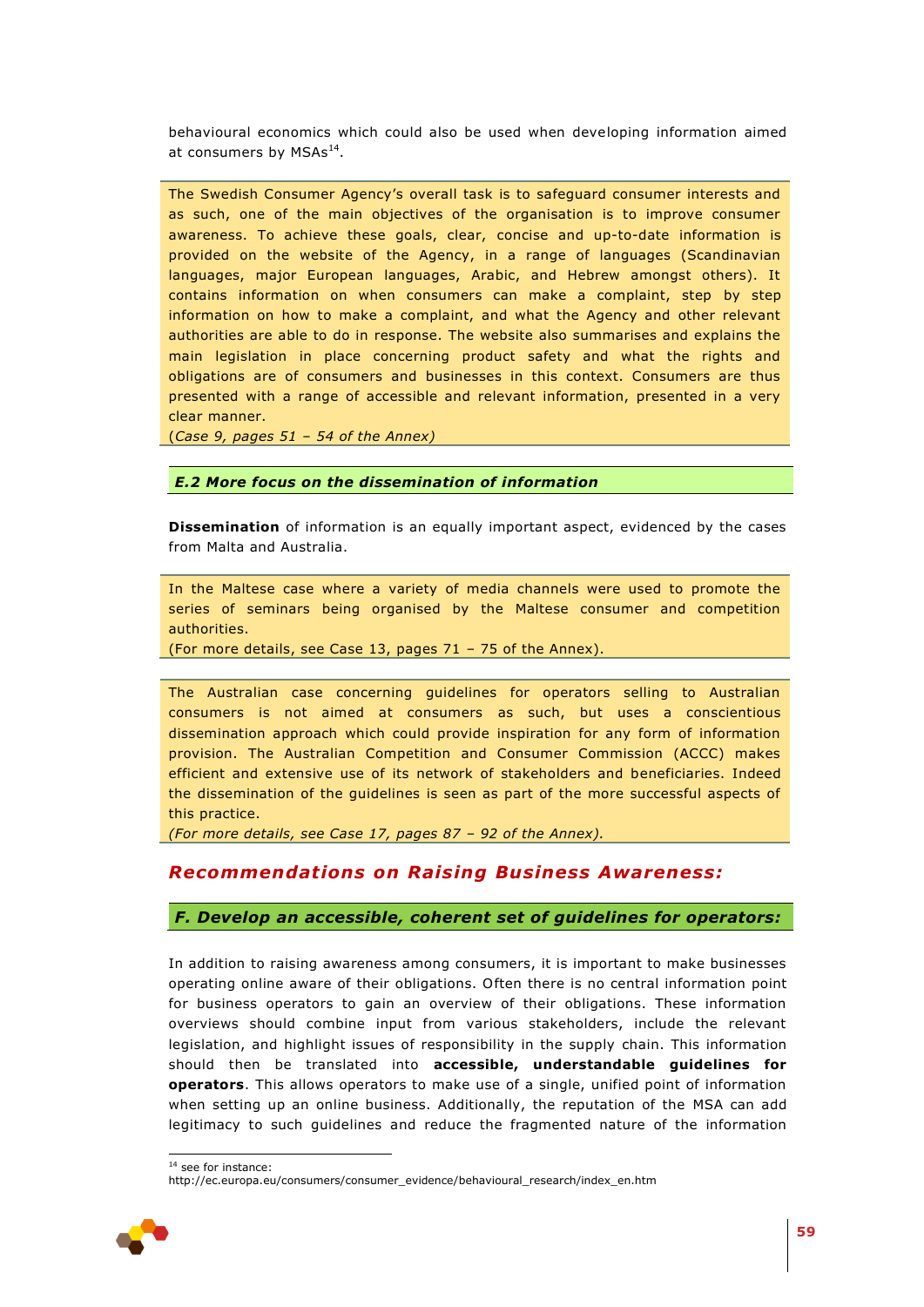behavioural economics which could also be used when developing information aimed at consumers by MSAs[14].

> The Swedish Consumer Agency's overall task is to safeguard consumer interests and as such, one of the main objectives of the organisation is to improve consumer awareness. To achieve these goals, clear, concise and up-to-date information is provided on the website of the Agency, in a range of languages (Scandinavian languages, major European languages, Arabic, and Hebrew amongst others). It contains information on when consumers can make a complaint, step by step information on how to make a complaint, and what the Agency and other relevant authorities are able to do in response. The website also summarises and explains the main legislation in place concerning product safety and what the rights and obligations are of consumers and businesses in this context. Consumers are thus presented with a range of accessible and relevant information, presented in a very clear manner.
> (*Case 9, pages 51 – 54 of the Annex)*

### *E.2 More focus on the dissemination of information*

**Dissemination** of information is an equally important aspect, evidenced by the cases from Malta and Australia.

> In the Maltese case where a variety of media channels were used to promote the series of seminars being organised by the Maltese consumer and competition authorities.
> (For more details, see Case 13, pages 71 – 75 of the Annex).

> The Australian case concerning guidelines for operators selling to Australian consumers is not aimed at consumers as such, but uses a conscientious dissemination approach which could provide inspiration for any form of information provision. The Australian Competition and Consumer Commission (ACCC) makes efficient and extensive use of its network of stakeholders and beneficiaries. Indeed the dissemination of the guidelines is seen as part of the more successful aspects of this practice.
> *(For more details, see Case 17, pages 87 – 92 of the Annex).*

## *Recommendations on Raising Business Awareness:*

### *F. Develop an accessible, coherent set of guidelines for operators:*

In addition to raising awareness among consumers, it is important to make businesses operating online aware of their obligations. Often there is no central information point for business operators to gain an overview of their obligations. These information overviews should combine input from various stakeholders, include the relevant legislation, and highlight issues of responsibility in the supply chain. This information should then be translated into **accessible, understandable guidelines for operators**. This allows operators to make use of a single, unified point of information when setting up an online business. Additionally, the reputation of the MSA can add legitimacy to such guidelines and reduce the fragmented nature of the information

[14] see for instance: http://ec.europa.eu/consumers/consumer_evidence/behavioural_research/index_en.htm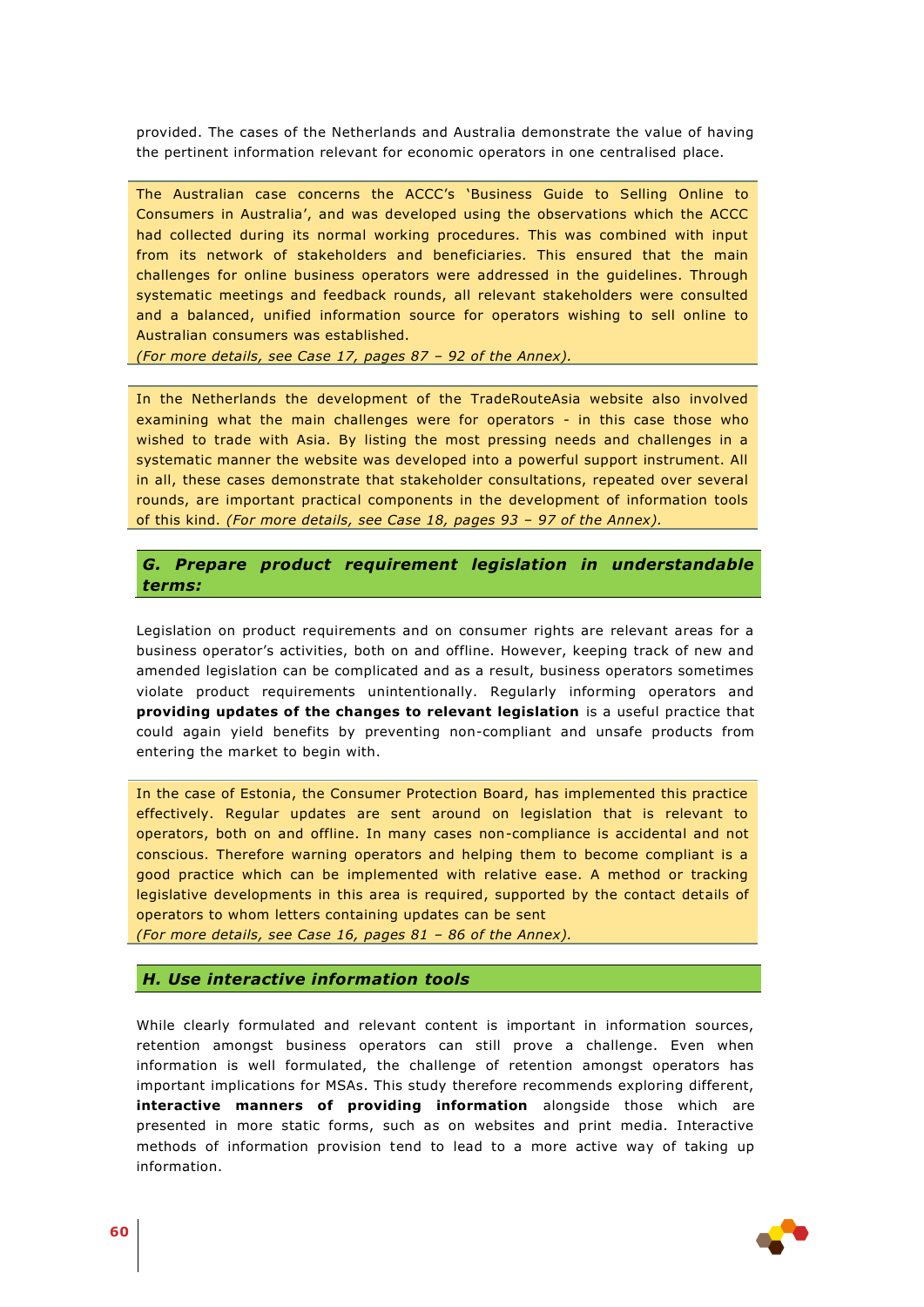provided. The cases of the Netherlands and Australia demonstrate the value of having the pertinent information relevant for economic operators in one centralised place.

> The Australian case concerns the ACCC's 'Business Guide to Selling Online to Consumers in Australia', and was developed using the observations which the ACCC had collected during its normal working procedures. This was combined with input from its network of stakeholders and beneficiaries. This ensured that the main challenges for online business operators were addressed in the guidelines. Through systematic meetings and feedback rounds, all relevant stakeholders were consulted and a balanced, unified information source for operators wishing to sell online to Australian consumers was established.
> *(For more details, see Case 17, pages 87 – 92 of the Annex).*

> In the Netherlands the development of the TradeRouteAsia website also involved examining what the main challenges were for operators - in this case those who wished to trade with Asia. By listing the most pressing needs and challenges in a systematic manner the website was developed into a powerful support instrument. All in all, these cases demonstrate that stakeholder consultations, repeated over several rounds, are important practical components in the development of information tools of this kind. *(For more details, see Case 18, pages 93 – 97 of the Annex).*

### *G. Prepare product requirement legislation in understandable terms:*

Legislation on product requirements and on consumer rights are relevant areas for a business operator's activities, both on and offline. However, keeping track of new and amended legislation can be complicated and as a result, business operators sometimes violate product requirements unintentionally. Regularly informing operators and **providing updates of the changes to relevant legislation** is a useful practice that could again yield benefits by preventing non-compliant and unsafe products from entering the market to begin with.

> In the case of Estonia, the Consumer Protection Board, has implemented this practice effectively. Regular updates are sent around on legislation that is relevant to operators, both on and offline. In many cases non-compliance is accidental and not conscious. Therefore warning operators and helping them to become compliant is a good practice which can be implemented with relative ease. A method or tracking legislative developments in this area is required, supported by the contact details of operators to whom letters containing updates can be sent
> *(For more details, see Case 16, pages 81 – 86 of the Annex).*

### *H. Use interactive information tools*

While clearly formulated and relevant content is important in information sources, retention amongst business operators can still prove a challenge. Even when information is well formulated, the challenge of retention amongst operators has important implications for MSAs. This study therefore recommends exploring different, **interactive manners of providing information** alongside those which are presented in more static forms, such as on websites and print media. Interactive methods of information provision tend to lead to a more active way of taking up information.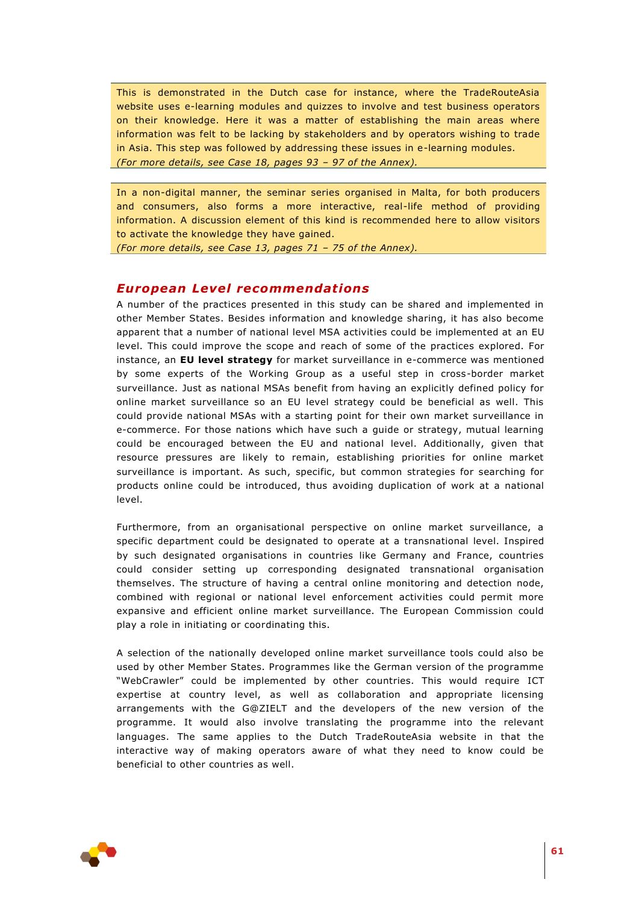This is demonstrated in the Dutch case for instance, where the TradeRouteAsia website uses e-learning modules and quizzes to involve and test business operators on their knowledge. Here it was a matter of establishing the main areas where information was felt to be lacking by stakeholders and by operators wishing to trade in Asia. This step was followed by addressing these issues in e-learning modules.
*(For more details, see Case 18, pages 93 – 97 of the Annex).*

In a non-digital manner, the seminar series organised in Malta, for both producers and consumers, also forms a more interactive, real-life method of providing information. A discussion element of this kind is recommended here to allow visitors to activate the knowledge they have gained.
*(For more details, see Case 13, pages 71 – 75 of the Annex).*

## *European Level recommendations*

A number of the practices presented in this study can be shared and implemented in other Member States. Besides information and knowledge sharing, it has also become apparent that a number of national level MSA activities could be implemented at an EU level. This could improve the scope and reach of some of the practices explored. For instance, an **EU level strategy** for market surveillance in e-commerce was mentioned by some experts of the Working Group as a useful step in cross-border market surveillance. Just as national MSAs benefit from having an explicitly defined policy for online market surveillance so an EU level strategy could be beneficial as well. This could provide national MSAs with a starting point for their own market surveillance in e-commerce. For those nations which have such a guide or strategy, mutual learning could be encouraged between the EU and national level. Additionally, given that resource pressures are likely to remain, establishing priorities for online market surveillance is important. As such, specific, but common strategies for searching for products online could be introduced, thus avoiding duplication of work at a national level.

Furthermore, from an organisational perspective on online market surveillance, a specific department could be designated to operate at a transnational level. Inspired by such designated organisations in countries like Germany and France, countries could consider setting up corresponding designated transnational organisation themselves. The structure of having a central online monitoring and detection node, combined with regional or national level enforcement activities could permit more expansive and efficient online market surveillance. The European Commission could play a role in initiating or coordinating this.

A selection of the nationally developed online market surveillance tools could also be used by other Member States. Programmes like the German version of the programme "WebCrawler" could be implemented by other countries. This would require ICT expertise at country level, as well as collaboration and appropriate licensing arrangements with the G@ZIELT and the developers of the new version of the programme. It would also involve translating the programme into the relevant languages. The same applies to the Dutch TradeRouteAsia website in that the interactive way of making operators aware of what they need to know could be beneficial to other countries as well.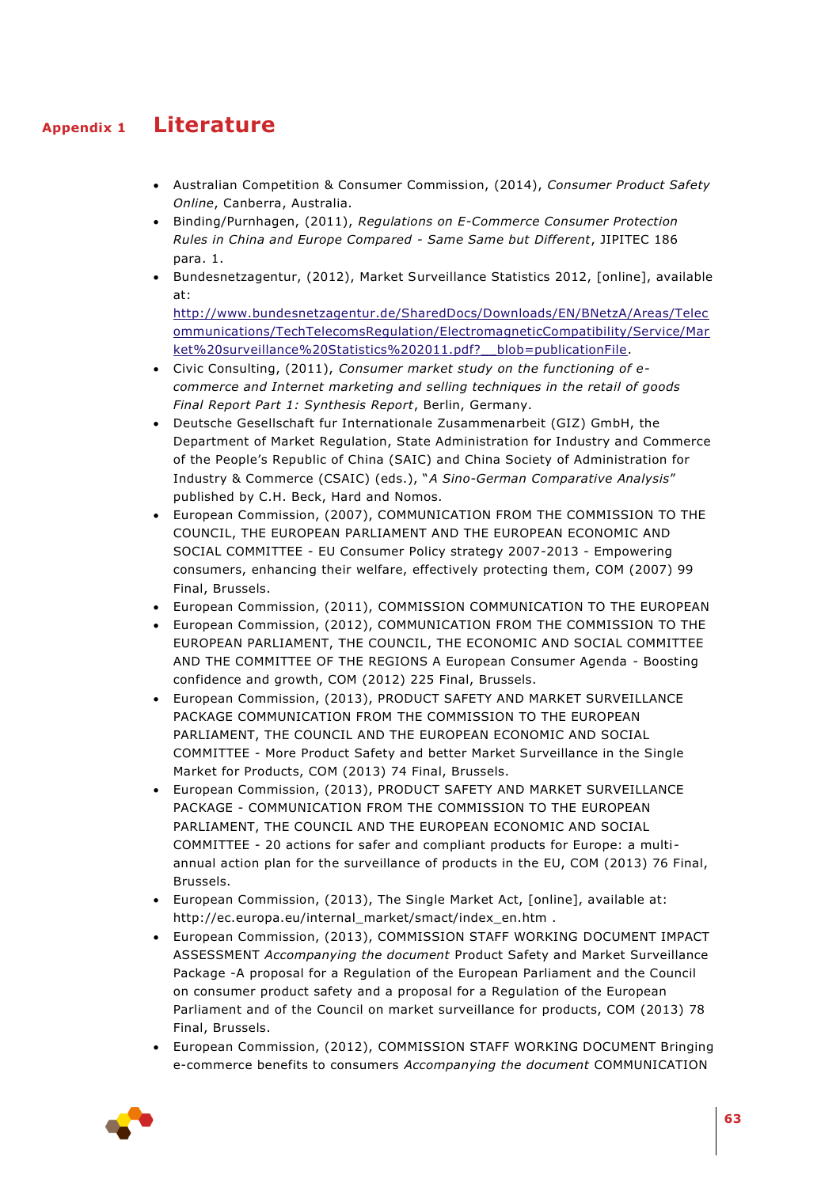# Appendix 1 Literature

- Australian Competition & Consumer Commission, (2014), *Consumer Product Safety Online*, Canberra, Australia.
- Binding/Purnhagen, (2011), *Regulations on E-Commerce Consumer Protection Rules in China and Europe Compared - Same Same but Different*, JIPITEC 186 para. 1.
- Bundesnetzagentur, (2012), Market Surveillance Statistics 2012, [online], available at: http://www.bundesnetzagentur.de/SharedDocs/Downloads/EN/BNetzA/Areas/Telecommunications/TechTelecomsRegulation/ElectromagneticCompatibility/Service/Market%20surveillance%20Statistics%202011.pdf?__blob=publicationFile.
- Civic Consulting, (2011), *Consumer market study on the functioning of e-commerce and Internet marketing and selling techniques in the retail of goods Final Report Part 1: Synthesis Report*, Berlin, Germany.
- Deutsche Gesellschaft fur Internationale Zusammenarbeit (GIZ) GmbH, the Department of Market Regulation, State Administration for Industry and Commerce of the People's Republic of China (SAIC) and China Society of Administration for Industry & Commerce (CSAIC) (eds.), "*A Sino-German Comparative Analysis*" published by C.H. Beck, Hard and Nomos.
- European Commission, (2007), COMMUNICATION FROM THE COMMISSION TO THE COUNCIL, THE EUROPEAN PARLIAMENT AND THE EUROPEAN ECONOMIC AND SOCIAL COMMITTEE - EU Consumer Policy strategy 2007-2013 - Empowering consumers, enhancing their welfare, effectively protecting them, COM (2007) 99 Final, Brussels.
- European Commission, (2011), COMMISSION COMMUNICATION TO THE EUROPEAN
- European Commission, (2012), COMMUNICATION FROM THE COMMISSION TO THE EUROPEAN PARLIAMENT, THE COUNCIL, THE ECONOMIC AND SOCIAL COMMITTEE AND THE COMMITTEE OF THE REGIONS A European Consumer Agenda - Boosting confidence and growth, COM (2012) 225 Final, Brussels.
- European Commission, (2013), PRODUCT SAFETY AND MARKET SURVEILLANCE PACKAGE COMMUNICATION FROM THE COMMISSION TO THE EUROPEAN PARLIAMENT, THE COUNCIL AND THE EUROPEAN ECONOMIC AND SOCIAL COMMITTEE - More Product Safety and better Market Surveillance in the Single Market for Products, COM (2013) 74 Final, Brussels.
- European Commission, (2013), PRODUCT SAFETY AND MARKET SURVEILLANCE PACKAGE - COMMUNICATION FROM THE COMMISSION TO THE EUROPEAN PARLIAMENT, THE COUNCIL AND THE EUROPEAN ECONOMIC AND SOCIAL COMMITTEE - 20 actions for safer and compliant products for Europe: a multi-annual action plan for the surveillance of products in the EU, COM (2013) 76 Final, Brussels.
- European Commission, (2013), The Single Market Act, [online], available at: http://ec.europa.eu/internal_market/smact/index_en.htm .
- European Commission, (2013), COMMISSION STAFF WORKING DOCUMENT IMPACT ASSESSMENT *Accompanying the document* Product Safety and Market Surveillance Package -A proposal for a Regulation of the European Parliament and the Council on consumer product safety and a proposal for a Regulation of the European Parliament and of the Council on market surveillance for products, COM (2013) 78 Final, Brussels.
- European Commission, (2012), COMMISSION STAFF WORKING DOCUMENT Bringing e-commerce benefits to consumers *Accompanying the document* COMMUNICATION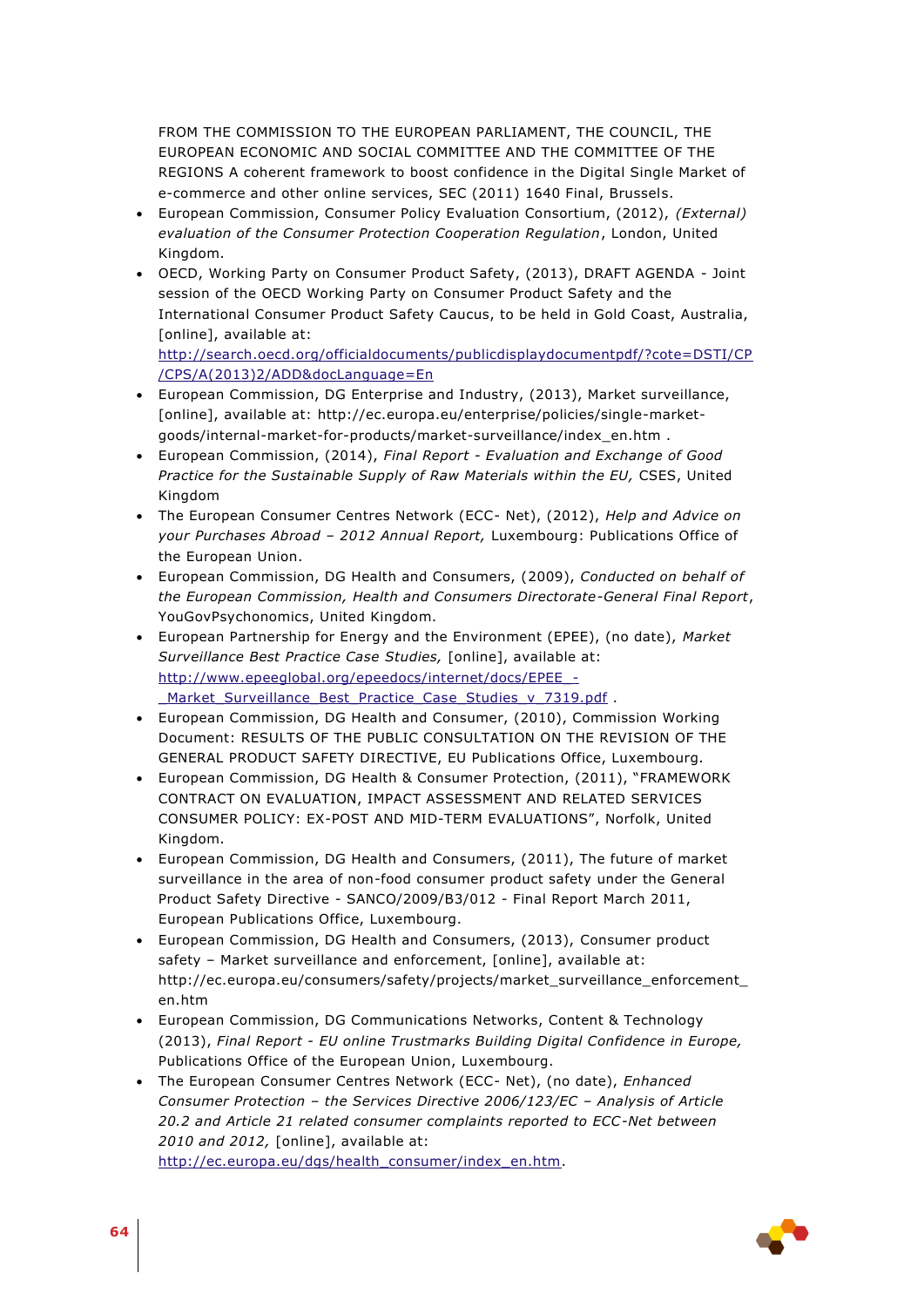FROM THE COMMISSION TO THE EUROPEAN PARLIAMENT, THE COUNCIL, THE EUROPEAN ECONOMIC AND SOCIAL COMMITTEE AND THE COMMITTEE OF THE REGIONS A coherent framework to boost confidence in the Digital Single Market of e-commerce and other online services, SEC (2011) 1640 Final, Brussels.

- European Commission, Consumer Policy Evaluation Consortium, (2012), *(External) evaluation of the Consumer Protection Cooperation Regulation*, London, United Kingdom.
- OECD, Working Party on Consumer Product Safety, (2013), DRAFT AGENDA - Joint session of the OECD Working Party on Consumer Product Safety and the International Consumer Product Safety Caucus, to be held in Gold Coast, Australia, [online], available at: [http://search.oecd.org/officialdocuments/publicdisplaydocumentpdf/?cote=DSTI/CP/CPS/A(2013)2/ADD&docLanguage=En](http://search.oecd.org/officialdocuments/publicdisplaydocumentpdf/?cote=DSTI/CP/CPS/A(2013)2/ADD&docLanguage=En)
- European Commission, DG Enterprise and Industry, (2013), Market surveillance, [online], available at: http://ec.europa.eu/enterprise/policies/single-market-goods/internal-market-for-products/market-surveillance/index_en.htm .
- European Commission, (2014), *Final Report - Evaluation and Exchange of Good Practice for the Sustainable Supply of Raw Materials within the EU,* CSES, United Kingdom
- The European Consumer Centres Network (ECC- Net), (2012), *Help and Advice on your Purchases Abroad – 2012 Annual Report,* Luxembourg: Publications Office of the European Union.
- European Commission, DG Health and Consumers, (2009), *Conducted on behalf of the European Commission, Health and Consumers Directorate-General Final Report*, YouGovPsychonomics, United Kingdom.
- European Partnership for Energy and the Environment (EPEE), (no date), *Market Surveillance Best Practice Case Studies,* [online], available at: [http://www.epeeglobal.org/epeedocs/internet/docs/EPEE_-_Market_Surveillance_Best_Practice_Case_Studies_v_7319.pdf](http://www.epeeglobal.org/epeedocs/internet/docs/EPEE_-_Market_Surveillance_Best_Practice_Case_Studies_v_7319.pdf) .
- European Commission, DG Health and Consumer, (2010), Commission Working Document: RESULTS OF THE PUBLIC CONSULTATION ON THE REVISION OF THE GENERAL PRODUCT SAFETY DIRECTIVE, EU Publications Office, Luxembourg.
- European Commission, DG Health & Consumer Protection, (2011), "FRAMEWORK CONTRACT ON EVALUATION, IMPACT ASSESSMENT AND RELATED SERVICES CONSUMER POLICY: EX-POST AND MID-TERM EVALUATIONS", Norfolk, United Kingdom.
- European Commission, DG Health and Consumers, (2011), The future of market surveillance in the area of non-food consumer product safety under the General Product Safety Directive - SANCO/2009/B3/012 - Final Report March 2011, European Publications Office, Luxembourg.
- European Commission, DG Health and Consumers, (2013), Consumer product safety – Market surveillance and enforcement, [online], available at: http://ec.europa.eu/consumers/safety/projects/market_surveillance_enforcement_en.htm
- European Commission, DG Communications Networks, Content & Technology (2013), *Final Report - EU online Trustmarks Building Digital Confidence in Europe,* Publications Office of the European Union, Luxembourg.
- The European Consumer Centres Network (ECC- Net), (no date), *Enhanced Consumer Protection – the Services Directive 2006/123/EC – Analysis of Article 20.2 and Article 21 related consumer complaints reported to ECC-Net between 2010 and 2012,* [online], available at: [http://ec.europa.eu/dgs/health_consumer/index_en.htm](http://ec.europa.eu/dgs/health_consumer/index_en.htm).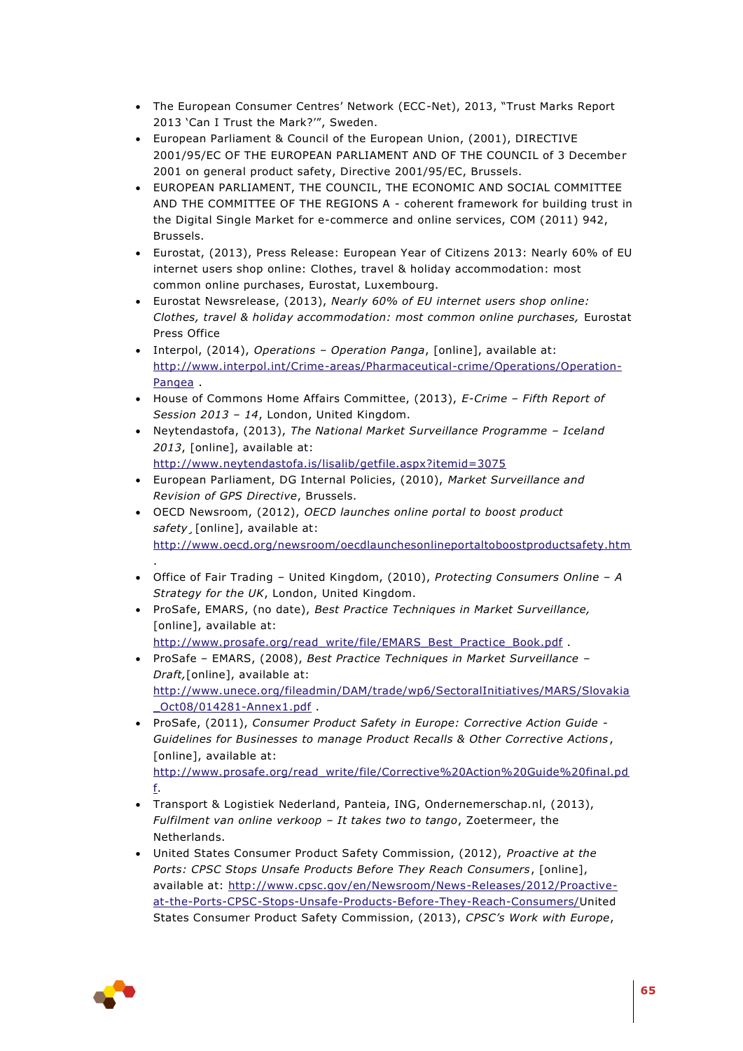- The European Consumer Centres' Network (ECC-Net), 2013, "Trust Marks Report 2013 'Can I Trust the Mark?'", Sweden.
- European Parliament & Council of the European Union, (2001), DIRECTIVE 2001/95/EC OF THE EUROPEAN PARLIAMENT AND OF THE COUNCIL of 3 December 2001 on general product safety, Directive 2001/95/EC, Brussels.
- EUROPEAN PARLIAMENT, THE COUNCIL, THE ECONOMIC AND SOCIAL COMMITTEE AND THE COMMITTEE OF THE REGIONS A - coherent framework for building trust in the Digital Single Market for e-commerce and online services, COM (2011) 942, Brussels.
- Eurostat, (2013), Press Release: European Year of Citizens 2013: Nearly 60% of EU internet users shop online: Clothes, travel & holiday accommodation: most common online purchases, Eurostat, Luxembourg.
- Eurostat Newsrelease, (2013), *Nearly 60% of EU internet users shop online: Clothes, travel & holiday accommodation: most common online purchases,* Eurostat Press Office
- Interpol, (2014), *Operations – Operation Panga*, [online], available at: http://www.interpol.int/Crime-areas/Pharmaceutical-crime/Operations/Operation-Pangea .
- House of Commons Home Affairs Committee, (2013), *E-Crime – Fifth Report of Session 2013 – 14*, London, United Kingdom.
- Neytendastofa, (2013), *The National Market Surveillance Programme – Iceland 2013*, [online], available at: http://www.neytendastofa.is/lisalib/getfile.aspx?itemid=3075
- European Parliament, DG Internal Policies, (2010), *Market Surveillance and Revision of GPS Directive*, Brussels.
- OECD Newsroom, (2012), *OECD launches online portal to boost product safety*¸ [online], available at: http://www.oecd.org/newsroom/oecdlaunchesonlineportaltoboostproductsafety.htm .
- Office of Fair Trading – United Kingdom, (2010), *Protecting Consumers Online – A Strategy for the UK*, London, United Kingdom.
- ProSafe, EMARS, (no date), *Best Practice Techniques in Market Surveillance,* [online], available at: http://www.prosafe.org/read_write/file/EMARS_Best_Practice_Book.pdf .
- ProSafe – EMARS, (2008), *Best Practice Techniques in Market Surveillance – Draft,*[online], available at: http://www.unece.org/fileadmin/DAM/trade/wp6/SectoralInitiatives/MARS/Slovakia_Oct08/014281-Annex1.pdf .
- ProSafe, (2011), *Consumer Product Safety in Europe: Corrective Action Guide - Guidelines for Businesses to manage Product Recalls & Other Corrective Actions*, [online], available at: http://www.prosafe.org/read_write/file/Corrective%20Action%20Guide%20final.pdf.
- Transport & Logistiek Nederland, Panteia, ING, Ondernemerschap.nl, (2013), *Fulfilment van online verkoop – It takes two to tango*, Zoetermeer, the Netherlands.
- United States Consumer Product Safety Commission, (2012), *Proactive at the Ports: CPSC Stops Unsafe Products Before They Reach Consumers*, [online], available at: http://www.cpsc.gov/en/Newsroom/News-Releases/2012/Proactive-at-the-Ports-CPSC-Stops-Unsafe-Products-Before-They-Reach-Consumers/United States Consumer Product Safety Commission, (2013), *CPSC's Work with Europe*,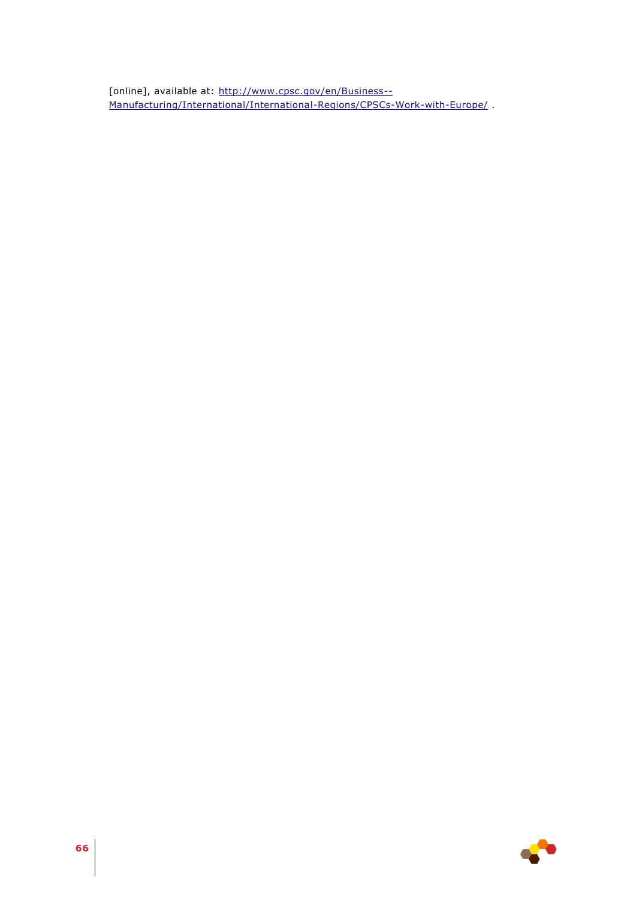[online], available at: [http://www.cpsc.gov/en/Business--Manufacturing/International/International-Regions/CPSCs-Work-with-Europe/](http://www.cpsc.gov/en/Business--Manufacturing/International/International-Regions/CPSCs-Work-with-Europe/) .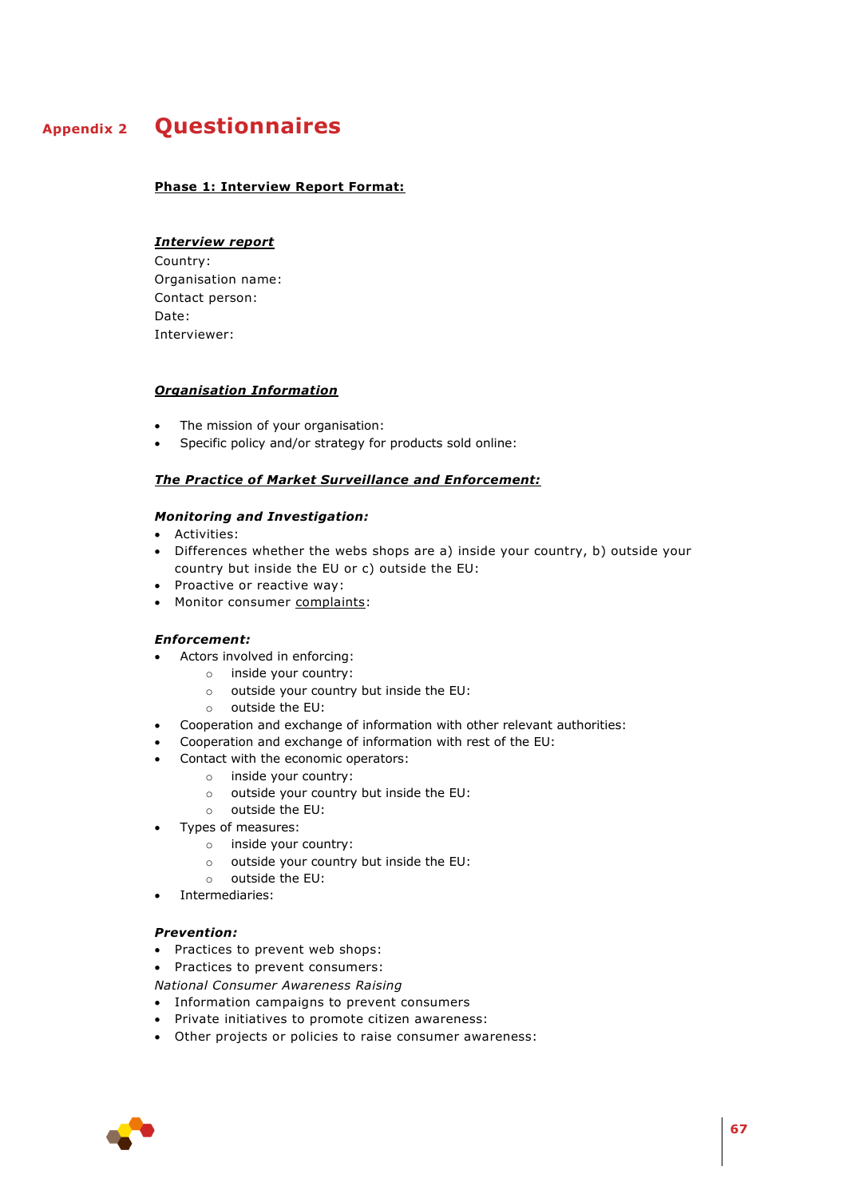# Appendix 2 Questionnaires

**Phase 1: Interview Report Format:**

***Interview report***

Country:
Organisation name:
Contact person:
Date:
Interviewer:

***Organisation Information***

- The mission of your organisation:
- Specific policy and/or strategy for products sold online:

***The Practice of Market Surveillance and Enforcement:***

***Monitoring and Investigation:***

- Activities:
- Differences whether the webs shops are a) inside your country, b) outside your country but inside the EU or c) outside the EU:
- Proactive or reactive way:
- Monitor consumer complaints:

***Enforcement:***

- Actors involved in enforcing:
  - inside your country:
  - outside your country but inside the EU:
  - outside the EU:
- Cooperation and exchange of information with other relevant authorities:
- Cooperation and exchange of information with rest of the EU:
- Contact with the economic operators:
  - inside your country:
  - outside your country but inside the EU:
  - outside the EU:
- Types of measures:
  - inside your country:
  - outside your country but inside the EU:
  - outside the EU:
- Intermediaries:

***Prevention:***

- Practices to prevent web shops:
- Practices to prevent consumers:

*National Consumer Awareness Raising*

- Information campaigns to prevent consumers
- Private initiatives to promote citizen awareness:
- Other projects or policies to raise consumer awareness: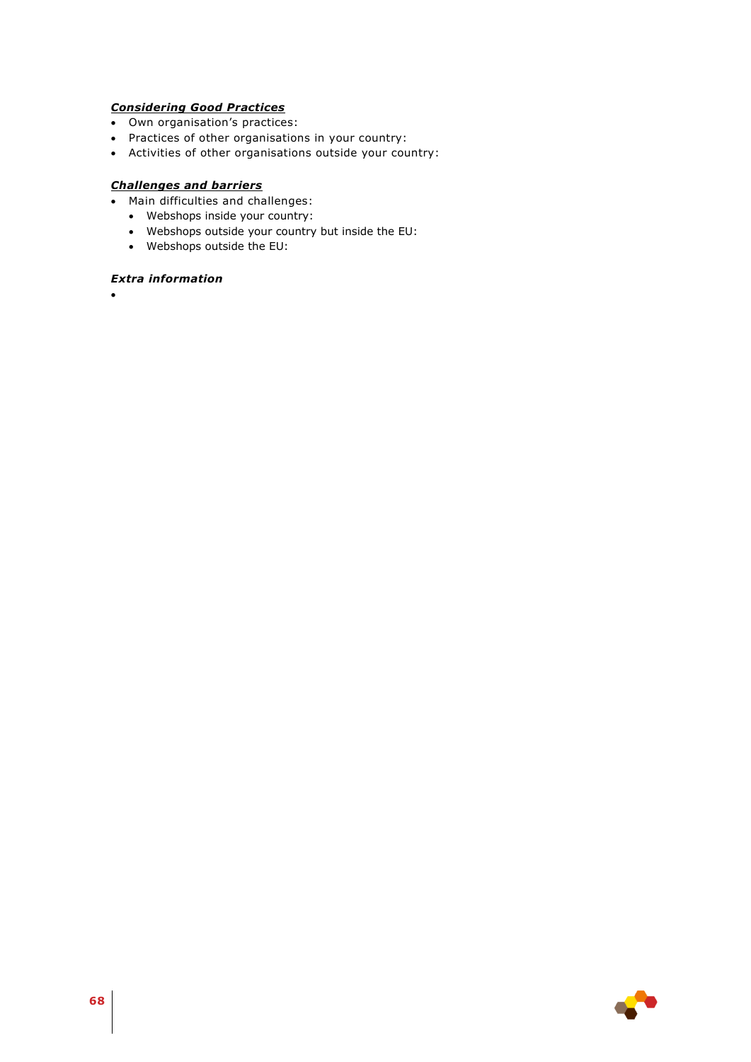***Considering Good Practices***

- Own organisation's practices:
- Practices of other organisations in your country:
- Activities of other organisations outside your country:

***Challenges and barriers***

- Main difficulties and challenges:
  - Webshops inside your country:
  - Webshops outside your country but inside the EU:
  - Webshops outside the EU:

***Extra information***

-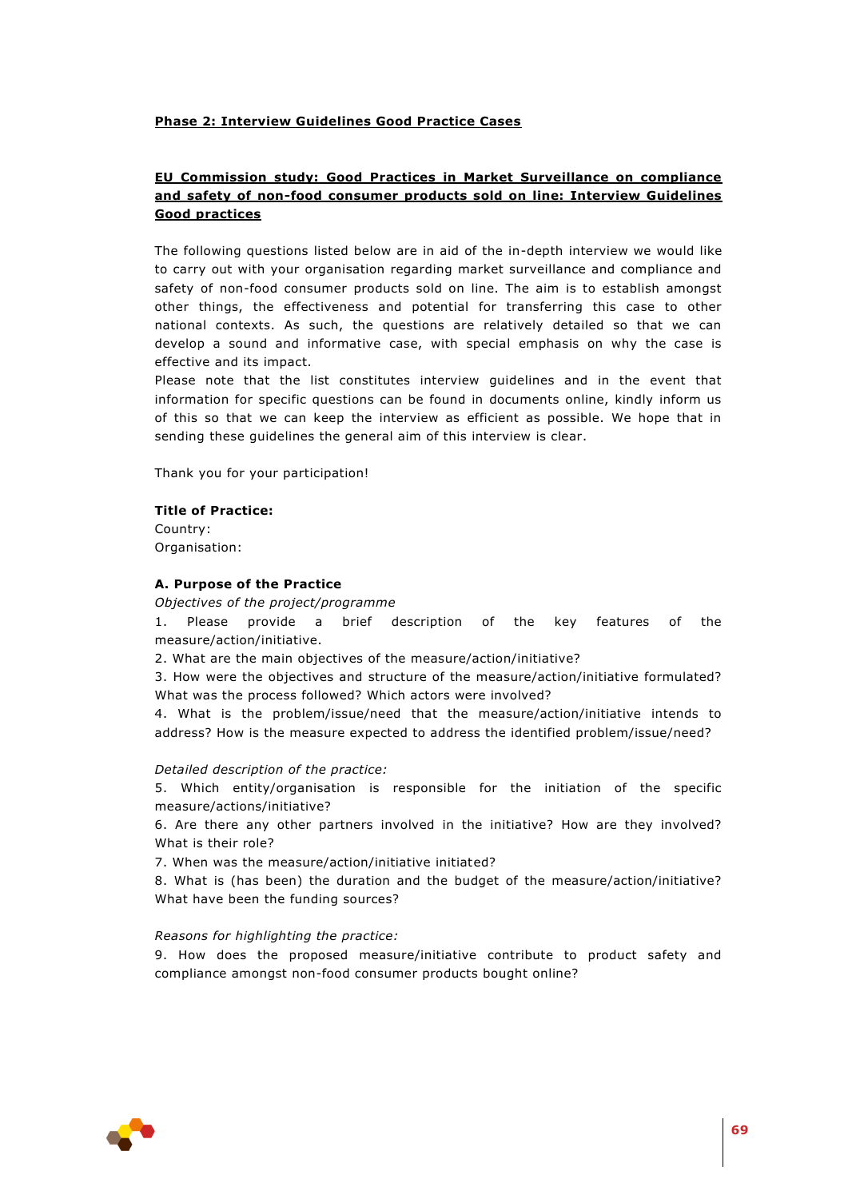**Phase 2: Interview Guidelines Good Practice Cases**

**EU Commission study: Good Practices in Market Surveillance on compliance and safety of non-food consumer products sold on line: Interview Guidelines Good practices**

The following questions listed below are in aid of the in-depth interview we would like to carry out with your organisation regarding market surveillance and compliance and safety of non-food consumer products sold on line. The aim is to establish amongst other things, the effectiveness and potential for transferring this case to other national contexts. As such, the questions are relatively detailed so that we can develop a sound and informative case, with special emphasis on why the case is effective and its impact.

Please note that the list constitutes interview guidelines and in the event that information for specific questions can be found in documents online, kindly inform us of this so that we can keep the interview as efficient as possible. We hope that in sending these guidelines the general aim of this interview is clear.

Thank you for your participation!

**Title of Practice:**

Country:

Organisation:

**A. Purpose of the Practice**

*Objectives of the project/programme*

1. Please provide a brief description of the key features of the measure/action/initiative.
2. What are the main objectives of the measure/action/initiative?
3. How were the objectives and structure of the measure/action/initiative formulated? What was the process followed? Which actors were involved?
4. What is the problem/issue/need that the measure/action/initiative intends to address? How is the measure expected to address the identified problem/issue/need?

*Detailed description of the practice:*

5. Which entity/organisation is responsible for the initiation of the specific measure/actions/initiative?
6. Are there any other partners involved in the initiative? How are they involved? What is their role?
7. When was the measure/action/initiative initiated?
8. What is (has been) the duration and the budget of the measure/action/initiative? What have been the funding sources?

*Reasons for highlighting the practice:*

9. How does the proposed measure/initiative contribute to product safety and compliance amongst non-food consumer products bought online?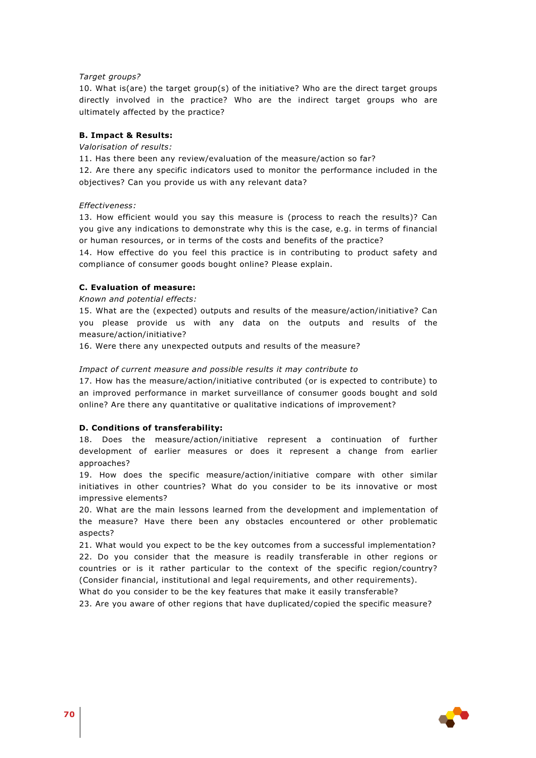*Target groups?*

10. What is(are) the target group(s) of the initiative? Who are the direct target groups directly involved in the practice? Who are the indirect target groups who are ultimately affected by the practice?

**B. Impact & Results:**

*Valorisation of results:*

11. Has there been any review/evaluation of the measure/action so far?

12. Are there any specific indicators used to monitor the performance included in the objectives? Can you provide us with any relevant data?

*Effectiveness:*

13. How efficient would you say this measure is (process to reach the results)? Can you give any indications to demonstrate why this is the case, e.g. in terms of financial or human resources, or in terms of the costs and benefits of the practice?

14. How effective do you feel this practice is in contributing to product safety and compliance of consumer goods bought online? Please explain.

**C. Evaluation of measure:**

*Known and potential effects:*

15. What are the (expected) outputs and results of the measure/action/initiative? Can you please provide us with any data on the outputs and results of the measure/action/initiative?

16. Were there any unexpected outputs and results of the measure?

*Impact of current measure and possible results it may contribute to*

17. How has the measure/action/initiative contributed (or is expected to contribute) to an improved performance in market surveillance of consumer goods bought and sold online? Are there any quantitative or qualitative indications of improvement?

**D. Conditions of transferability:**

18. Does the measure/action/initiative represent a continuation of further development of earlier measures or does it represent a change from earlier approaches?

19. How does the specific measure/action/initiative compare with other similar initiatives in other countries? What do you consider to be its innovative or most impressive elements?

20. What are the main lessons learned from the development and implementation of the measure? Have there been any obstacles encountered or other problematic aspects?

21. What would you expect to be the key outcomes from a successful implementation?

22. Do you consider that the measure is readily transferable in other regions or countries or is it rather particular to the context of the specific region/country? (Consider financial, institutional and legal requirements, and other requirements). What do you consider to be the key features that make it easily transferable?

23. Are you aware of other regions that have duplicated/copied the specific measure?